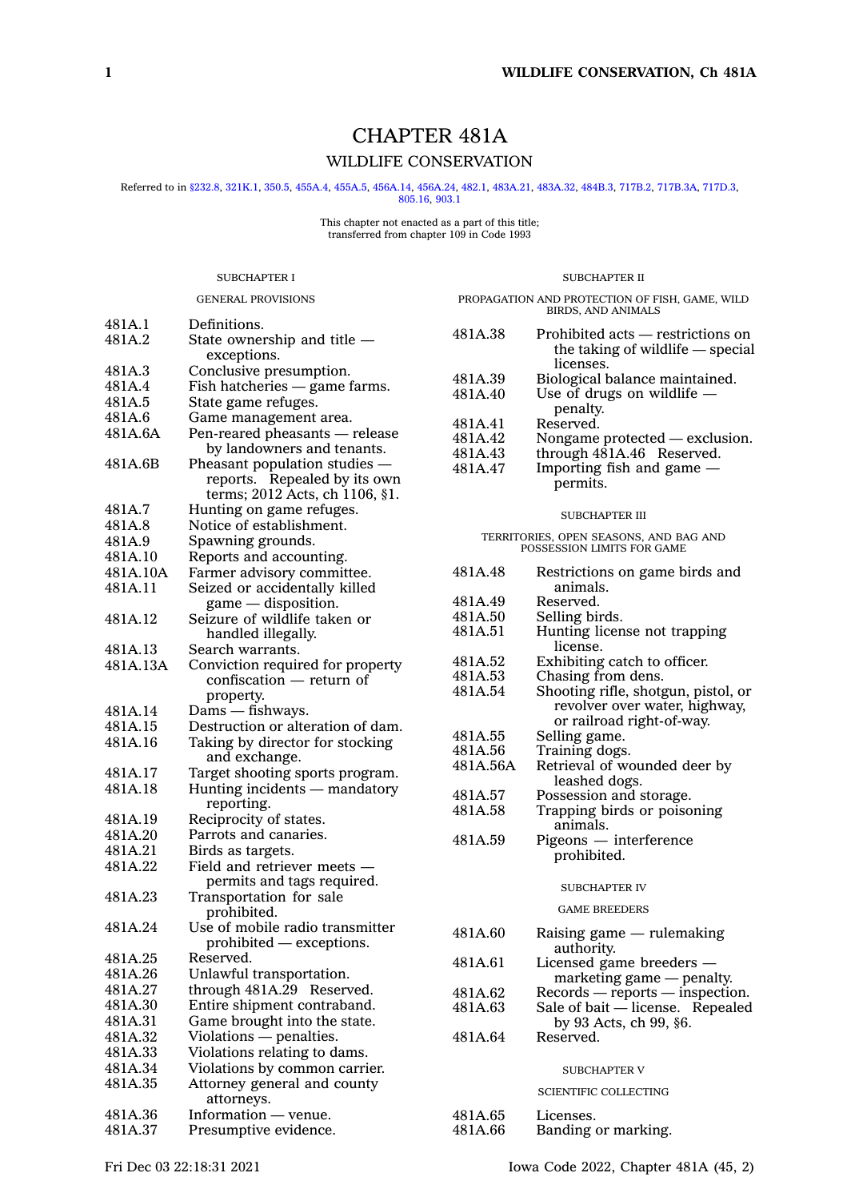# CHAPTER 481A

## WILDLIFE CONSERVATION

Referred to in §232.8, 321K.1, 350.5, 455A.4, 455A.5, 456A.14, 456A.24, 482.1, 483A.21, 483A.32, 484B.3, 717B.2, 717B.3A, 717D.3, 805.16, 903.1

This chapter not enacted as a part of this title; transferred from chapter 109 in Code 1993

### SUBCHAPTER I

#### GENERAL PROVISIONS

| | |
|---|---|
| 481A.1 | Definitions. |
| 481A.2 | State ownership and title — exceptions. |
| 481A.3 | Conclusive presumption. |
| 481A.4 | Fish hatcheries — game farms. |
| 481A.5 | State game refuges. |
| 481A.6 | Game management area. |
| 481A.6A | Pen-reared pheasants — release by landowners and tenants. |
| 481A.6B | Pheasant population studies — reports. Repealed by its own terms; 2012 Acts, ch 1106, §1. |
| 481A.7 | Hunting on game refuges. |
| 481A.8 | Notice of establishment. |
| 481A.9 | Spawning grounds. |
| 481A.10 | Reports and accounting. |
| 481A.10A | Farmer advisory committee. |
| 481A.11 | Seized or accidentally killed game — disposition. |
| 481A.12 | Seizure of wildlife taken or handled illegally. |
| 481A.13 | Search warrants. |
| 481A.13A | Conviction required for property confiscation — return of property. |
| 481A.14 | Dams — fishways. |
| 481A.15 | Destruction or alteration of dam. |
| 481A.16 | Taking by director for stocking and exchange. |
| 481A.17 | Target shooting sports program. |
| 481A.18 | Hunting incidents — mandatory reporting. |
| 481A.19 | Reciprocity of states. |
| 481A.20 | Parrots and canaries. |
| 481A.21 | Birds as targets. |
| 481A.22 | Field and retriever meets — permits and tags required. |
| 481A.23 | Transportation for sale prohibited. |
| 481A.24 | Use of mobile radio transmitter prohibited — exceptions. |
| 481A.25 | Reserved. |
| 481A.26 | Unlawful transportation. |
| 481A.27 | through 481A.29 Reserved. |
| 481A.30 | Entire shipment contraband. |
| 481A.31 | Game brought into the state. |
| 481A.32 | Violations — penalties. |
| 481A.33 | Violations relating to dams. |
| 481A.34 | Violations by common carrier. |
| 481A.35 | Attorney general and county attorneys. |
| 481A.36 | Information — venue. |
| 481A.37 | Presumptive evidence. |

### SUBCHAPTER II

#### PROPAGATION AND PROTECTION OF FISH, GAME, WILD BIRDS, AND ANIMALS

| | |
|---|---|
| 481A.38 | Prohibited acts — restrictions on the taking of wildlife — special licenses. |
| 481A.39 | Biological balance maintained. |
| 481A.40 | Use of drugs on wildlife — penalty. |
| 481A.41 | Reserved. |
| 481A.42 | Nongame protected — exclusion. |
| 481A.43 | through 481A.46 Reserved. |
| 481A.47 | Importing fish and game — permits. |

### SUBCHAPTER III

#### TERRITORIES, OPEN SEASONS, AND BAG AND POSSESSION LIMITS FOR GAME

| | |
|---|---|
| 481A.48 | Restrictions on game birds and animals. |
| 481A.49 | Reserved. |
| 481A.50 | Selling birds. |
| 481A.51 | Hunting license not trapping license. |
| 481A.52 | Exhibiting catch to officer. |
| 481A.53 | Chasing from dens. |
| 481A.54 | Shooting rifle, shotgun, pistol, or revolver over water, highway, or railroad right-of-way. |
| 481A.55 | Selling game. |
| 481A.56 | Training dogs. |
| 481A.56A | Retrieval of wounded deer by leashed dogs. |
| 481A.57 | Possession and storage. |
| 481A.58 | Trapping birds or poisoning animals. |
| 481A.59 | Pigeons — interference prohibited. |

### SUBCHAPTER IV

#### GAME BREEDERS

| | |
|---|---|
| 481A.60 | Raising game — rulemaking authority. |
| 481A.61 | Licensed game breeders — marketing game — penalty. |
| 481A.62 | Records — reports — inspection. |
| 481A.63 | Sale of bait — license. Repealed by 93 Acts, ch 99, §6. |
| 481A.64 | Reserved. |

### SUBCHAPTER V

#### SCIENTIFIC COLLECTING

| | |
|---|---|
| 481A.65 | Licenses. |
| 481A.66 | Banding or marking. |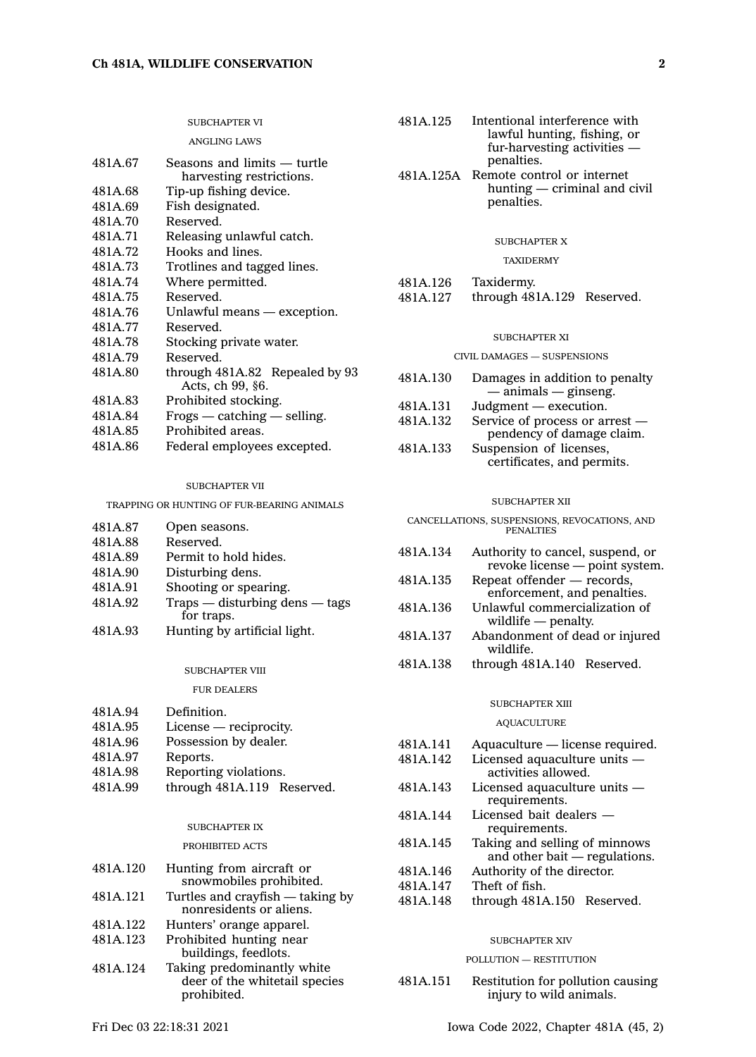SUBCHAPTER VI

ANGLING LAWS

| | |
|---|---|
| 481A.67 | Seasons and limits — turtle harvesting restrictions. |
| 481A.68 | Tip-up fishing device. |
| 481A.69 | Fish designated. |
| 481A.70 | Reserved. |
| 481A.71 | Releasing unlawful catch. |
| 481A.72 | Hooks and lines. |
| 481A.73 | Trotlines and tagged lines. |
| 481A.74 | Where permitted. |
| 481A.75 | Reserved. |
| 481A.76 | Unlawful means — exception. |
| 481A.77 | Reserved. |
| 481A.78 | Stocking private water. |
| 481A.79 | Reserved. |
| 481A.80 | through 481A.82 Repealed by 93 Acts, ch 99, §6. |
| 481A.83 | Prohibited stocking. |
| 481A.84 | Frogs — catching — selling. |
| 481A.85 | Prohibited areas. |
| 481A.86 | Federal employees excepted. |

SUBCHAPTER VII

TRAPPING OR HUNTING OF FUR-BEARING ANIMALS

| | |
|---|---|
| 481A.87 | Open seasons. |
| 481A.88 | Reserved. |
| 481A.89 | Permit to hold hides. |
| 481A.90 | Disturbing dens. |
| 481A.91 | Shooting or spearing. |
| 481A.92 | Traps — disturbing dens — tags for traps. |
| 481A.93 | Hunting by artificial light. |

SUBCHAPTER VIII

FUR DEALERS

| | |
|---|---|
| 481A.94 | Definition. |
| 481A.95 | License — reciprocity. |
| 481A.96 | Possession by dealer. |
| 481A.97 | Reports. |
| 481A.98 | Reporting violations. |
| 481A.99 | through 481A.119 Reserved. |

SUBCHAPTER IX

PROHIBITED ACTS

| | |
|---|---|
| 481A.120 | Hunting from aircraft or snowmobiles prohibited. |
| 481A.121 | Turtles and crayfish — taking by nonresidents or aliens. |
| 481A.122 | Hunters' orange apparel. |
| 481A.123 | Prohibited hunting near buildings, feedlots. |
| 481A.124 | Taking predominantly white deer of the whitetail species prohibited. |
| 481A.125 | Intentional interference with lawful hunting, fishing, or fur-harvesting activities — penalties. |
| 481A.125A | Remote control or internet hunting — criminal and civil penalties. |

SUBCHAPTER X

TAXIDERMY

| | |
|---|---|
| 481A.126 | Taxidermy. |
| 481A.127 | through 481A.129 Reserved. |

SUBCHAPTER XI

CIVIL DAMAGES — SUSPENSIONS

| | |
|---|---|
| 481A.130 | Damages in addition to penalty — animals — ginseng. |
| 481A.131 | Judgment — execution. |
| 481A.132 | Service of process or arrest — pendency of damage claim. |
| 481A.133 | Suspension of licenses, certificates, and permits. |

SUBCHAPTER XII

CANCELLATIONS, SUSPENSIONS, REVOCATIONS, AND PENALTIES

| | |
|---|---|
| 481A.134 | Authority to cancel, suspend, or revoke license — point system. |
| 481A.135 | Repeat offender — records, enforcement, and penalties. |
| 481A.136 | Unlawful commercialization of wildlife — penalty. |
| 481A.137 | Abandonment of dead or injured wildlife. |
| 481A.138 | through 481A.140 Reserved. |

SUBCHAPTER XIII

AQUACULTURE

| | |
|---|---|
| 481A.141 | Aquaculture — license required. |
| 481A.142 | Licensed aquaculture units — activities allowed. |
| 481A.143 | Licensed aquaculture units — requirements. |
| 481A.144 | Licensed bait dealers — requirements. |
| 481A.145 | Taking and selling of minnows and other bait — regulations. |
| 481A.146 | Authority of the director. |
| 481A.147 | Theft of fish. |
| 481A.148 | through 481A.150 Reserved. |

SUBCHAPTER XIV

POLLUTION — RESTITUTION

| | |
|---|---|
| 481A.151 | Restitution for pollution causing injury to wild animals. |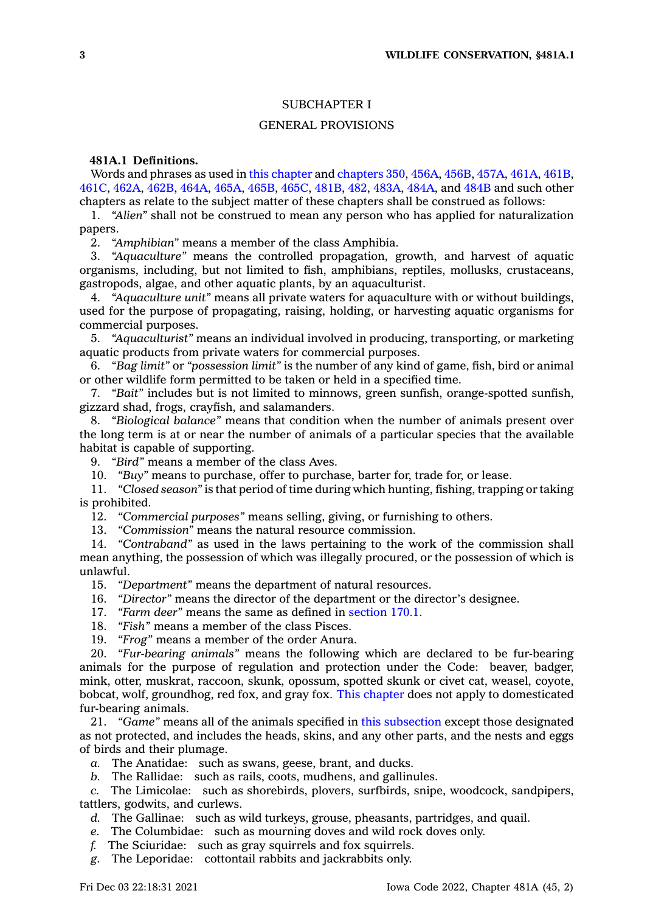## SUBCHAPTER I

## GENERAL PROVISIONS

**481A.1 Definitions.**

Words and phrases as used in this chapter and chapters 350, 456A, 456B, 457A, 461A, 461B, 461C, 462A, 462B, 464A, 465A, 465B, 465C, 481B, 482, 483A, 484A, and 484B and such other chapters as relate to the subject matter of these chapters shall be construed as follows:

1. *"Alien"* shall not be construed to mean any person who has applied for naturalization papers.
2. *"Amphibian"* means a member of the class Amphibia.
3. *"Aquaculture"* means the controlled propagation, growth, and harvest of aquatic organisms, including, but not limited to fish, amphibians, reptiles, mollusks, crustaceans, gastropods, algae, and other aquatic plants, by an aquaculturist.
4. *"Aquaculture unit"* means all private waters for aquaculture with or without buildings, used for the purpose of propagating, raising, holding, or harvesting aquatic organisms for commercial purposes.
5. *"Aquaculturist"* means an individual involved in producing, transporting, or marketing aquatic products from private waters for commercial purposes.
6. *"Bag limit"* or *"possession limit"* is the number of any kind of game, fish, bird or animal or other wildlife form permitted to be taken or held in a specified time.
7. *"Bait"* includes but is not limited to minnows, green sunfish, orange-spotted sunfish, gizzard shad, frogs, crayfish, and salamanders.
8. *"Biological balance"* means that condition when the number of animals present over the long term is at or near the number of animals of a particular species that the available habitat is capable of supporting.
9. *"Bird"* means a member of the class Aves.
10. *"Buy"* means to purchase, offer to purchase, barter for, trade for, or lease.
11. *"Closed season"* is that period of time during which hunting, fishing, trapping or taking is prohibited.
12. *"Commercial purposes"* means selling, giving, or furnishing to others.
13. *"Commission"* means the natural resource commission.
14. *"Contraband"* as used in the laws pertaining to the work of the commission shall mean anything, the possession of which was illegally procured, or the possession of which is unlawful.
15. *"Department"* means the department of natural resources.
16. *"Director"* means the director of the department or the director's designee.
17. *"Farm deer"* means the same as defined in section 170.1.
18. *"Fish"* means a member of the class Pisces.
19. *"Frog"* means a member of the order Anura.
20. *"Fur-bearing animals"* means the following which are declared to be fur-bearing animals for the purpose of regulation and protection under the Code: beaver, badger, mink, otter, muskrat, raccoon, skunk, opossum, spotted skunk or civet cat, weasel, coyote, bobcat, wolf, groundhog, red fox, and gray fox. This chapter does not apply to domesticated fur-bearing animals.
21. *"Game"* means all of the animals specified in this subsection except those designated as not protected, and includes the heads, skins, and any other parts, and the nests and eggs of birds and their plumage.

   *a.* The Anatidae: such as swans, geese, brant, and ducks.
   *b.* The Rallidae: such as rails, coots, mudhens, and gallinules.
   *c.* The Limicolae: such as shorebirds, plovers, surfbirds, snipe, woodcock, sandpipers, tattlers, godwits, and curlews.
   *d.* The Gallinae: such as wild turkeys, grouse, pheasants, partridges, and quail.
   *e.* The Columbidae: such as mourning doves and wild rock doves only.
   *f.* The Sciuridae: such as gray squirrels and fox squirrels.
   *g.* The Leporidae: cottontail rabbits and jackrabbits only.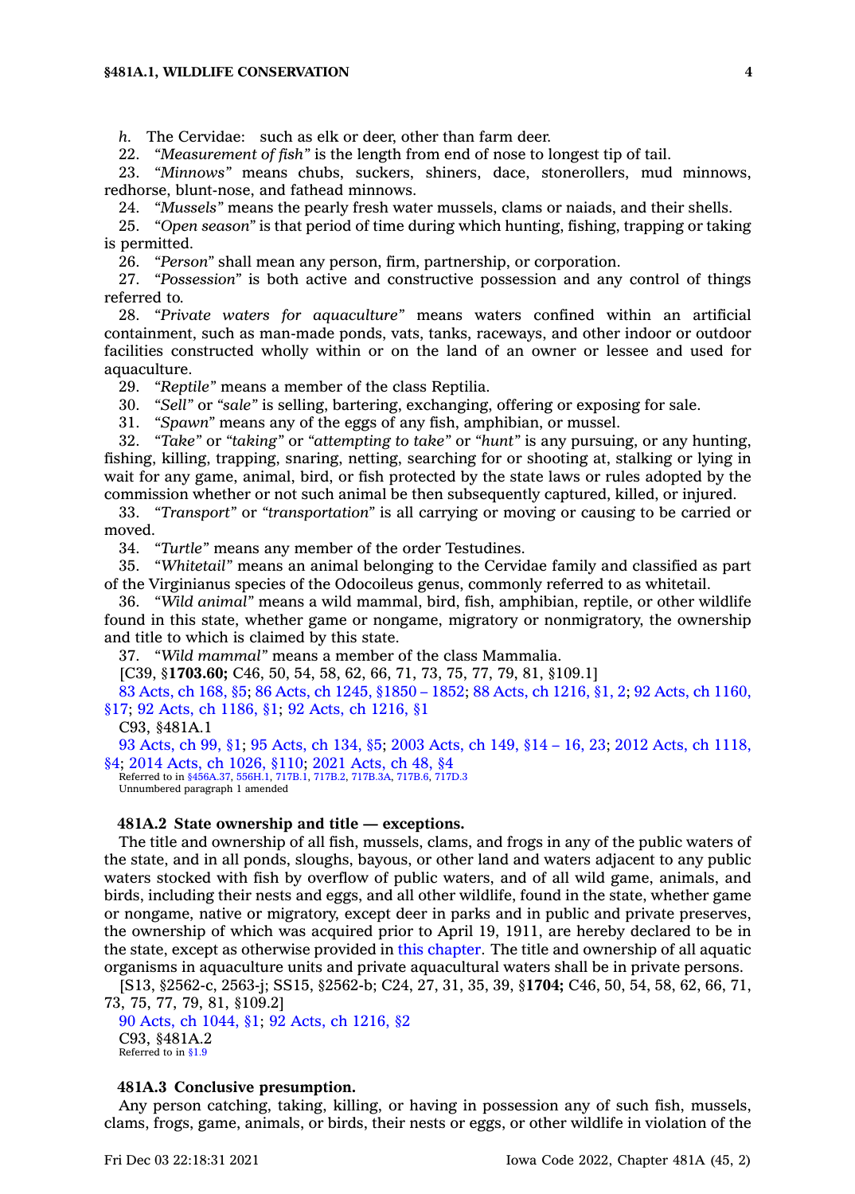*h.* The Cervidae: such as elk or deer, other than farm deer.

22. *"Measurement of fish"* is the length from end of nose to longest tip of tail.

23. *"Minnows"* means chubs, suckers, shiners, dace, stonerollers, mud minnows, redhorse, blunt-nose, and fathead minnows.

24. *"Mussels"* means the pearly fresh water mussels, clams or naiads, and their shells.

25. *"Open season"* is that period of time during which hunting, fishing, trapping or taking is permitted.

26. *"Person"* shall mean any person, firm, partnership, or corporation.

27. *"Possession"* is both active and constructive possession and any control of things referred to.

28. *"Private waters for aquaculture"* means waters confined within an artificial containment, such as man-made ponds, vats, tanks, raceways, and other indoor or outdoor facilities constructed wholly within or on the land of an owner or lessee and used for aquaculture.

29. *"Reptile"* means a member of the class Reptilia.

30. *"Sell"* or *"sale"* is selling, bartering, exchanging, offering or exposing for sale.

31. *"Spawn"* means any of the eggs of any fish, amphibian, or mussel.

32. *"Take"* or *"taking"* or *"attempting to take"* or *"hunt"* is any pursuing, or any hunting, fishing, killing, trapping, snaring, netting, searching for or shooting at, stalking or lying in wait for any game, animal, bird, or fish protected by the state laws or rules adopted by the commission whether or not such animal be then subsequently captured, killed, or injured.

33. *"Transport"* or *"transportation"* is all carrying or moving or causing to be carried or moved.

34. *"Turtle"* means any member of the order Testudines.

35. *"Whitetail"* means an animal belonging to the Cervidae family and classified as part of the Virginianus species of the Odocoileus genus, commonly referred to as whitetail.

36. *"Wild animal"* means a wild mammal, bird, fish, amphibian, reptile, or other wildlife found in this state, whether game or nongame, migratory or nonmigratory, the ownership and title to which is claimed by this state.

37. *"Wild mammal"* means a member of the class Mammalia.

[C39, §**1703.60;** C46, 50, 54, 58, 62, 66, 71, 73, 75, 77, 79, 81, §109.1]

83 Acts, ch 168, §5; 86 Acts, ch 1245, §1850 – 1852; 88 Acts, ch 1216, §1, 2; 92 Acts, ch 1160, §17; 92 Acts, ch 1186, §1; 92 Acts, ch 1216, §1

C93, §481A.1

93 Acts, ch 99, §1; 95 Acts, ch 134, §5; 2003 Acts, ch 149, §14 – 16, 23; 2012 Acts, ch 1118, §4; 2014 Acts, ch 1026, §110; 2021 Acts, ch 48, §4

Referred to in §456A.37, 556H.1, 717B.1, 717B.2, 717B.3A, 717B.6, 717D.3

Unnumbered paragraph 1 amended

**481A.2 State ownership and title — exceptions.**

The title and ownership of all fish, mussels, clams, and frogs in any of the public waters of the state, and in all ponds, sloughs, bayous, or other land and waters adjacent to any public waters stocked with fish by overflow of public waters, and of all wild game, animals, and birds, including their nests and eggs, and all other wildlife, found in the state, whether game or nongame, native or migratory, except deer in parks and in public and private preserves, the ownership of which was acquired prior to April 19, 1911, are hereby declared to be in the state, except as otherwise provided in this chapter. The title and ownership of all aquatic organisms in aquaculture units and private aquacultural waters shall be in private persons.

[S13, §2562-c, 2563-j; SS15, §2562-b; C24, 27, 31, 35, 39, §**1704;** C46, 50, 54, 58, 62, 66, 71, 73, 75, 77, 79, 81, §109.2]

90 Acts, ch 1044, §1; 92 Acts, ch 1216, §2

C93, §481A.2

Referred to in §1.9

**481A.3 Conclusive presumption.**

Any person catching, taking, killing, or having in possession any of such fish, mussels, clams, frogs, game, animals, or birds, their nests or eggs, or other wildlife in violation of the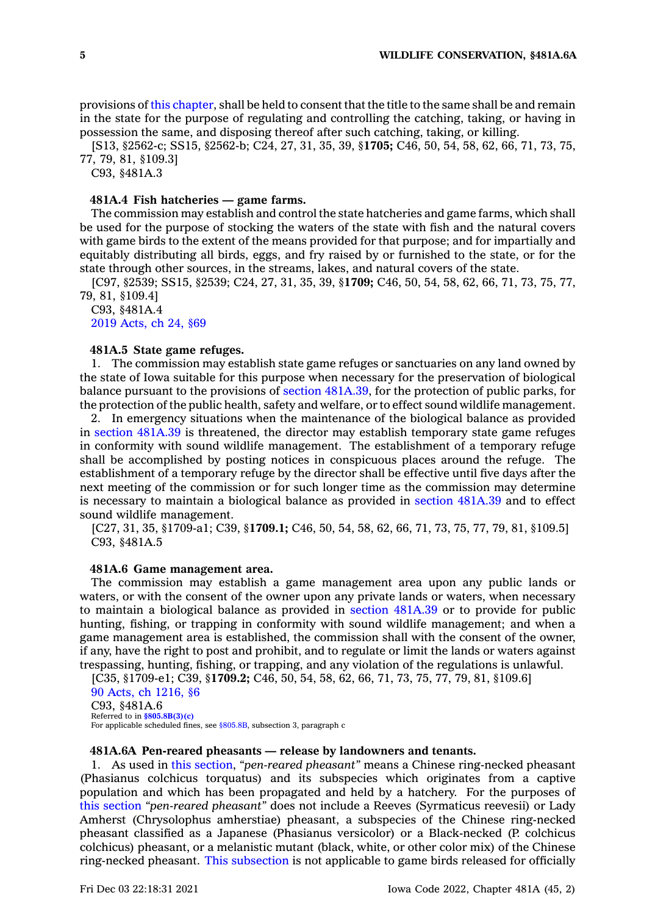provisions of this chapter, shall be held to consent that the title to the same shall be and remain in the state for the purpose of regulating and controlling the catching, taking, or having in possession the same, and disposing thereof after such catching, taking, or killing.

[S13, §2562-c; SS15, §2562-b; C24, 27, 31, 35, 39, §**1705;** C46, 50, 54, 58, 62, 66, 71, 73, 75, 77, 79, 81, §109.3]

C93, §481A.3

### 481A.4 Fish hatcheries — game farms.

The commission may establish and control the state hatcheries and game farms, which shall be used for the purpose of stocking the waters of the state with fish and the natural covers with game birds to the extent of the means provided for that purpose; and for impartially and equitably distributing all birds, eggs, and fry raised by or furnished to the state, or for the state through other sources, in the streams, lakes, and natural covers of the state.

[C97, §2539; SS15, §2539; C24, 27, 31, 35, 39, §**1709;** C46, 50, 54, 58, 62, 66, 71, 73, 75, 77, 79, 81, §109.4]

C93, §481A.4

2019 Acts, ch 24, §69

### 481A.5 State game refuges.

1. The commission may establish state game refuges or sanctuaries on any land owned by the state of Iowa suitable for this purpose when necessary for the preservation of biological balance pursuant to the provisions of section 481A.39, for the protection of public parks, for the protection of the public health, safety and welfare, or to effect sound wildlife management.

2. In emergency situations when the maintenance of the biological balance as provided in section 481A.39 is threatened, the director may establish temporary state game refuges in conformity with sound wildlife management. The establishment of a temporary refuge shall be accomplished by posting notices in conspicuous places around the refuge. The establishment of a temporary refuge by the director shall be effective until five days after the next meeting of the commission or for such longer time as the commission may determine is necessary to maintain a biological balance as provided in section 481A.39 and to effect sound wildlife management.

[C27, 31, 35, §1709-a1; C39, §**1709.1;** C46, 50, 54, 58, 62, 66, 71, 73, 75, 77, 79, 81, §109.5]

C93, §481A.5

### 481A.6 Game management area.

The commission may establish a game management area upon any public lands or waters, or with the consent of the owner upon any private lands or waters, when necessary to maintain a biological balance as provided in section 481A.39 or to provide for public hunting, fishing, or trapping in conformity with sound wildlife management; and when a game management area is established, the commission shall with the consent of the owner, if any, have the right to post and prohibit, and to regulate or limit the lands or waters against trespassing, hunting, fishing, or trapping, and any violation of the regulations is unlawful.

[C35, §1709-e1; C39, §**1709.2;** C46, 50, 54, 58, 62, 66, 71, 73, 75, 77, 79, 81, §109.6]

90 Acts, ch 1216, §6

C93, §481A.6

Referred to in **§805.8B(3)(c)**

For applicable scheduled fines, see §805.8B, subsection 3, paragraph c

### 481A.6A Pen-reared pheasants — release by landowners and tenants.

1. As used in this section, *"pen-reared pheasant"* means a Chinese ring-necked pheasant (Phasianus colchicus torquatus) and its subspecies which originates from a captive population and which has been propagated and held by a hatchery. For the purposes of this section *"pen-reared pheasant"* does not include a Reeves (Syrmaticus reevesii) or Lady Amherst (Chrysolophus amherstiae) pheasant, a subspecies of the Chinese ring-necked pheasant classified as a Japanese (Phasianus versicolor) or a Black-necked (P. colchicus colchicus) pheasant, or a melanistic mutant (black, white, or other color mix) of the Chinese ring-necked pheasant. This subsection is not applicable to game birds released for officially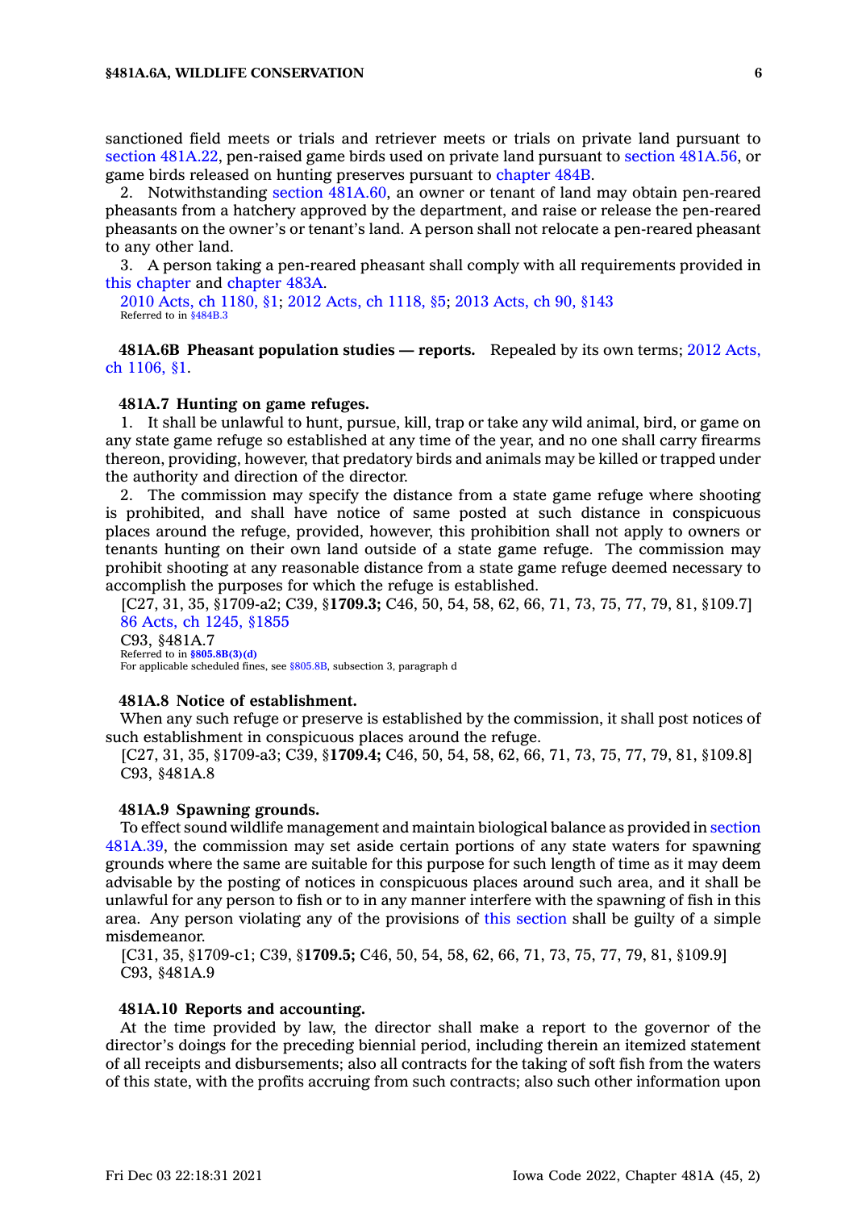sanctioned field meets or trials and retriever meets or trials on private land pursuant to section 481A.22, pen-raised game birds used on private land pursuant to section 481A.56, or game birds released on hunting preserves pursuant to chapter 484B.

2. Notwithstanding section 481A.60, an owner or tenant of land may obtain pen-reared pheasants from a hatchery approved by the department, and raise or release the pen-reared pheasants on the owner's or tenant's land. A person shall not relocate a pen-reared pheasant to any other land.

3. A person taking a pen-reared pheasant shall comply with all requirements provided in this chapter and chapter 483A.

2010 Acts, ch 1180, §1; 2012 Acts, ch 1118, §5; 2013 Acts, ch 90, §143
Referred to in §484B.3

**481A.6B Pheasant population studies — reports.** Repealed by its own terms; 2012 Acts, ch 1106, §1.

**481A.7 Hunting on game refuges.**

1. It shall be unlawful to hunt, pursue, kill, trap or take any wild animal, bird, or game on any state game refuge so established at any time of the year, and no one shall carry firearms thereon, providing, however, that predatory birds and animals may be killed or trapped under the authority and direction of the director.

2. The commission may specify the distance from a state game refuge where shooting is prohibited, and shall have notice of same posted at such distance in conspicuous places around the refuge, provided, however, this prohibition shall not apply to owners or tenants hunting on their own land outside of a state game refuge. The commission may prohibit shooting at any reasonable distance from a state game refuge deemed necessary to accomplish the purposes for which the refuge is established.

[C27, 31, 35, §1709-a2; C39, §**1709.3;** C46, 50, 54, 58, 62, 66, 71, 73, 75, 77, 79, 81, §109.7]
86 Acts, ch 1245, §1855
C93, §481A.7
Referred to in **§805.8B(3)(d)**
For applicable scheduled fines, see §805.8B, subsection 3, paragraph d

**481A.8 Notice of establishment.**

When any such refuge or preserve is established by the commission, it shall post notices of such establishment in conspicuous places around the refuge.

[C27, 31, 35, §1709-a3; C39, §**1709.4;** C46, 50, 54, 58, 62, 66, 71, 73, 75, 77, 79, 81, §109.8]
C93, §481A.8

**481A.9 Spawning grounds.**

To effect sound wildlife management and maintain biological balance as provided in section 481A.39, the commission may set aside certain portions of any state waters for spawning grounds where the same are suitable for this purpose for such length of time as it may deem advisable by the posting of notices in conspicuous places around such area, and it shall be unlawful for any person to fish or to in any manner interfere with the spawning of fish in this area. Any person violating any of the provisions of this section shall be guilty of a simple misdemeanor.

[C31, 35, §1709-c1; C39, §**1709.5;** C46, 50, 54, 58, 62, 66, 71, 73, 75, 77, 79, 81, §109.9]
C93, §481A.9

**481A.10 Reports and accounting.**

At the time provided by law, the director shall make a report to the governor of the director's doings for the preceding biennial period, including therein an itemized statement of all receipts and disbursements; also all contracts for the taking of soft fish from the waters of this state, with the profits accruing from such contracts; also such other information upon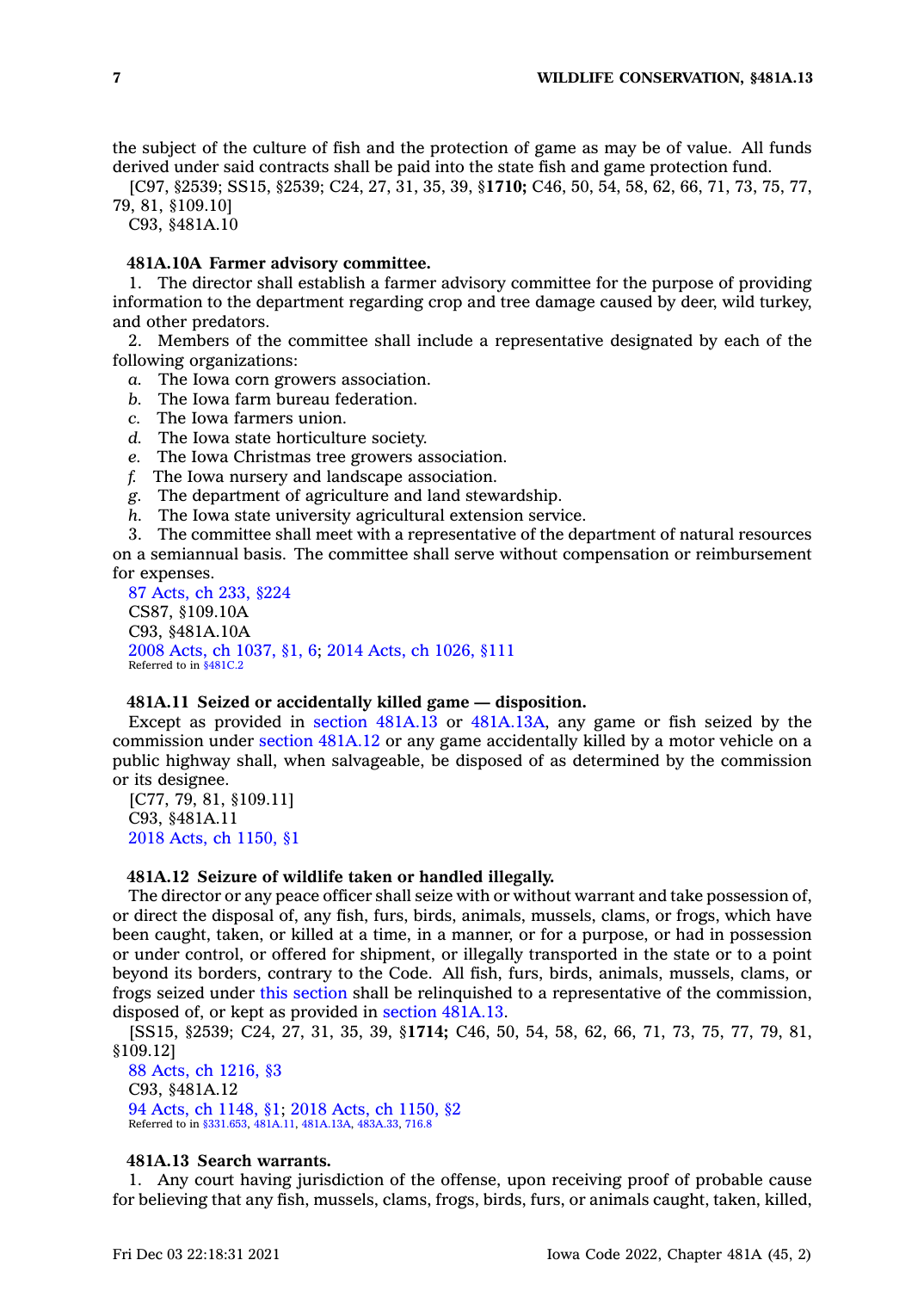the subject of the culture of fish and the protection of game as may be of value. All funds derived under said contracts shall be paid into the state fish and game protection fund.

[C97, §2539; SS15, §2539; C24, 27, 31, 35, 39, §**1710;** C46, 50, 54, 58, 62, 66, 71, 73, 75, 77, 79, 81, §109.10]

C93, §481A.10

**481A.10A Farmer advisory committee.**

1. The director shall establish a farmer advisory committee for the purpose of providing information to the department regarding crop and tree damage caused by deer, wild turkey, and other predators.

2. Members of the committee shall include a representative designated by each of the following organizations:

*a.* The Iowa corn growers association.

*b.* The Iowa farm bureau federation.

*c.* The Iowa farmers union.

*d.* The Iowa state horticulture society.

*e.* The Iowa Christmas tree growers association.

*f.* The Iowa nursery and landscape association.

*g.* The department of agriculture and land stewardship.

*h.* The Iowa state university agricultural extension service.

3. The committee shall meet with a representative of the department of natural resources on a semiannual basis. The committee shall serve without compensation or reimbursement for expenses.

87 Acts, ch 233, §224
CS87, §109.10A
C93, §481A.10A
2008 Acts, ch 1037, §1, 6; 2014 Acts, ch 1026, §111
Referred to in §481C.2

**481A.11 Seized or accidentally killed game — disposition.**

Except as provided in section 481A.13 or 481A.13A, any game or fish seized by the commission under section 481A.12 or any game accidentally killed by a motor vehicle on a public highway shall, when salvageable, be disposed of as determined by the commission or its designee.

[C77, 79, 81, §109.11]
C93, §481A.11
2018 Acts, ch 1150, §1

**481A.12 Seizure of wildlife taken or handled illegally.**

The director or any peace officer shall seize with or without warrant and take possession of, or direct the disposal of, any fish, furs, birds, animals, mussels, clams, or frogs, which have been caught, taken, or killed at a time, in a manner, or for a purpose, or had in possession or under control, or offered for shipment, or illegally transported in the state or to a point beyond its borders, contrary to the Code. All fish, furs, birds, animals, mussels, clams, or frogs seized under this section shall be relinquished to a representative of the commission, disposed of, or kept as provided in section 481A.13.

[SS15, §2539; C24, 27, 31, 35, 39, §**1714;** C46, 50, 54, 58, 62, 66, 71, 73, 75, 77, 79, 81, §109.12]

88 Acts, ch 1216, §3
C93, §481A.12
94 Acts, ch 1148, §1; 2018 Acts, ch 1150, §2
Referred to in §331.653, 481A.11, 481A.13A, 483A.33, 716.8

**481A.13 Search warrants.**

1. Any court having jurisdiction of the offense, upon receiving proof of probable cause for believing that any fish, mussels, clams, frogs, birds, furs, or animals caught, taken, killed,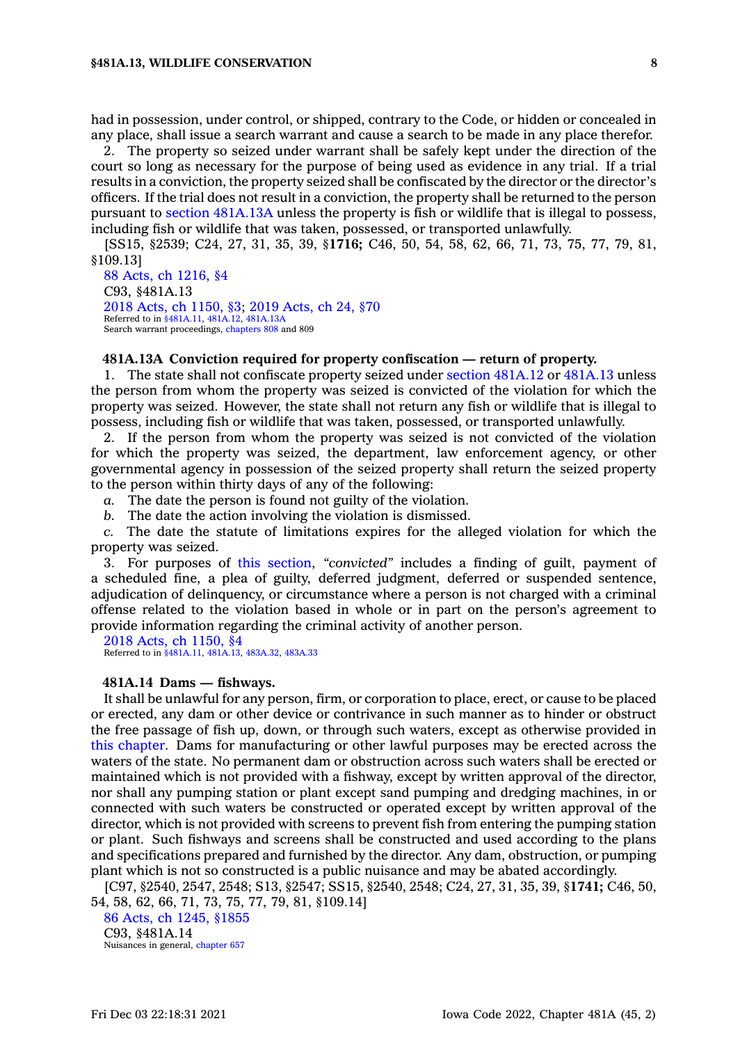had in possession, under control, or shipped, contrary to the Code, or hidden or concealed in any place, shall issue a search warrant and cause a search to be made in any place therefor.

2. The property so seized under warrant shall be safely kept under the direction of the court so long as necessary for the purpose of being used as evidence in any trial. If a trial results in a conviction, the property seized shall be confiscated by the director or the director's officers. If the trial does not result in a conviction, the property shall be returned to the person pursuant to section 481A.13A unless the property is fish or wildlife that is illegal to possess, including fish or wildlife that was taken, possessed, or transported unlawfully.

[SS15, §2539; C24, 27, 31, 35, 39, §**1716;** C46, 50, 54, 58, 62, 66, 71, 73, 75, 77, 79, 81, §109.13]

88 Acts, ch 1216, §4
C93, §481A.13
2018 Acts, ch 1150, §3; 2019 Acts, ch 24, §70
Referred to in §481A.11, 481A.12, 481A.13A
Search warrant proceedings, chapters 808 and 809

### 481A.13A Conviction required for property confiscation — return of property.

1. The state shall not confiscate property seized under section 481A.12 or 481A.13 unless the person from whom the property was seized is convicted of the violation for which the property was seized. However, the state shall not return any fish or wildlife that is illegal to possess, including fish or wildlife that was taken, possessed, or transported unlawfully.

2. If the person from whom the property was seized is not convicted of the violation for which the property was seized, the department, law enforcement agency, or other governmental agency in possession of the seized property shall return the seized property to the person within thirty days of any of the following:

*a.* The date the person is found not guilty of the violation.

*b.* The date the action involving the violation is dismissed.

*c.* The date the statute of limitations expires for the alleged violation for which the property was seized.

3. For purposes of this section, *"convicted"* includes a finding of guilt, payment of a scheduled fine, a plea of guilty, deferred judgment, deferred or suspended sentence, adjudication of delinquency, or circumstance where a person is not charged with a criminal offense related to the violation based in whole or in part on the person's agreement to provide information regarding the criminal activity of another person.

2018 Acts, ch 1150, §4
Referred to in §481A.11, 481A.13, 483A.32, 483A.33

### 481A.14 Dams — fishways.

It shall be unlawful for any person, firm, or corporation to place, erect, or cause to be placed or erected, any dam or other device or contrivance in such manner as to hinder or obstruct the free passage of fish up, down, or through such waters, except as otherwise provided in this chapter. Dams for manufacturing or other lawful purposes may be erected across the waters of the state. No permanent dam or obstruction across such waters shall be erected or maintained which is not provided with a fishway, except by written approval of the director, nor shall any pumping station or plant except sand pumping and dredging machines, in or connected with such waters be constructed or operated except by written approval of the director, which is not provided with screens to prevent fish from entering the pumping station or plant. Such fishways and screens shall be constructed and used according to the plans and specifications prepared and furnished by the director. Any dam, obstruction, or pumping plant which is not so constructed is a public nuisance and may be abated accordingly.

[C97, §2540, 2547, 2548; S13, §2547; SS15, §2540, 2548; C24, 27, 31, 35, 39, §**1741;** C46, 50, 54, 58, 62, 66, 71, 73, 75, 77, 79, 81, §109.14]

86 Acts, ch 1245, §1855
C93, §481A.14
Nuisances in general, chapter 657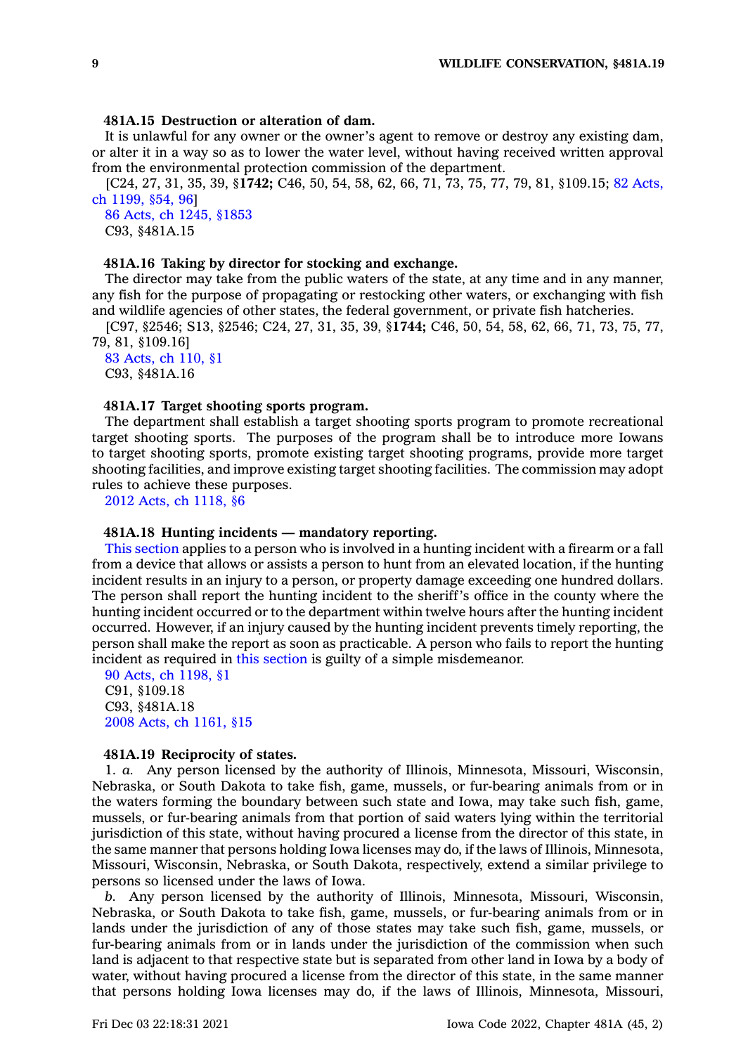**481A.15 Destruction or alteration of dam.**

It is unlawful for any owner or the owner's agent to remove or destroy any existing dam, or alter it in a way so as to lower the water level, without having received written approval from the environmental protection commission of the department.

[C24, 27, 31, 35, 39, §**1742;** C46, 50, 54, 58, 62, 66, 71, 73, 75, 77, 79, 81, §109.15; 82 Acts, ch 1199, §54, 96]

86 Acts, ch 1245, §1853

C93, §481A.15

**481A.16 Taking by director for stocking and exchange.**

The director may take from the public waters of the state, at any time and in any manner, any fish for the purpose of propagating or restocking other waters, or exchanging with fish and wildlife agencies of other states, the federal government, or private fish hatcheries.

[C97, §2546; S13, §2546; C24, 27, 31, 35, 39, §**1744;** C46, 50, 54, 58, 62, 66, 71, 73, 75, 77, 79, 81, §109.16]

83 Acts, ch 110, §1

C93, §481A.16

**481A.17 Target shooting sports program.**

The department shall establish a target shooting sports program to promote recreational target shooting sports. The purposes of the program shall be to introduce more Iowans to target shooting sports, promote existing target shooting programs, provide more target shooting facilities, and improve existing target shooting facilities. The commission may adopt rules to achieve these purposes.

2012 Acts, ch 1118, §6

**481A.18 Hunting incidents — mandatory reporting.**

This section applies to a person who is involved in a hunting incident with a firearm or a fall from a device that allows or assists a person to hunt from an elevated location, if the hunting incident results in an injury to a person, or property damage exceeding one hundred dollars. The person shall report the hunting incident to the sheriff's office in the county where the hunting incident occurred or to the department within twelve hours after the hunting incident occurred. However, if an injury caused by the hunting incident prevents timely reporting, the person shall make the report as soon as practicable. A person who fails to report the hunting incident as required in this section is guilty of a simple misdemeanor.

90 Acts, ch 1198, §1

C91, §109.18

C93, §481A.18

2008 Acts, ch 1161, §15

**481A.19 Reciprocity of states.**

1. *a.* Any person licensed by the authority of Illinois, Minnesota, Missouri, Wisconsin, Nebraska, or South Dakota to take fish, game, mussels, or fur-bearing animals from or in the waters forming the boundary between such state and Iowa, may take such fish, game, mussels, or fur-bearing animals from that portion of said waters lying within the territorial jurisdiction of this state, without having procured a license from the director of this state, in the same manner that persons holding Iowa licenses may do, if the laws of Illinois, Minnesota, Missouri, Wisconsin, Nebraska, or South Dakota, respectively, extend a similar privilege to persons so licensed under the laws of Iowa.

*b.* Any person licensed by the authority of Illinois, Minnesota, Missouri, Wisconsin, Nebraska, or South Dakota to take fish, game, mussels, or fur-bearing animals from or in lands under the jurisdiction of any of those states may take such fish, game, mussels, or fur-bearing animals from or in lands under the jurisdiction of the commission when such land is adjacent to that respective state but is separated from other land in Iowa by a body of water, without having procured a license from the director of this state, in the same manner that persons holding Iowa licenses may do, if the laws of Illinois, Minnesota, Missouri,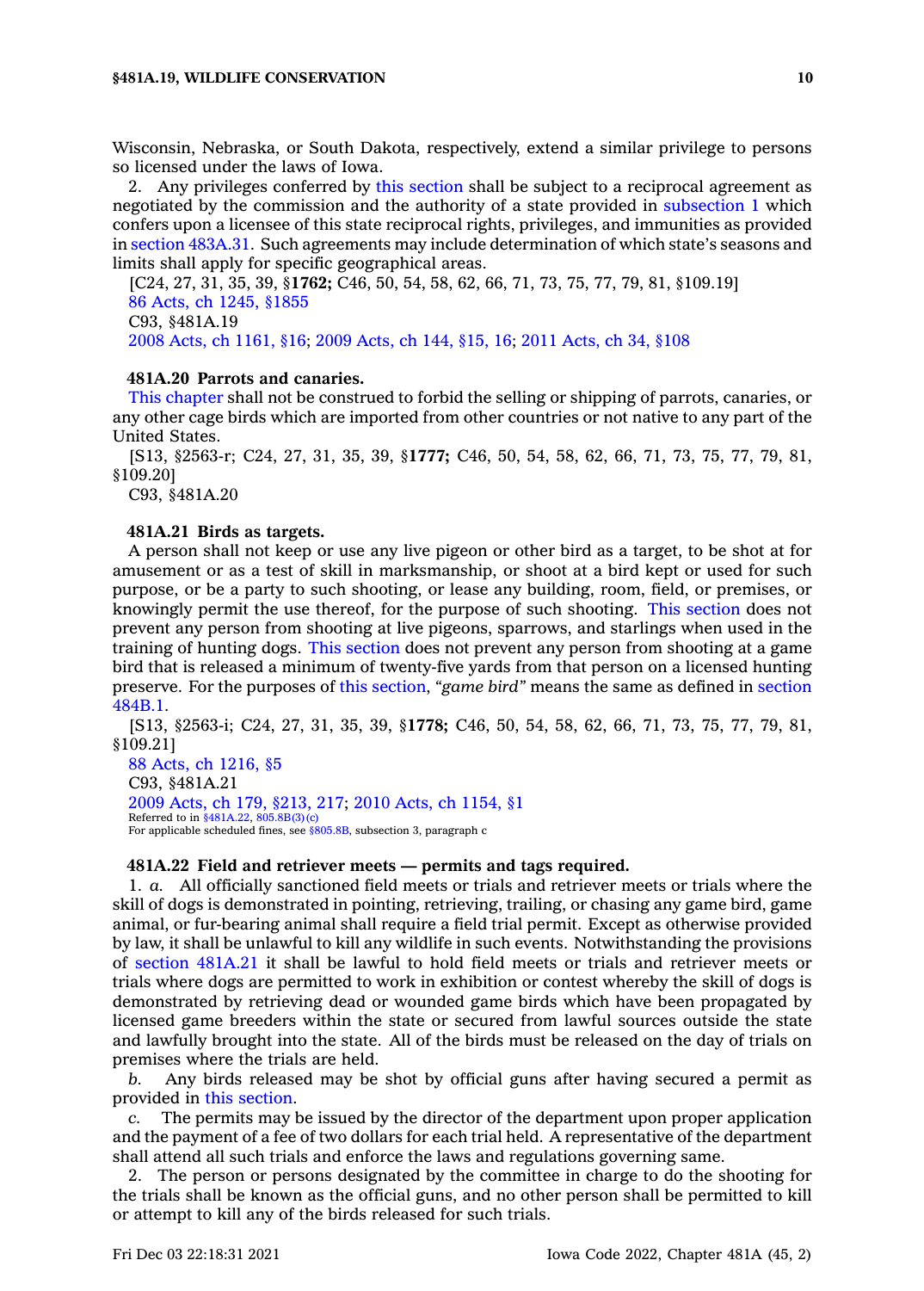Wisconsin, Nebraska, or South Dakota, respectively, extend a similar privilege to persons so licensed under the laws of Iowa.

2. Any privileges conferred by this section shall be subject to a reciprocal agreement as negotiated by the commission and the authority of a state provided in subsection 1 which confers upon a licensee of this state reciprocal rights, privileges, and immunities as provided in section 483A.31. Such agreements may include determination of which state's seasons and limits shall apply for specific geographical areas.

[C24, 27, 31, 35, 39, §**1762;** C46, 50, 54, 58, 62, 66, 71, 73, 75, 77, 79, 81, §109.19]

86 Acts, ch 1245, §1855

C93, §481A.19

2008 Acts, ch 1161, §16; 2009 Acts, ch 144, §15, 16; 2011 Acts, ch 34, §108

**481A.20 Parrots and canaries.**

This chapter shall not be construed to forbid the selling or shipping of parrots, canaries, or any other cage birds which are imported from other countries or not native to any part of the United States.

[S13, §2563-r; C24, 27, 31, 35, 39, §**1777;** C46, 50, 54, 58, 62, 66, 71, 73, 75, 77, 79, 81, §109.20]

C93, §481A.20

**481A.21 Birds as targets.**

A person shall not keep or use any live pigeon or other bird as a target, to be shot at for amusement or as a test of skill in marksmanship, or shoot at a bird kept or used for such purpose, or be a party to such shooting, or lease any building, room, field, or premises, or knowingly permit the use thereof, for the purpose of such shooting. This section does not prevent any person from shooting at live pigeons, sparrows, and starlings when used in the training of hunting dogs. This section does not prevent any person from shooting at a game bird that is released a minimum of twenty-five yards from that person on a licensed hunting preserve. For the purposes of this section, *"game bird"* means the same as defined in section 484B.1.

[S13, §2563-i; C24, 27, 31, 35, 39, §**1778;** C46, 50, 54, 58, 62, 66, 71, 73, 75, 77, 79, 81, §109.21]

88 Acts, ch 1216, §5

C93, §481A.21

2009 Acts, ch 179, §213, 217; 2010 Acts, ch 1154, §1

Referred to in §481A.22, 805.8B(3)(c)

For applicable scheduled fines, see §805.8B, subsection 3, paragraph c

**481A.22 Field and retriever meets — permits and tags required.**

1. *a.* All officially sanctioned field meets or trials and retriever meets or trials where the skill of dogs is demonstrated in pointing, retrieving, trailing, or chasing any game bird, game animal, or fur-bearing animal shall require a field trial permit. Except as otherwise provided by law, it shall be unlawful to kill any wildlife in such events. Notwithstanding the provisions of section 481A.21 it shall be lawful to hold field meets or trials and retriever meets or trials where dogs are permitted to work in exhibition or contest whereby the skill of dogs is demonstrated by retrieving dead or wounded game birds which have been propagated by licensed game breeders within the state or secured from lawful sources outside the state and lawfully brought into the state. All of the birds must be released on the day of trials on premises where the trials are held.

*b.* Any birds released may be shot by official guns after having secured a permit as provided in this section.

*c.* The permits may be issued by the director of the department upon proper application and the payment of a fee of two dollars for each trial held. A representative of the department shall attend all such trials and enforce the laws and regulations governing same.

2. The person or persons designated by the committee in charge to do the shooting for the trials shall be known as the official guns, and no other person shall be permitted to kill or attempt to kill any of the birds released for such trials.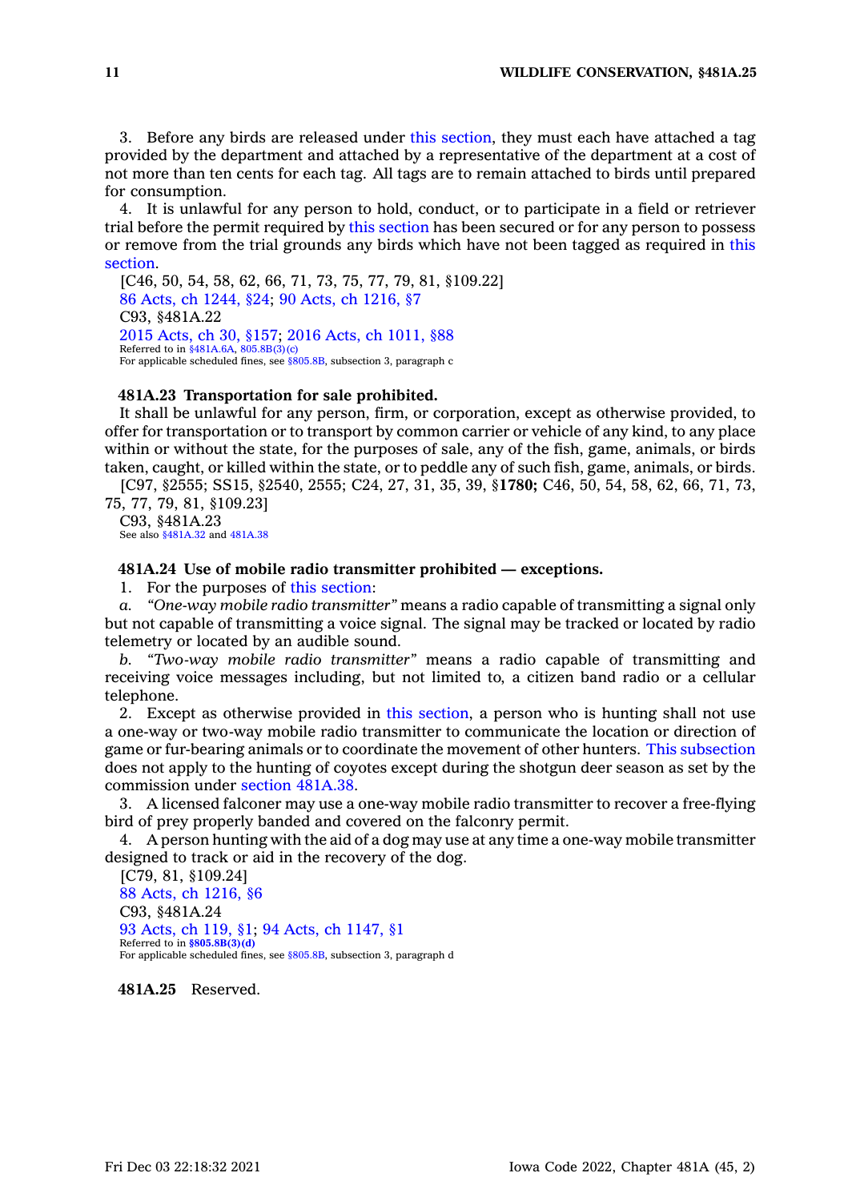3. Before any birds are released under this section, they must each have attached a tag provided by the department and attached by a representative of the department at a cost of not more than ten cents for each tag. All tags are to remain attached to birds until prepared for consumption.

4. It is unlawful for any person to hold, conduct, or to participate in a field or retriever trial before the permit required by this section has been secured or for any person to possess or remove from the trial grounds any birds which have not been tagged as required in this section.

[C46, 50, 54, 58, 62, 66, 71, 73, 75, 77, 79, 81, §109.22]

86 Acts, ch 1244, §24; 90 Acts, ch 1216, §7

C93, §481A.22

2015 Acts, ch 30, §157; 2016 Acts, ch 1011, §88

Referred to in §481A.6A, 805.8B(3)(c)

For applicable scheduled fines, see §805.8B, subsection 3, paragraph c

**481A.23 Transportation for sale prohibited.**

It shall be unlawful for any person, firm, or corporation, except as otherwise provided, to offer for transportation or to transport by common carrier or vehicle of any kind, to any place within or without the state, for the purposes of sale, any of the fish, game, animals, or birds taken, caught, or killed within the state, or to peddle any of such fish, game, animals, or birds.

[C97, §2555; SS15, §2540, 2555; C24, 27, 31, 35, 39, §**1780;** C46, 50, 54, 58, 62, 66, 71, 73, 75, 77, 79, 81, §109.23]

C93, §481A.23

See also §481A.32 and 481A.38

**481A.24 Use of mobile radio transmitter prohibited — exceptions.**

1. For the purposes of this section:

*a. "One-way mobile radio transmitter"* means a radio capable of transmitting a signal only but not capable of transmitting a voice signal. The signal may be tracked or located by radio telemetry or located by an audible sound.

*b. "Two-way mobile radio transmitter"* means a radio capable of transmitting and receiving voice messages including, but not limited to, a citizen band radio or a cellular telephone.

2. Except as otherwise provided in this section, a person who is hunting shall not use a one-way or two-way mobile radio transmitter to communicate the location or direction of game or fur-bearing animals or to coordinate the movement of other hunters. This subsection does not apply to the hunting of coyotes except during the shotgun deer season as set by the commission under section 481A.38.

3. A licensed falconer may use a one-way mobile radio transmitter to recover a free-flying bird of prey properly banded and covered on the falconry permit.

4. A person hunting with the aid of a dog may use at any time a one-way mobile transmitter designed to track or aid in the recovery of the dog.

[C79, 81, §109.24]

88 Acts, ch 1216, §6

C93, §481A.24

93 Acts, ch 119, §1; 94 Acts, ch 1147, §1

Referred to in **§805.8B(3)(d)**

For applicable scheduled fines, see §805.8B, subsection 3, paragraph d

**481A.25** Reserved.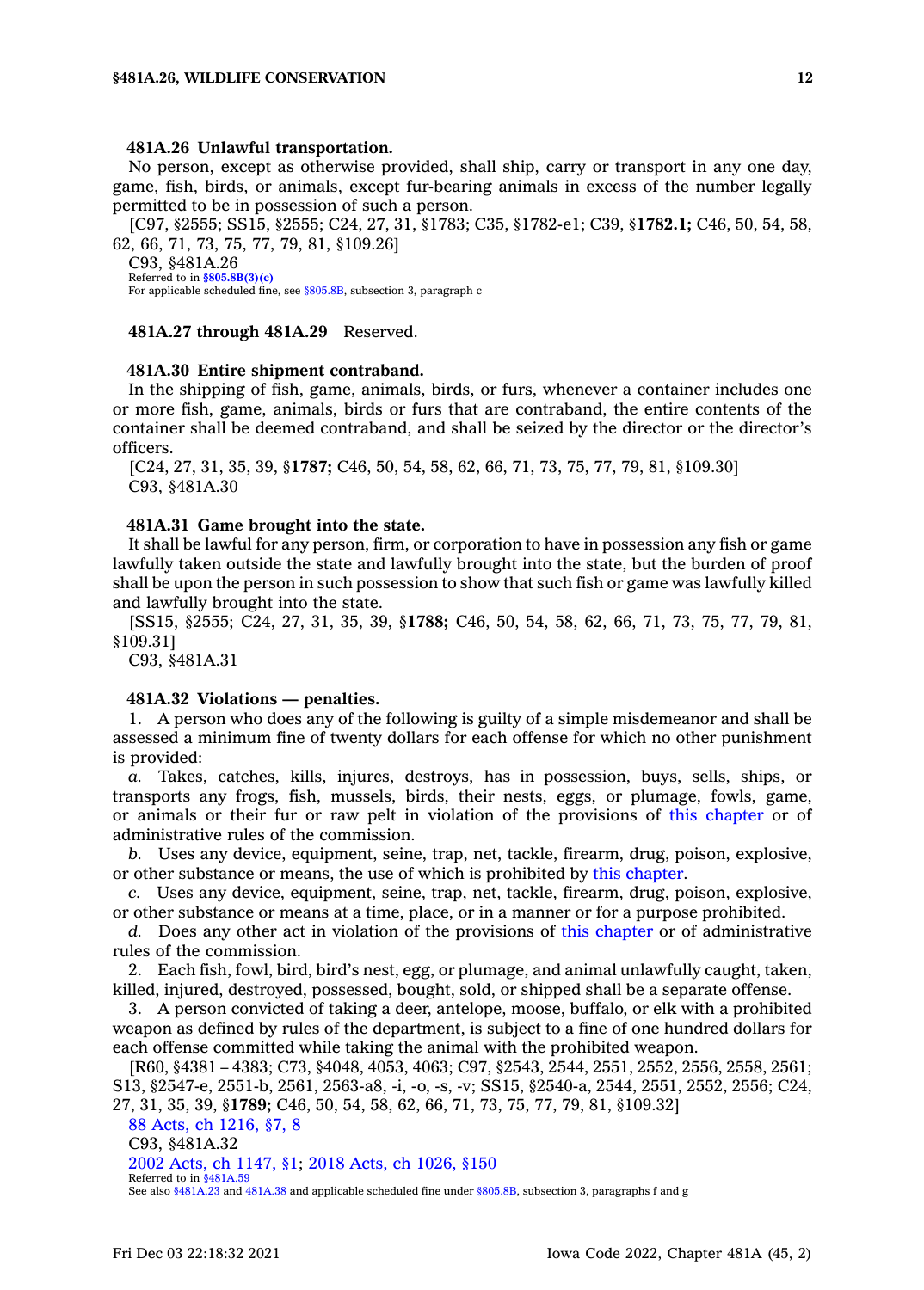#### 481A.26 Unlawful transportation.

No person, except as otherwise provided, shall ship, carry or transport in any one day, game, fish, birds, or animals, except fur-bearing animals in excess of the number legally permitted to be in possession of such a person.

[C97, §2555; SS15, §2555; C24, 27, 31, §1783; C35, §1782-e1; C39, §**1782.1;** C46, 50, 54, 58, 62, 66, 71, 73, 75, 77, 79, 81, §109.26]

C93, §481A.26

Referred to in **§805.8B(3)(c)**

For applicable scheduled fine, see §805.8B, subsection 3, paragraph c

#### 481A.27 through 481A.29 Reserved.

#### 481A.30 Entire shipment contraband.

In the shipping of fish, game, animals, birds, or furs, whenever a container includes one or more fish, game, animals, birds or furs that are contraband, the entire contents of the container shall be deemed contraband, and shall be seized by the director or the director's officers.

[C24, 27, 31, 35, 39, §**1787;** C46, 50, 54, 58, 62, 66, 71, 73, 75, 77, 79, 81, §109.30]

C93, §481A.30

#### 481A.31 Game brought into the state.

It shall be lawful for any person, firm, or corporation to have in possession any fish or game lawfully taken outside the state and lawfully brought into the state, but the burden of proof shall be upon the person in such possession to show that such fish or game was lawfully killed and lawfully brought into the state.

[SS15, §2555; C24, 27, 31, 35, 39, §**1788;** C46, 50, 54, 58, 62, 66, 71, 73, 75, 77, 79, 81, §109.31]

C93, §481A.31

#### 481A.32 Violations — penalties.

1. A person who does any of the following is guilty of a simple misdemeanor and shall be assessed a minimum fine of twenty dollars for each offense for which no other punishment is provided:

*a.* Takes, catches, kills, injures, destroys, has in possession, buys, sells, ships, or transports any frogs, fish, mussels, birds, their nests, eggs, or plumage, fowls, game, or animals or their fur or raw pelt in violation of the provisions of this chapter or of administrative rules of the commission.

*b.* Uses any device, equipment, seine, trap, net, tackle, firearm, drug, poison, explosive, or other substance or means, the use of which is prohibited by this chapter.

*c.* Uses any device, equipment, seine, trap, net, tackle, firearm, drug, poison, explosive, or other substance or means at a time, place, or in a manner or for a purpose prohibited.

*d.* Does any other act in violation of the provisions of this chapter or of administrative rules of the commission.

2. Each fish, fowl, bird, bird's nest, egg, or plumage, and animal unlawfully caught, taken, killed, injured, destroyed, possessed, bought, sold, or shipped shall be a separate offense.

3. A person convicted of taking a deer, antelope, moose, buffalo, or elk with a prohibited weapon as defined by rules of the department, is subject to a fine of one hundred dollars for each offense committed while taking the animal with the prohibited weapon.

[R60, §4381 – 4383; C73, §4048, 4053, 4063; C97, §2543, 2544, 2551, 2552, 2556, 2558, 2561; S13, §2547-e, 2551-b, 2561, 2563-a8, -i, -o, -s, -v; SS15, §2540-a, 2544, 2551, 2552, 2556; C24, 27, 31, 35, 39, §**1789;** C46, 50, 54, 58, 62, 66, 71, 73, 75, 77, 79, 81, §109.32]

88 Acts, ch 1216, §7, 8

C93, §481A.32

2002 Acts, ch 1147, §1; 2018 Acts, ch 1026, §150

Referred to in §481A.59

See also §481A.23 and 481A.38 and applicable scheduled fine under §805.8B, subsection 3, paragraphs f and g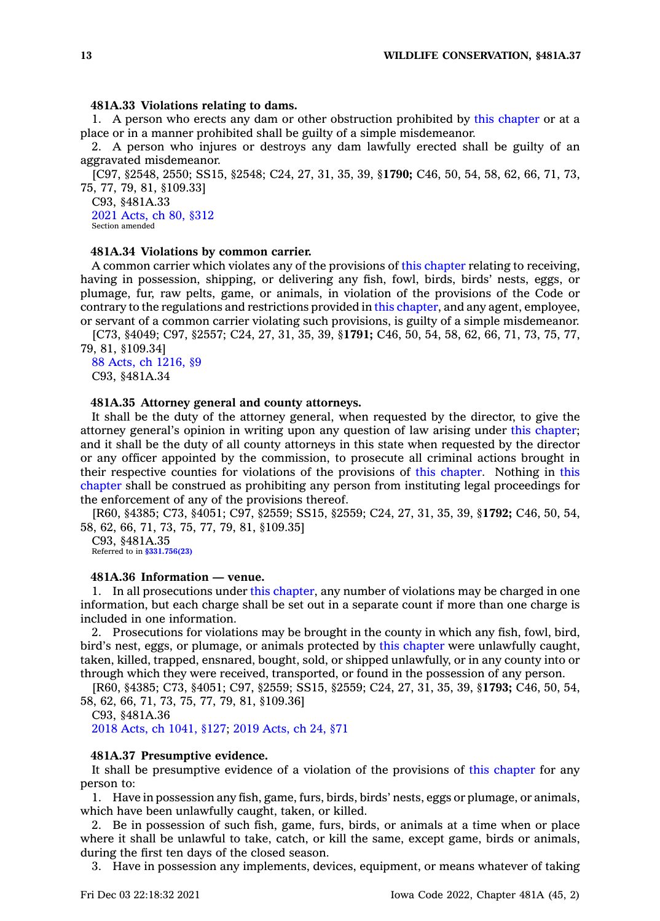**481A.33 Violations relating to dams.**

1. A person who erects any dam or other obstruction prohibited by this chapter or at a place or in a manner prohibited shall be guilty of a simple misdemeanor.

2. A person who injures or destroys any dam lawfully erected shall be guilty of an aggravated misdemeanor.

[C97, §2548, 2550; SS15, §2548; C24, 27, 31, 35, 39, §**1790;** C46, 50, 54, 58, 62, 66, 71, 73, 75, 77, 79, 81, §109.33]

C93, §481A.33

2021 Acts, ch 80, §312

Section amended

**481A.34 Violations by common carrier.**

A common carrier which violates any of the provisions of this chapter relating to receiving, having in possession, shipping, or delivering any fish, fowl, birds, birds' nests, eggs, or plumage, fur, raw pelts, game, or animals, in violation of the provisions of the Code or contrary to the regulations and restrictions provided in this chapter, and any agent, employee, or servant of a common carrier violating such provisions, is guilty of a simple misdemeanor.

[C73, §4049; C97, §2557; C24, 27, 31, 35, 39, §**1791;** C46, 50, 54, 58, 62, 66, 71, 73, 75, 77, 79, 81, §109.34]

88 Acts, ch 1216, §9

C93, §481A.34

**481A.35 Attorney general and county attorneys.**

It shall be the duty of the attorney general, when requested by the director, to give the attorney general's opinion in writing upon any question of law arising under this chapter; and it shall be the duty of all county attorneys in this state when requested by the director or any officer appointed by the commission, to prosecute all criminal actions brought in their respective counties for violations of the provisions of this chapter. Nothing in this chapter shall be construed as prohibiting any person from instituting legal proceedings for the enforcement of any of the provisions thereof.

[R60, §4385; C73, §4051; C97, §2559; SS15, §2559; C24, 27, 31, 35, 39, §**1792;** C46, 50, 54, 58, 62, 66, 71, 73, 75, 77, 79, 81, §109.35]

C93, §481A.35

Referred to in §331.756(23)

**481A.36 Information — venue.**

1. In all prosecutions under this chapter, any number of violations may be charged in one information, but each charge shall be set out in a separate count if more than one charge is included in one information.

2. Prosecutions for violations may be brought in the county in which any fish, fowl, bird, bird's nest, eggs, or plumage, or animals protected by this chapter were unlawfully caught, taken, killed, trapped, ensnared, bought, sold, or shipped unlawfully, or in any county into or through which they were received, transported, or found in the possession of any person.

[R60, §4385; C73, §4051; C97, §2559; SS15, §2559; C24, 27, 31, 35, 39, §**1793;** C46, 50, 54, 58, 62, 66, 71, 73, 75, 77, 79, 81, §109.36]

C93, §481A.36

2018 Acts, ch 1041, §127; 2019 Acts, ch 24, §71

**481A.37 Presumptive evidence.**

It shall be presumptive evidence of a violation of the provisions of this chapter for any person to:

1. Have in possession any fish, game, furs, birds, birds' nests, eggs or plumage, or animals, which have been unlawfully caught, taken, or killed.

2. Be in possession of such fish, game, furs, birds, or animals at a time when or place where it shall be unlawful to take, catch, or kill the same, except game, birds or animals, during the first ten days of the closed season.

3. Have in possession any implements, devices, equipment, or means whatever of taking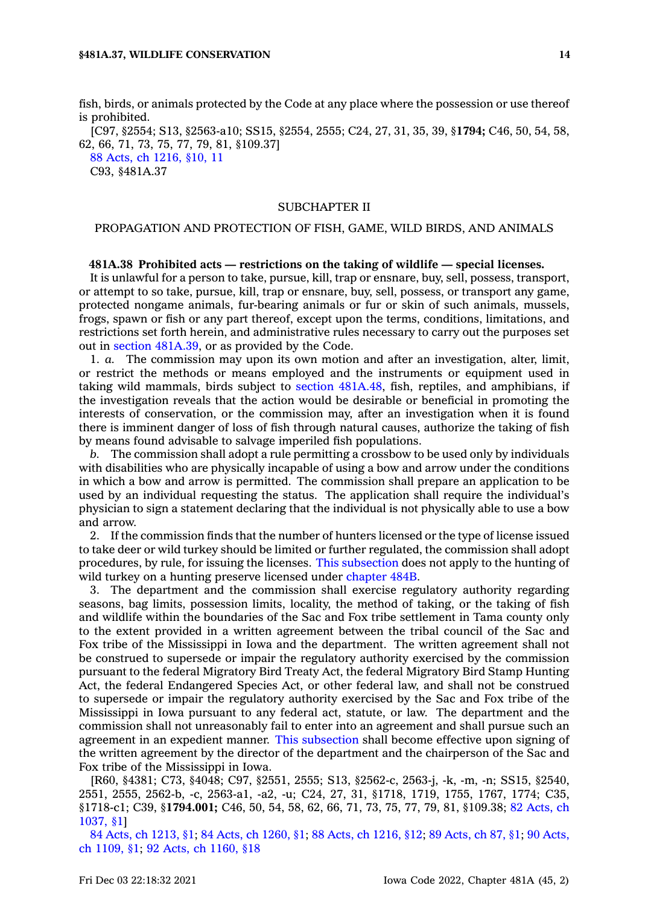fish, birds, or animals protected by the Code at any place where the possession or use thereof is prohibited.

[C97, §2554; S13, §2563-a10; SS15, §2554, 2555; C24, 27, 31, 35, 39, §**1794;** C46, 50, 54, 58, 62, 66, 71, 73, 75, 77, 79, 81, §109.37]

88 Acts, ch 1216, §10, 11

C93, §481A.37

## SUBCHAPTER II

## PROPAGATION AND PROTECTION OF FISH, GAME, WILD BIRDS, AND ANIMALS

**481A.38 Prohibited acts — restrictions on the taking of wildlife — special licenses.**

It is unlawful for a person to take, pursue, kill, trap or ensnare, buy, sell, possess, transport, or attempt to so take, pursue, kill, trap or ensnare, buy, sell, possess, or transport any game, protected nongame animals, fur-bearing animals or fur or skin of such animals, mussels, frogs, spawn or fish or any part thereof, except upon the terms, conditions, limitations, and restrictions set forth herein, and administrative rules necessary to carry out the purposes set out in section 481A.39, or as provided by the Code.

1. *a.* The commission may upon its own motion and after an investigation, alter, limit, or restrict the methods or means employed and the instruments or equipment used in taking wild mammals, birds subject to section 481A.48, fish, reptiles, and amphibians, if the investigation reveals that the action would be desirable or beneficial in promoting the interests of conservation, or the commission may, after an investigation when it is found there is imminent danger of loss of fish through natural causes, authorize the taking of fish by means found advisable to salvage imperiled fish populations.

*b.* The commission shall adopt a rule permitting a crossbow to be used only by individuals with disabilities who are physically incapable of using a bow and arrow under the conditions in which a bow and arrow is permitted. The commission shall prepare an application to be used by an individual requesting the status. The application shall require the individual's physician to sign a statement declaring that the individual is not physically able to use a bow and arrow.

2. If the commission finds that the number of hunters licensed or the type of license issued to take deer or wild turkey should be limited or further regulated, the commission shall adopt procedures, by rule, for issuing the licenses. This subsection does not apply to the hunting of wild turkey on a hunting preserve licensed under chapter 484B.

3. The department and the commission shall exercise regulatory authority regarding seasons, bag limits, possession limits, locality, the method of taking, or the taking of fish and wildlife within the boundaries of the Sac and Fox tribe settlement in Tama county only to the extent provided in a written agreement between the tribal council of the Sac and Fox tribe of the Mississippi in Iowa and the department. The written agreement shall not be construed to supersede or impair the regulatory authority exercised by the commission pursuant to the federal Migratory Bird Treaty Act, the federal Migratory Bird Stamp Hunting Act, the federal Endangered Species Act, or other federal law, and shall not be construed to supersede or impair the regulatory authority exercised by the Sac and Fox tribe of the Mississippi in Iowa pursuant to any federal act, statute, or law. The department and the commission shall not unreasonably fail to enter into an agreement and shall pursue such an agreement in an expedient manner. This subsection shall become effective upon signing of the written agreement by the director of the department and the chairperson of the Sac and Fox tribe of the Mississippi in Iowa.

[R60, §4381; C73, §4048; C97, §2551, 2555; S13, §2562-c, 2563-j, -k, -m, -n; SS15, §2540, 2551, 2555, 2562-b, -c, 2563-a1, -a2, -u; C24, 27, 31, §1718, 1719, 1755, 1767, 1774; C35, §1718-c1; C39, §**1794.001;** C46, 50, 54, 58, 62, 66, 71, 73, 75, 77, 79, 81, §109.38; 82 Acts, ch 1037, §1]

84 Acts, ch 1213, §1; 84 Acts, ch 1260, §1; 88 Acts, ch 1216, §12; 89 Acts, ch 87, §1; 90 Acts, ch 1109, §1; 92 Acts, ch 1160, §18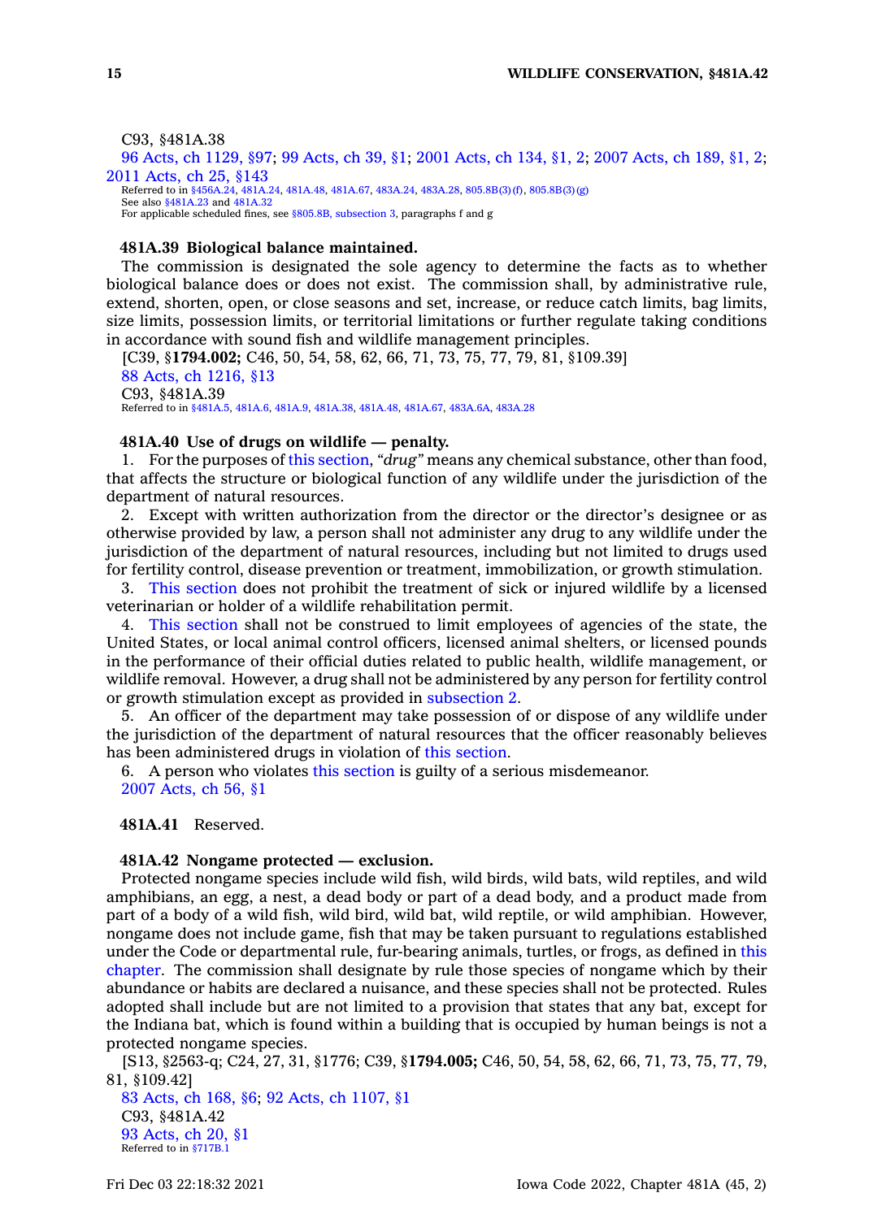C93, §481A.38

96 Acts, ch 1129, §97; 99 Acts, ch 39, §1; 2001 Acts, ch 134, §1, 2; 2007 Acts, ch 189, §1, 2; 2011 Acts, ch 25, §143

Referred to in §456A.24, 481A.24, 481A.48, 481A.67, 483A.24, 483A.28, 805.8B(3)(f), 805.8B(3)(g)
See also §481A.23 and 481A.32
For applicable scheduled fines, see §805.8B, subsection 3, paragraphs f and g

**481A.39 Biological balance maintained.**

The commission is designated the sole agency to determine the facts as to whether biological balance does or does not exist. The commission shall, by administrative rule, extend, shorten, open, or close seasons and set, increase, or reduce catch limits, bag limits, size limits, possession limits, or territorial limitations or further regulate taking conditions in accordance with sound fish and wildlife management principles.

[C39, §**1794.002;** C46, 50, 54, 58, 62, 66, 71, 73, 75, 77, 79, 81, §109.39]

88 Acts, ch 1216, §13

C93, §481A.39

Referred to in §481A.5, 481A.6, 481A.9, 481A.38, 481A.48, 481A.67, 483A.6A, 483A.28

**481A.40 Use of drugs on wildlife — penalty.**

1. For the purposes of this section, *"drug"* means any chemical substance, other than food, that affects the structure or biological function of any wildlife under the jurisdiction of the department of natural resources.

2. Except with written authorization from the director or the director's designee or as otherwise provided by law, a person shall not administer any drug to any wildlife under the jurisdiction of the department of natural resources, including but not limited to drugs used for fertility control, disease prevention or treatment, immobilization, or growth stimulation.

3. This section does not prohibit the treatment of sick or injured wildlife by a licensed veterinarian or holder of a wildlife rehabilitation permit.

4. This section shall not be construed to limit employees of agencies of the state, the United States, or local animal control officers, licensed animal shelters, or licensed pounds in the performance of their official duties related to public health, wildlife management, or wildlife removal. However, a drug shall not be administered by any person for fertility control or growth stimulation except as provided in subsection 2.

5. An officer of the department may take possession of or dispose of any wildlife under the jurisdiction of the department of natural resources that the officer reasonably believes has been administered drugs in violation of this section.

6. A person who violates this section is guilty of a serious misdemeanor.

2007 Acts, ch 56, §1

**481A.41** Reserved.

**481A.42 Nongame protected — exclusion.**

Protected nongame species include wild fish, wild birds, wild bats, wild reptiles, and wild amphibians, an egg, a nest, a dead body or part of a dead body, and a product made from part of a body of a wild fish, wild bird, wild bat, wild reptile, or wild amphibian. However, nongame does not include game, fish that may be taken pursuant to regulations established under the Code or departmental rule, fur-bearing animals, turtles, or frogs, as defined in this chapter. The commission shall designate by rule those species of nongame which by their abundance or habits are declared a nuisance, and these species shall not be protected. Rules adopted shall include but are not limited to a provision that states that any bat, except for the Indiana bat, which is found within a building that is occupied by human beings is not a protected nongame species.

[S13, §2563-q; C24, 27, 31, §1776; C39, §**1794.005;** C46, 50, 54, 58, 62, 66, 71, 73, 75, 77, 79, 81, §109.42]

83 Acts, ch 168, §6; 92 Acts, ch 1107, §1

C93, §481A.42

93 Acts, ch 20, §1

Referred to in §717B.1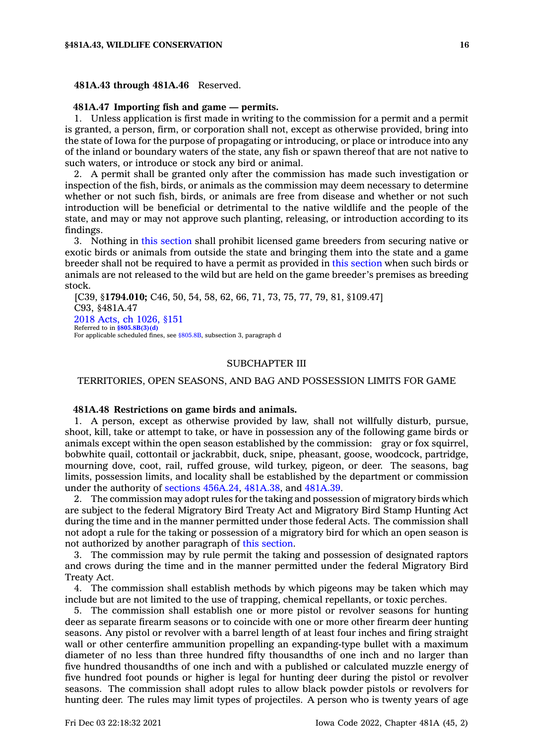**481A.43 through 481A.46** Reserved.

**481A.47 Importing fish and game — permits.**

1. Unless application is first made in writing to the commission for a permit and a permit is granted, a person, firm, or corporation shall not, except as otherwise provided, bring into the state of Iowa for the purpose of propagating or introducing, or place or introduce into any of the inland or boundary waters of the state, any fish or spawn thereof that are not native to such waters, or introduce or stock any bird or animal.

2. A permit shall be granted only after the commission has made such investigation or inspection of the fish, birds, or animals as the commission may deem necessary to determine whether or not such fish, birds, or animals are free from disease and whether or not such introduction will be beneficial or detrimental to the native wildlife and the people of the state, and may or may not approve such planting, releasing, or introduction according to its findings.

3. Nothing in this section shall prohibit licensed game breeders from securing native or exotic birds or animals from outside the state and bringing them into the state and a game breeder shall not be required to have a permit as provided in this section when such birds or animals are not released to the wild but are held on the game breeder's premises as breeding stock.

[C39, §**1794.010;** C46, 50, 54, 58, 62, 66, 71, 73, 75, 77, 79, 81, §109.47]
C93, §481A.47
2018 Acts, ch 1026, §151
Referred to in **§805.8B(3)(d)**
For applicable scheduled fines, see §805.8B, subsection 3, paragraph d

## SUBCHAPTER III

## TERRITORIES, OPEN SEASONS, AND BAG AND POSSESSION LIMITS FOR GAME

**481A.48 Restrictions on game birds and animals.**

1. A person, except as otherwise provided by law, shall not willfully disturb, pursue, shoot, kill, take or attempt to take, or have in possession any of the following game birds or animals except within the open season established by the commission: gray or fox squirrel, bobwhite quail, cottontail or jackrabbit, duck, snipe, pheasant, goose, woodcock, partridge, mourning dove, coot, rail, ruffed grouse, wild turkey, pigeon, or deer. The seasons, bag limits, possession limits, and locality shall be established by the department or commission under the authority of sections 456A.24, 481A.38, and 481A.39.

2. The commission may adopt rules for the taking and possession of migratory birds which are subject to the federal Migratory Bird Treaty Act and Migratory Bird Stamp Hunting Act during the time and in the manner permitted under those federal Acts. The commission shall not adopt a rule for the taking or possession of a migratory bird for which an open season is not authorized by another paragraph of this section.

3. The commission may by rule permit the taking and possession of designated raptors and crows during the time and in the manner permitted under the federal Migratory Bird Treaty Act.

4. The commission shall establish methods by which pigeons may be taken which may include but are not limited to the use of trapping, chemical repellants, or toxic perches.

5. The commission shall establish one or more pistol or revolver seasons for hunting deer as separate firearm seasons or to coincide with one or more other firearm deer hunting seasons. Any pistol or revolver with a barrel length of at least four inches and firing straight wall or other centerfire ammunition propelling an expanding-type bullet with a maximum diameter of no less than three hundred fifty thousandths of one inch and no larger than five hundred thousandths of one inch and with a published or calculated muzzle energy of five hundred foot pounds or higher is legal for hunting deer during the pistol or revolver seasons. The commission shall adopt rules to allow black powder pistols or revolvers for hunting deer. The rules may limit types of projectiles. A person who is twenty years of age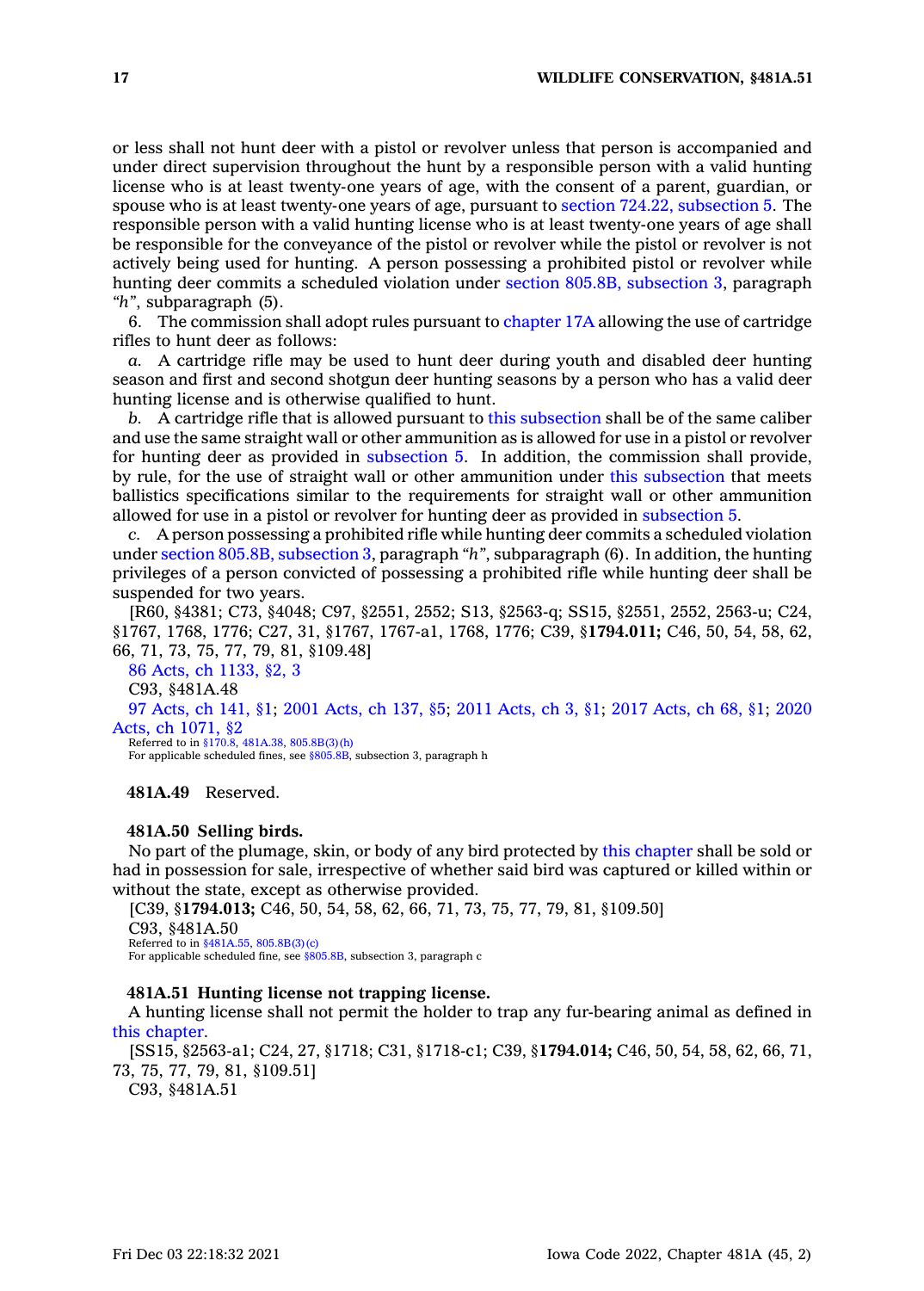or less shall not hunt deer with a pistol or revolver unless that person is accompanied and under direct supervision throughout the hunt by a responsible person with a valid hunting license who is at least twenty-one years of age, with the consent of a parent, guardian, or spouse who is at least twenty-one years of age, pursuant to section 724.22, subsection 5. The responsible person with a valid hunting license who is at least twenty-one years of age shall be responsible for the conveyance of the pistol or revolver while the pistol or revolver is not actively being used for hunting. A person possessing a prohibited pistol or revolver while hunting deer commits a scheduled violation under section 805.8B, subsection 3, paragraph *"h"*, subparagraph (5).

6. The commission shall adopt rules pursuant to chapter 17A allowing the use of cartridge rifles to hunt deer as follows:

*a.* A cartridge rifle may be used to hunt deer during youth and disabled deer hunting season and first and second shotgun deer hunting seasons by a person who has a valid deer hunting license and is otherwise qualified to hunt.

*b.* A cartridge rifle that is allowed pursuant to this subsection shall be of the same caliber and use the same straight wall or other ammunition as is allowed for use in a pistol or revolver for hunting deer as provided in subsection 5. In addition, the commission shall provide, by rule, for the use of straight wall or other ammunition under this subsection that meets ballistics specifications similar to the requirements for straight wall or other ammunition allowed for use in a pistol or revolver for hunting deer as provided in subsection 5.

*c.* A person possessing a prohibited rifle while hunting deer commits a scheduled violation under section 805.8B, subsection 3, paragraph *"h"*, subparagraph (6). In addition, the hunting privileges of a person convicted of possessing a prohibited rifle while hunting deer shall be suspended for two years.

[R60, §4381; C73, §4048; C97, §2551, 2552; S13, §2563-q; SS15, §2551, 2552, 2563-u; C24, §1767, 1768, 1776; C27, 31, §1767, 1767-a1, 1768, 1776; C39, §**1794.011;** C46, 50, 54, 58, 62, 66, 71, 73, 75, 77, 79, 81, §109.48]

86 Acts, ch 1133, §2, 3

C93, §481A.48

97 Acts, ch 141, §1; 2001 Acts, ch 137, §5; 2011 Acts, ch 3, §1; 2017 Acts, ch 68, §1; 2020 Acts, ch 1071, §2

Referred to in §170.8, 481A.38, 805.8B(3)(h)
For applicable scheduled fines, see §805.8B, subsection 3, paragraph h

**481A.49** Reserved.

**481A.50 Selling birds.**

No part of the plumage, skin, or body of any bird protected by this chapter shall be sold or had in possession for sale, irrespective of whether said bird was captured or killed within or without the state, except as otherwise provided.

[C39, §**1794.013;** C46, 50, 54, 58, 62, 66, 71, 73, 75, 77, 79, 81, §109.50]

C93, §481A.50

Referred to in §481A.55, 805.8B(3)(c)
For applicable scheduled fine, see §805.8B, subsection 3, paragraph c

**481A.51 Hunting license not trapping license.**

A hunting license shall not permit the holder to trap any fur-bearing animal as defined in this chapter.

[SS15, §2563-a1; C24, 27, §1718; C31, §1718-c1; C39, §**1794.014;** C46, 50, 54, 58, 62, 66, 71, 73, 75, 77, 79, 81, §109.51]

C93, §481A.51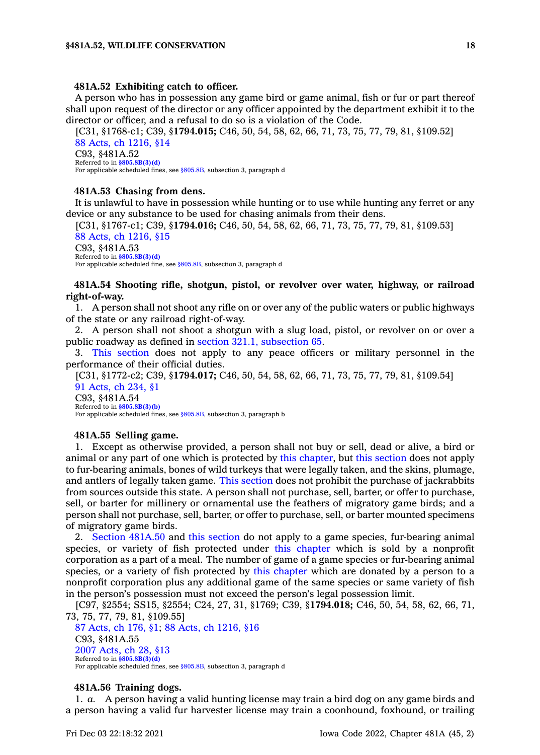**481A.52 Exhibiting catch to officer.**

A person who has in possession any game bird or game animal, fish or fur or part thereof shall upon request of the director or any officer appointed by the department exhibit it to the director or officer, and a refusal to do so is a violation of the Code.

[C31, §1768-c1; C39, §**1794.015;** C46, 50, 54, 58, 62, 66, 71, 73, 75, 77, 79, 81, §109.52]

88 Acts, ch 1216, §14

C93, §481A.52

Referred to in §805.8B(3)(d)

For applicable scheduled fines, see §805.8B, subsection 3, paragraph d

**481A.53 Chasing from dens.**

It is unlawful to have in possession while hunting or to use while hunting any ferret or any device or any substance to be used for chasing animals from their dens.

[C31, §1767-c1; C39, §**1794.016;** C46, 50, 54, 58, 62, 66, 71, 73, 75, 77, 79, 81, §109.53]

88 Acts, ch 1216, §15

C93, §481A.53

Referred to in §805.8B(3)(d)

For applicable scheduled fine, see §805.8B, subsection 3, paragraph d

**481A.54 Shooting rifle, shotgun, pistol, or revolver over water, highway, or railroad right-of-way.**

1. A person shall not shoot any rifle on or over any of the public waters or public highways of the state or any railroad right-of-way.

2. A person shall not shoot a shotgun with a slug load, pistol, or revolver on or over a public roadway as defined in section 321.1, subsection 65.

3. This section does not apply to any peace officers or military personnel in the performance of their official duties.

[C31, §1772-c2; C39, §**1794.017;** C46, 50, 54, 58, 62, 66, 71, 73, 75, 77, 79, 81, §109.54]

91 Acts, ch 234, §1

C93, §481A.54

Referred to in §805.8B(3)(b)

For applicable scheduled fines, see §805.8B, subsection 3, paragraph b

**481A.55 Selling game.**

1. Except as otherwise provided, a person shall not buy or sell, dead or alive, a bird or animal or any part of one which is protected by this chapter, but this section does not apply to fur-bearing animals, bones of wild turkeys that were legally taken, and the skins, plumage, and antlers of legally taken game. This section does not prohibit the purchase of jackrabbits from sources outside this state. A person shall not purchase, sell, barter, or offer to purchase, sell, or barter for millinery or ornamental use the feathers of migratory game birds; and a person shall not purchase, sell, barter, or offer to purchase, sell, or barter mounted specimens of migratory game birds.

2. Section 481A.50 and this section do not apply to a game species, fur-bearing animal species, or variety of fish protected under this chapter which is sold by a nonprofit corporation as a part of a meal. The number of game of a game species or fur-bearing animal species, or a variety of fish protected by this chapter which are donated by a person to a nonprofit corporation plus any additional game of the same species or same variety of fish in the person's possession must not exceed the person's legal possession limit.

[C97, §2554; SS15, §2554; C24, 27, 31, §1769; C39, §**1794.018;** C46, 50, 54, 58, 62, 66, 71, 73, 75, 77, 79, 81, §109.55]

87 Acts, ch 176, §1; 88 Acts, ch 1216, §16

C93, §481A.55

2007 Acts, ch 28, §13

Referred to in §805.8B(3)(d)

For applicable scheduled fines, see §805.8B, subsection 3, paragraph d

**481A.56 Training dogs.**

1. *a.* A person having a valid hunting license may train a bird dog on any game birds and a person having a valid fur harvester license may train a coonhound, foxhound, or trailing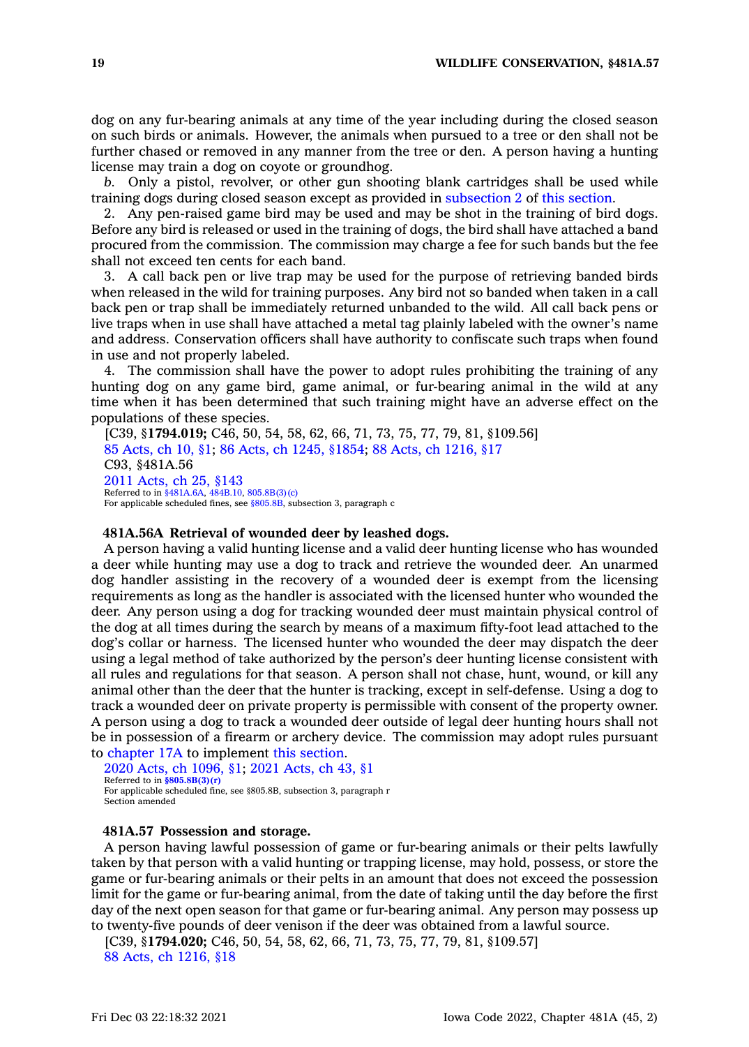dog on any fur-bearing animals at any time of the year including during the closed season on such birds or animals. However, the animals when pursued to a tree or den shall not be further chased or removed in any manner from the tree or den. A person having a hunting license may train a dog on coyote or groundhog.

*b.* Only a pistol, revolver, or other gun shooting blank cartridges shall be used while training dogs during closed season except as provided in subsection 2 of this section.

2. Any pen-raised game bird may be used and may be shot in the training of bird dogs. Before any bird is released or used in the training of dogs, the bird shall have attached a band procured from the commission. The commission may charge a fee for such bands but the fee shall not exceed ten cents for each band.

3. A call back pen or live trap may be used for the purpose of retrieving banded birds when released in the wild for training purposes. Any bird not so banded when taken in a call back pen or trap shall be immediately returned unbanded to the wild. All call back pens or live traps when in use shall have attached a metal tag plainly labeled with the owner's name and address. Conservation officers shall have authority to confiscate such traps when found in use and not properly labeled.

4. The commission shall have the power to adopt rules prohibiting the training of any hunting dog on any game bird, game animal, or fur-bearing animal in the wild at any time when it has been determined that such training might have an adverse effect on the populations of these species.

[C39, §**1794.019;** C46, 50, 54, 58, 62, 66, 71, 73, 75, 77, 79, 81, §109.56]
85 Acts, ch 10, §1; 86 Acts, ch 1245, §1854; 88 Acts, ch 1216, §17
C93, §481A.56
2011 Acts, ch 25, §143
Referred to in §481A.6A, 484B.10, 805.8B(3)(c)
For applicable scheduled fines, see §805.8B, subsection 3, paragraph c

**481A.56A Retrieval of wounded deer by leashed dogs.**

A person having a valid hunting license and a valid deer hunting license who has wounded a deer while hunting may use a dog to track and retrieve the wounded deer. An unarmed dog handler assisting in the recovery of a wounded deer is exempt from the licensing requirements as long as the handler is associated with the licensed hunter who wounded the deer. Any person using a dog for tracking wounded deer must maintain physical control of the dog at all times during the search by means of a maximum fifty-foot lead attached to the dog's collar or harness. The licensed hunter who wounded the deer may dispatch the deer using a legal method of take authorized by the person's deer hunting license consistent with all rules and regulations for that season. A person shall not chase, hunt, wound, or kill any animal other than the deer that the hunter is tracking, except in self-defense. Using a dog to track a wounded deer on private property is permissible with consent of the property owner. A person using a dog to track a wounded deer outside of legal deer hunting hours shall not be in possession of a firearm or archery device. The commission may adopt rules pursuant to chapter 17A to implement this section.

2020 Acts, ch 1096, §1; 2021 Acts, ch 43, §1
Referred to in **§805.8B(3)(r)**
For applicable scheduled fine, see §805.8B, subsection 3, paragraph r
Section amended

**481A.57 Possession and storage.**

A person having lawful possession of game or fur-bearing animals or their pelts lawfully taken by that person with a valid hunting or trapping license, may hold, possess, or store the game or fur-bearing animals or their pelts in an amount that does not exceed the possession limit for the game or fur-bearing animal, from the date of taking until the day before the first day of the next open season for that game or fur-bearing animal. Any person may possess up to twenty-five pounds of deer venison if the deer was obtained from a lawful source.

[C39, §**1794.020;** C46, 50, 54, 58, 62, 66, 71, 73, 75, 77, 79, 81, §109.57]
88 Acts, ch 1216, §18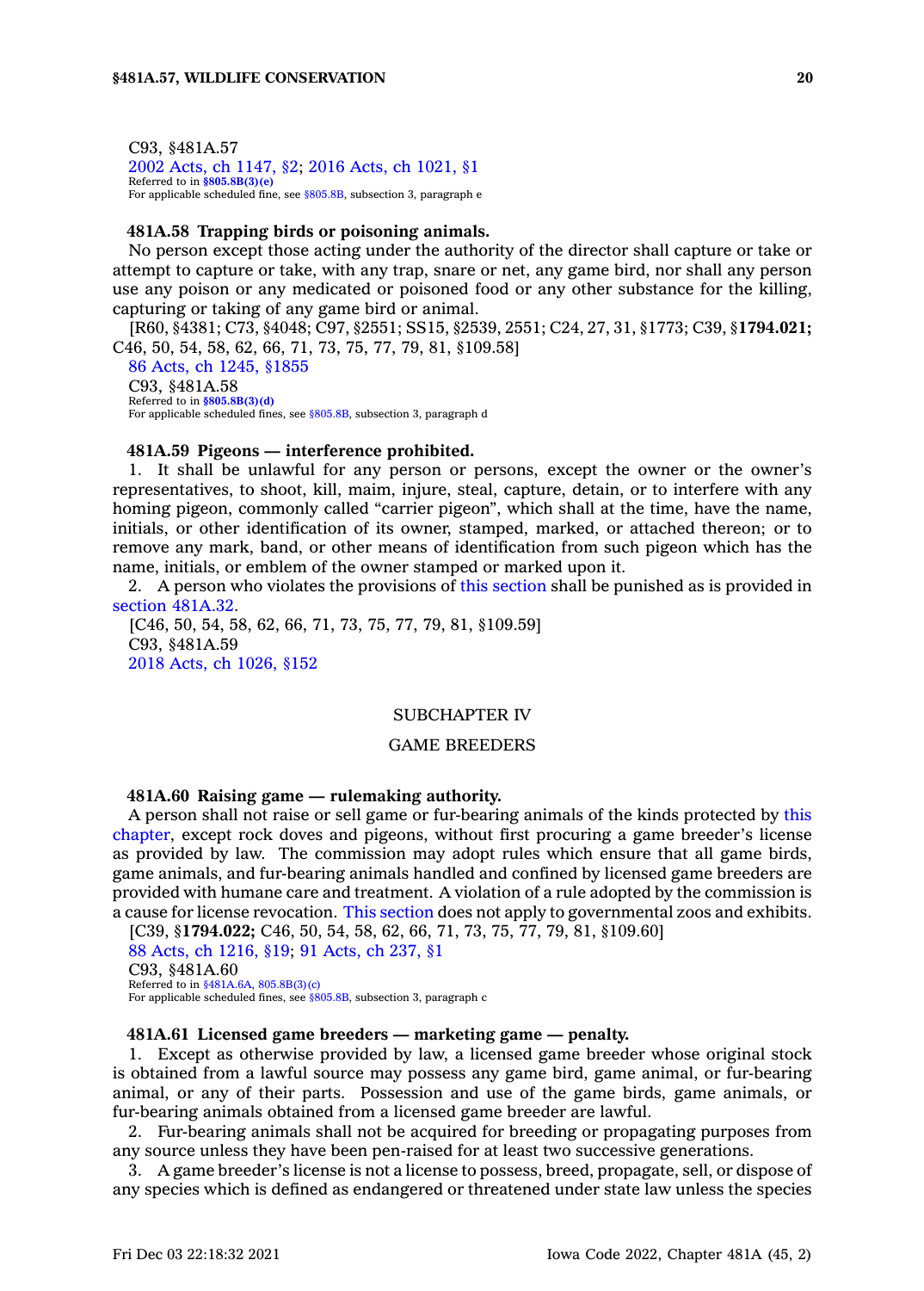C93, §481A.57

2002 Acts, ch 1147, §2; 2016 Acts, ch 1021, §1

Referred to in **§805.8B(3)(e)**

For applicable scheduled fine, see §805.8B, subsection 3, paragraph e

**481A.58 Trapping birds or poisoning animals.**

No person except those acting under the authority of the director shall capture or take or attempt to capture or take, with any trap, snare or net, any game bird, nor shall any person use any poison or any medicated or poisoned food or any other substance for the killing, capturing or taking of any game bird or animal.

[R60, §4381; C73, §4048; C97, §2551; SS15, §2539, 2551; C24, 27, 31, §1773; C39, §**1794.021;** C46, 50, 54, 58, 62, 66, 71, 73, 75, 77, 79, 81, §109.58]

86 Acts, ch 1245, §1855

C93, §481A.58

Referred to in **§805.8B(3)(d)**

For applicable scheduled fines, see §805.8B, subsection 3, paragraph d

**481A.59 Pigeons — interference prohibited.**

1. It shall be unlawful for any person or persons, except the owner or the owner's representatives, to shoot, kill, maim, injure, steal, capture, detain, or to interfere with any homing pigeon, commonly called "carrier pigeon", which shall at the time, have the name, initials, or other identification of its owner, stamped, marked, or attached thereon; or to remove any mark, band, or other means of identification from such pigeon which has the name, initials, or emblem of the owner stamped or marked upon it.

2. A person who violates the provisions of this section shall be punished as is provided in section 481A.32.

[C46, 50, 54, 58, 62, 66, 71, 73, 75, 77, 79, 81, §109.59]

C93, §481A.59

2018 Acts, ch 1026, §152

## SUBCHAPTER IV

## GAME BREEDERS

**481A.60 Raising game — rulemaking authority.**

A person shall not raise or sell game or fur-bearing animals of the kinds protected by this chapter, except rock doves and pigeons, without first procuring a game breeder's license as provided by law. The commission may adopt rules which ensure that all game birds, game animals, and fur-bearing animals handled and confined by licensed game breeders are provided with humane care and treatment. A violation of a rule adopted by the commission is a cause for license revocation. This section does not apply to governmental zoos and exhibits.

[C39, §**1794.022;** C46, 50, 54, 58, 62, 66, 71, 73, 75, 77, 79, 81, §109.60]

88 Acts, ch 1216, §19; 91 Acts, ch 237, §1

C93, §481A.60

Referred to in §481A.6A, 805.8B(3)(c)

For applicable scheduled fines, see §805.8B, subsection 3, paragraph c

**481A.61 Licensed game breeders — marketing game — penalty.**

1. Except as otherwise provided by law, a licensed game breeder whose original stock is obtained from a lawful source may possess any game bird, game animal, or fur-bearing animal, or any of their parts. Possession and use of the game birds, game animals, or fur-bearing animals obtained from a licensed game breeder are lawful.

2. Fur-bearing animals shall not be acquired for breeding or propagating purposes from any source unless they have been pen-raised for at least two successive generations.

3. A game breeder's license is not a license to possess, breed, propagate, sell, or dispose of any species which is defined as endangered or threatened under state law unless the species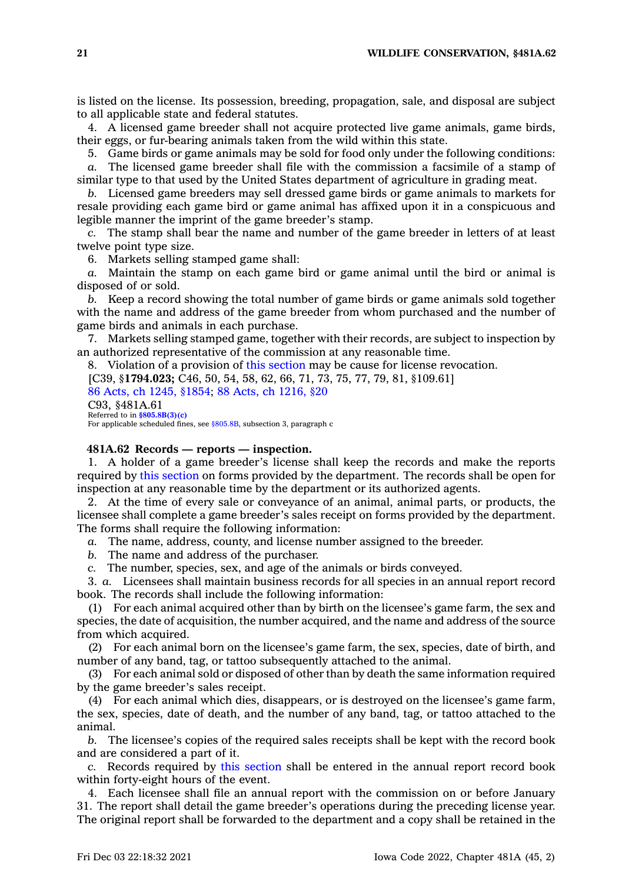is listed on the license. Its possession, breeding, propagation, sale, and disposal are subject to all applicable state and federal statutes.

4. A licensed game breeder shall not acquire protected live game animals, game birds, their eggs, or fur-bearing animals taken from the wild within this state.

5. Game birds or game animals may be sold for food only under the following conditions:

*a.* The licensed game breeder shall file with the commission a facsimile of a stamp of similar type to that used by the United States department of agriculture in grading meat.

*b.* Licensed game breeders may sell dressed game birds or game animals to markets for resale providing each game bird or game animal has affixed upon it in a conspicuous and legible manner the imprint of the game breeder's stamp.

*c.* The stamp shall bear the name and number of the game breeder in letters of at least twelve point type size.

6. Markets selling stamped game shall:

*a.* Maintain the stamp on each game bird or game animal until the bird or animal is disposed of or sold.

*b.* Keep a record showing the total number of game birds or game animals sold together with the name and address of the game breeder from whom purchased and the number of game birds and animals in each purchase.

7. Markets selling stamped game, together with their records, are subject to inspection by an authorized representative of the commission at any reasonable time.

8. Violation of a provision of this section may be cause for license revocation.

[C39, §**1794.023;** C46, 50, 54, 58, 62, 66, 71, 73, 75, 77, 79, 81, §109.61]

86 Acts, ch 1245, §1854; 88 Acts, ch 1216, §20

C93, §481A.61

Referred to in **§805.8B(3)(c)**

For applicable scheduled fines, see §805.8B, subsection 3, paragraph c

**481A.62 Records — reports — inspection.**

1. A holder of a game breeder's license shall keep the records and make the reports required by this section on forms provided by the department. The records shall be open for inspection at any reasonable time by the department or its authorized agents.

2. At the time of every sale or conveyance of an animal, animal parts, or products, the licensee shall complete a game breeder's sales receipt on forms provided by the department. The forms shall require the following information:

*a.* The name, address, county, and license number assigned to the breeder.

*b.* The name and address of the purchaser.

*c.* The number, species, sex, and age of the animals or birds conveyed.

3. *a.* Licensees shall maintain business records for all species in an annual report record book. The records shall include the following information:

(1) For each animal acquired other than by birth on the licensee's game farm, the sex and species, the date of acquisition, the number acquired, and the name and address of the source from which acquired.

(2) For each animal born on the licensee's game farm, the sex, species, date of birth, and number of any band, tag, or tattoo subsequently attached to the animal.

(3) For each animal sold or disposed of other than by death the same information required by the game breeder's sales receipt.

(4) For each animal which dies, disappears, or is destroyed on the licensee's game farm, the sex, species, date of death, and the number of any band, tag, or tattoo attached to the animal.

*b.* The licensee's copies of the required sales receipts shall be kept with the record book and are considered a part of it.

*c.* Records required by this section shall be entered in the annual report record book within forty-eight hours of the event.

4. Each licensee shall file an annual report with the commission on or before January 31. The report shall detail the game breeder's operations during the preceding license year. The original report shall be forwarded to the department and a copy shall be retained in the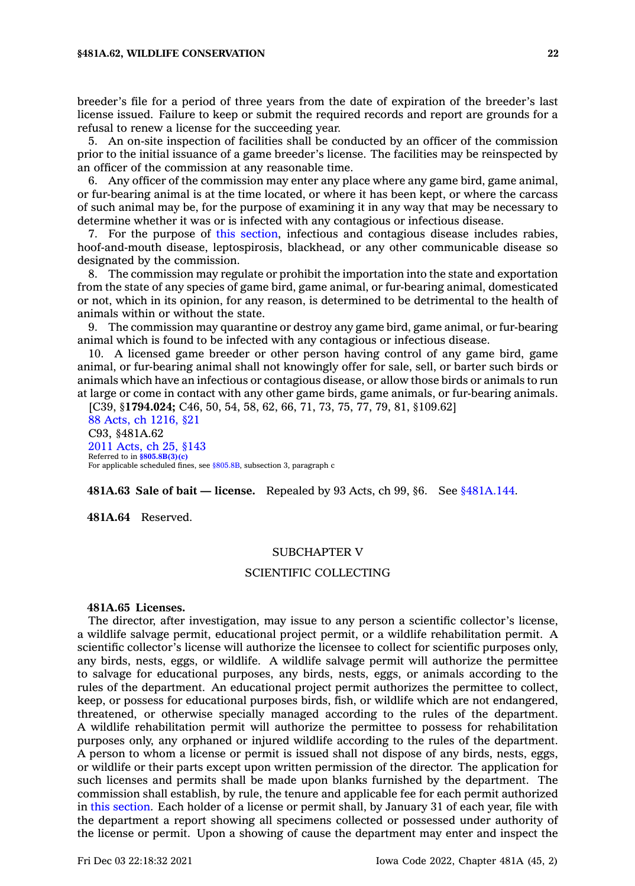breeder's file for a period of three years from the date of expiration of the breeder's last license issued. Failure to keep or submit the required records and report are grounds for a refusal to renew a license for the succeeding year.

5. An on-site inspection of facilities shall be conducted by an officer of the commission prior to the initial issuance of a game breeder's license. The facilities may be reinspected by an officer of the commission at any reasonable time.

6. Any officer of the commission may enter any place where any game bird, game animal, or fur-bearing animal is at the time located, or where it has been kept, or where the carcass of such animal may be, for the purpose of examining it in any way that may be necessary to determine whether it was or is infected with any contagious or infectious disease.

7. For the purpose of this section, infectious and contagious disease includes rabies, hoof-and-mouth disease, leptospirosis, blackhead, or any other communicable disease so designated by the commission.

8. The commission may regulate or prohibit the importation into the state and exportation from the state of any species of game bird, game animal, or fur-bearing animal, domesticated or not, which in its opinion, for any reason, is determined to be detrimental to the health of animals within or without the state.

9. The commission may quarantine or destroy any game bird, game animal, or fur-bearing animal which is found to be infected with any contagious or infectious disease.

10. A licensed game breeder or other person having control of any game bird, game animal, or fur-bearing animal shall not knowingly offer for sale, sell, or barter such birds or animals which have an infectious or contagious disease, or allow those birds or animals to run at large or come in contact with any other game birds, game animals, or fur-bearing animals.

[C39, §**1794.024;** C46, 50, 54, 58, 62, 66, 71, 73, 75, 77, 79, 81, §109.62]

88 Acts, ch 1216, §21

C93, §481A.62

2011 Acts, ch 25, §143

Referred to in **§805.8B(3)(c)**

For applicable scheduled fines, see §805.8B, subsection 3, paragraph c

**481A.63 Sale of bait — license.** Repealed by 93 Acts, ch 99, §6. See §481A.144.

**481A.64** Reserved.

## SUBCHAPTER V

## SCIENTIFIC COLLECTING

**481A.65 Licenses.**

The director, after investigation, may issue to any person a scientific collector's license, a wildlife salvage permit, educational project permit, or a wildlife rehabilitation permit. A scientific collector's license will authorize the licensee to collect for scientific purposes only, any birds, nests, eggs, or wildlife. A wildlife salvage permit will authorize the permittee to salvage for educational purposes, any birds, nests, eggs, or animals according to the rules of the department. An educational project permit authorizes the permittee to collect, keep, or possess for educational purposes birds, fish, or wildlife which are not endangered, threatened, or otherwise specially managed according to the rules of the department. A wildlife rehabilitation permit will authorize the permittee to possess for rehabilitation purposes only, any orphaned or injured wildlife according to the rules of the department. A person to whom a license or permit is issued shall not dispose of any birds, nests, eggs, or wildlife or their parts except upon written permission of the director. The application for such licenses and permits shall be made upon blanks furnished by the department. The commission shall establish, by rule, the tenure and applicable fee for each permit authorized in this section. Each holder of a license or permit shall, by January 31 of each year, file with the department a report showing all specimens collected or possessed under authority of the license or permit. Upon a showing of cause the department may enter and inspect the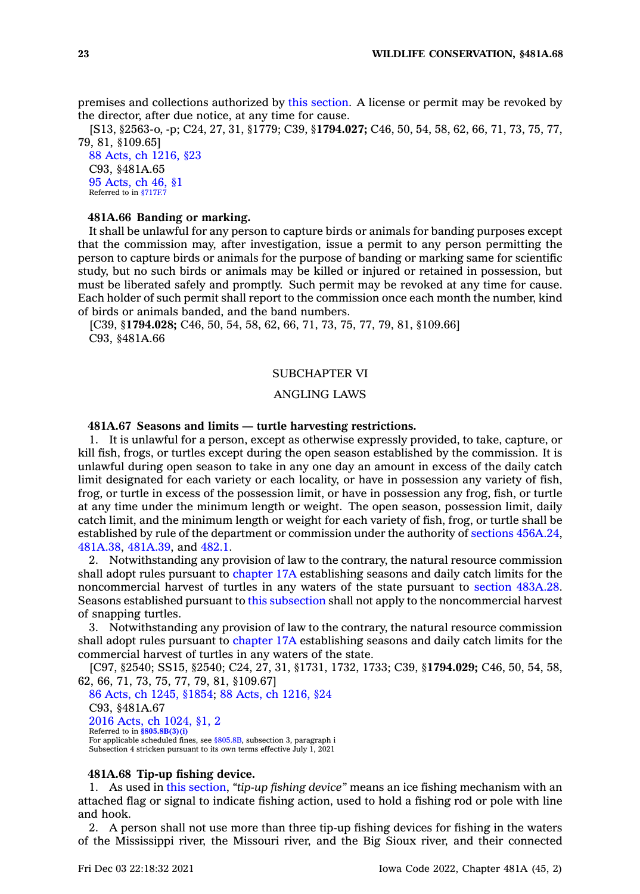premises and collections authorized by this section. A license or permit may be revoked by the director, after due notice, at any time for cause.

[S13, §2563-o, -p; C24, 27, 31, §1779; C39, §**1794.027;** C46, 50, 54, 58, 62, 66, 71, 73, 75, 77, 79, 81, §109.65]

88 Acts, ch 1216, §23

C93, §481A.65

95 Acts, ch 46, §1

Referred to in §717F.7

**481A.66 Banding or marking.**

It shall be unlawful for any person to capture birds or animals for banding purposes except that the commission may, after investigation, issue a permit to any person permitting the person to capture birds or animals for the purpose of banding or marking same for scientific study, but no such birds or animals may be killed or injured or retained in possession, but must be liberated safely and promptly. Such permit may be revoked at any time for cause. Each holder of such permit shall report to the commission once each month the number, kind of birds or animals banded, and the band numbers.

[C39, §**1794.028;** C46, 50, 54, 58, 62, 66, 71, 73, 75, 77, 79, 81, §109.66]

C93, §481A.66

## SUBCHAPTER VI

## ANGLING LAWS

**481A.67 Seasons and limits — turtle harvesting restrictions.**

1. It is unlawful for a person, except as otherwise expressly provided, to take, capture, or kill fish, frogs, or turtles except during the open season established by the commission. It is unlawful during open season to take in any one day an amount in excess of the daily catch limit designated for each variety or each locality, or have in possession any variety of fish, frog, or turtle in excess of the possession limit, or have in possession any frog, fish, or turtle at any time under the minimum length or weight. The open season, possession limit, daily catch limit, and the minimum length or weight for each variety of fish, frog, or turtle shall be established by rule of the department or commission under the authority of sections 456A.24, 481A.38, 481A.39, and 482.1.

2. Notwithstanding any provision of law to the contrary, the natural resource commission shall adopt rules pursuant to chapter 17A establishing seasons and daily catch limits for the noncommercial harvest of turtles in any waters of the state pursuant to section 483A.28. Seasons established pursuant to this subsection shall not apply to the noncommercial harvest of snapping turtles.

3. Notwithstanding any provision of law to the contrary, the natural resource commission shall adopt rules pursuant to chapter 17A establishing seasons and daily catch limits for the commercial harvest of turtles in any waters of the state.

[C97, §2540; SS15, §2540; C24, 27, 31, §1731, 1732, 1733; C39, §**1794.029;** C46, 50, 54, 58, 62, 66, 71, 73, 75, 77, 79, 81, §109.67]

86 Acts, ch 1245, §1854; 88 Acts, ch 1216, §24

C93, §481A.67

2016 Acts, ch 1024, §1, 2

Referred to in §805.8B(3)(i)

For applicable scheduled fines, see §805.8B, subsection 3, paragraph i

Subsection 4 stricken pursuant to its own terms effective July 1, 2021

**481A.68 Tip-up fishing device.**

1. As used in this section, "*tip-up fishing device*" means an ice fishing mechanism with an attached flag or signal to indicate fishing action, used to hold a fishing rod or pole with line and hook.

2. A person shall not use more than three tip-up fishing devices for fishing in the waters of the Mississippi river, the Missouri river, and the Big Sioux river, and their connected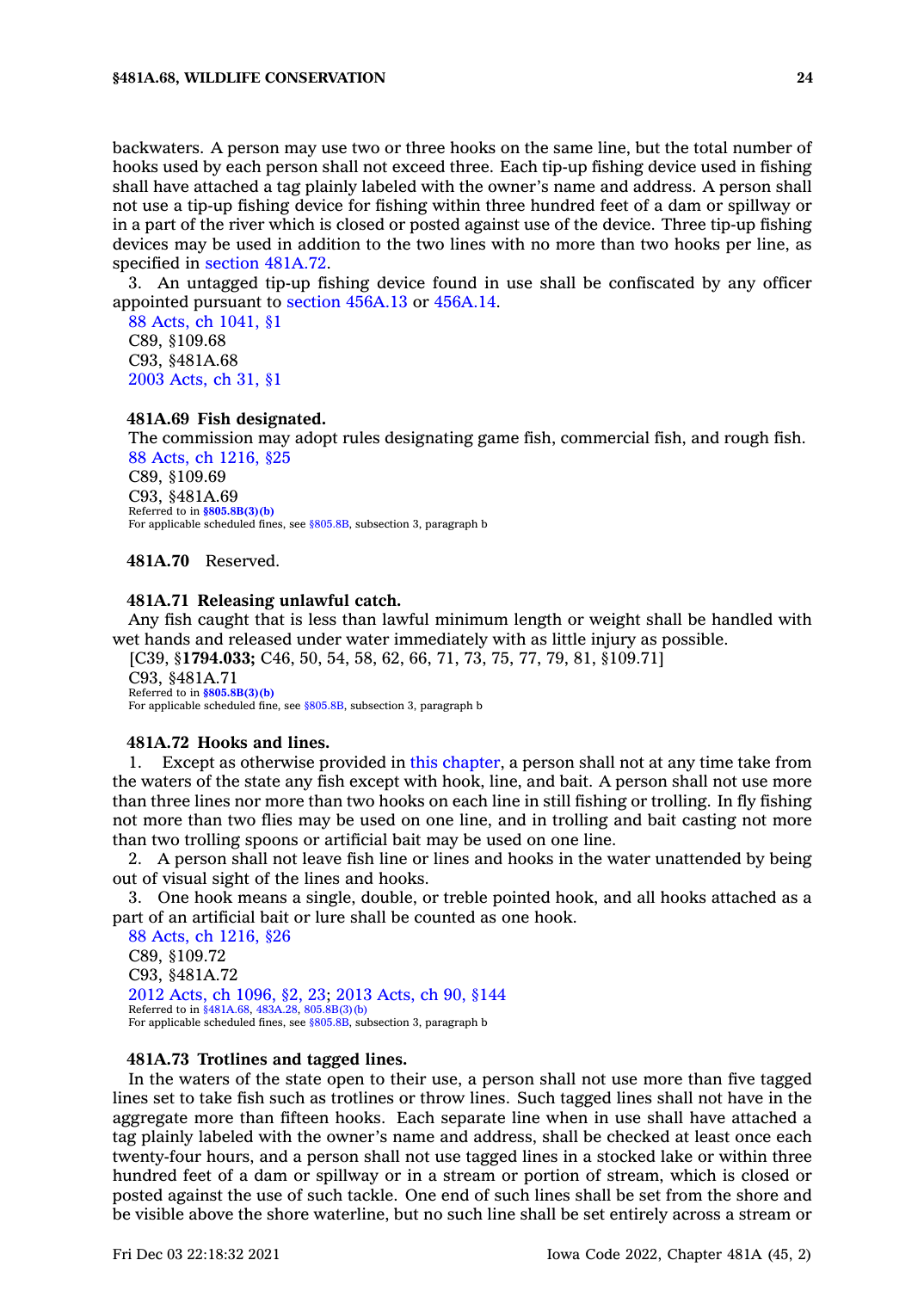backwaters. A person may use two or three hooks on the same line, but the total number of hooks used by each person shall not exceed three. Each tip-up fishing device used in fishing shall have attached a tag plainly labeled with the owner's name and address. A person shall not use a tip-up fishing device for fishing within three hundred feet of a dam or spillway or in a part of the river which is closed or posted against use of the device. Three tip-up fishing devices may be used in addition to the two lines with no more than two hooks per line, as specified in section 481A.72.

3. An untagged tip-up fishing device found in use shall be confiscated by any officer appointed pursuant to section 456A.13 or 456A.14.

88 Acts, ch 1041, §1
C89, §109.68
C93, §481A.68
2003 Acts, ch 31, §1

**481A.69 Fish designated.**

The commission may adopt rules designating game fish, commercial fish, and rough fish.

88 Acts, ch 1216, §25
C89, §109.69
C93, §481A.69
Referred to in **§805.8B(3)(b)**
For applicable scheduled fines, see §805.8B, subsection 3, paragraph b

**481A.70** Reserved.

**481A.71 Releasing unlawful catch.**

Any fish caught that is less than lawful minimum length or weight shall be handled with wet hands and released under water immediately with as little injury as possible.

[C39, §**1794.033;** C46, 50, 54, 58, 62, 66, 71, 73, 75, 77, 79, 81, §109.71]
C93, §481A.71
Referred to in **§805.8B(3)(b)**
For applicable scheduled fine, see §805.8B, subsection 3, paragraph b

**481A.72 Hooks and lines.**

1. Except as otherwise provided in this chapter, a person shall not at any time take from the waters of the state any fish except with hook, line, and bait. A person shall not use more than three lines nor more than two hooks on each line in still fishing or trolling. In fly fishing not more than two flies may be used on one line, and in trolling and bait casting not more than two trolling spoons or artificial bait may be used on one line.

2. A person shall not leave fish line or lines and hooks in the water unattended by being out of visual sight of the lines and hooks.

3. One hook means a single, double, or treble pointed hook, and all hooks attached as a part of an artificial bait or lure shall be counted as one hook.

88 Acts, ch 1216, §26
C89, §109.72
C93, §481A.72
2012 Acts, ch 1096, §2, 23; 2013 Acts, ch 90, §144
Referred to in §481A.68, 483A.28, 805.8B(3)(b)
For applicable scheduled fines, see §805.8B, subsection 3, paragraph b

**481A.73 Trotlines and tagged lines.**

In the waters of the state open to their use, a person shall not use more than five tagged lines set to take fish such as trotlines or throw lines. Such tagged lines shall not have in the aggregate more than fifteen hooks. Each separate line when in use shall have attached a tag plainly labeled with the owner's name and address, shall be checked at least once each twenty-four hours, and a person shall not use tagged lines in a stocked lake or within three hundred feet of a dam or spillway or in a stream or portion of stream, which is closed or posted against the use of such tackle. One end of such lines shall be set from the shore and be visible above the shore waterline, but no such line shall be set entirely across a stream or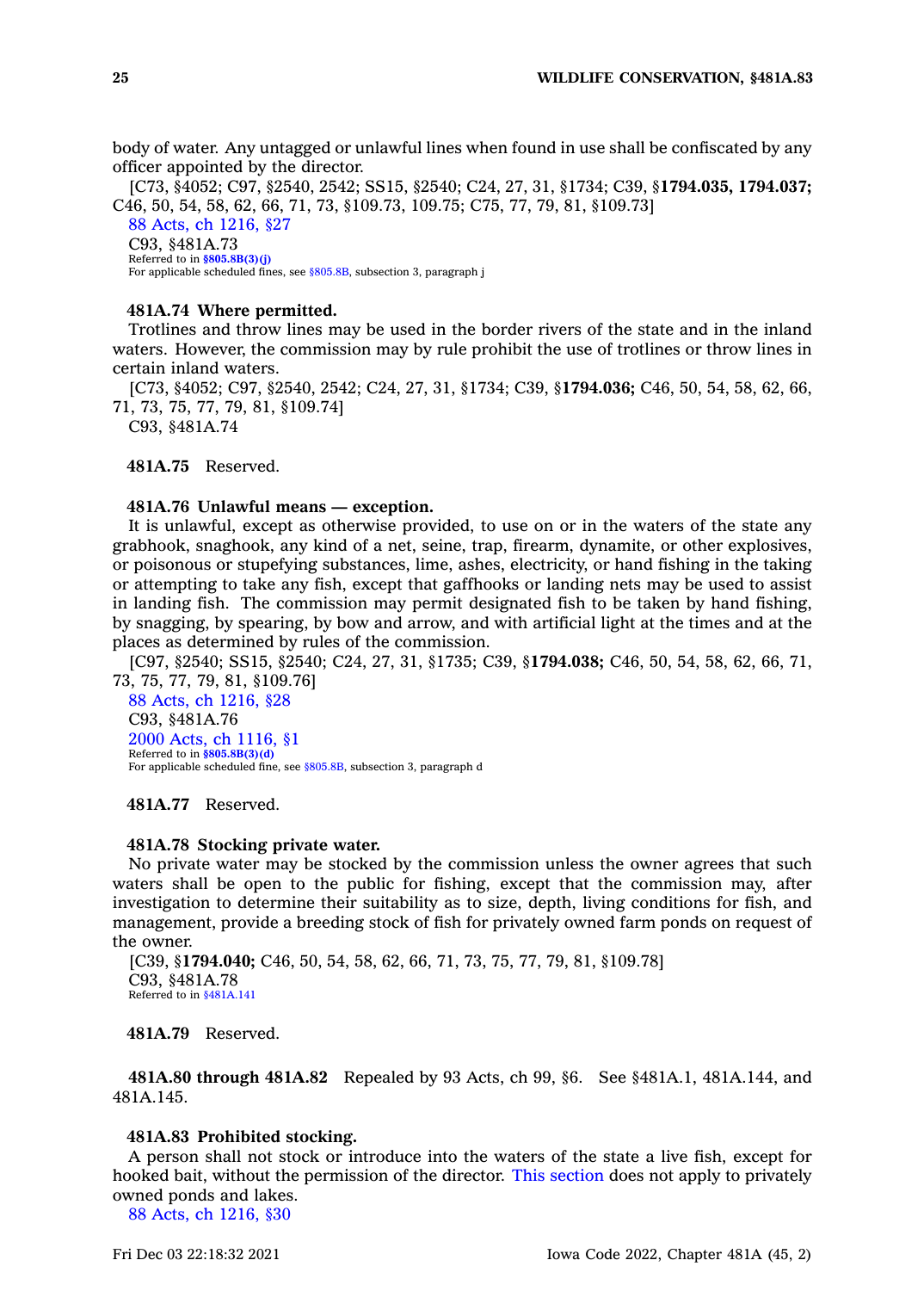body of water. Any untagged or unlawful lines when found in use shall be confiscated by any officer appointed by the director.

[C73, §4052; C97, §2540, 2542; SS15, §2540; C24, 27, 31, §1734; C39, §**1794.035, 1794.037;** C46, 50, 54, 58, 62, 66, 71, 73, §109.73, 109.75; C75, 77, 79, 81, §109.73]

88 Acts, ch 1216, §27

C93, §481A.73

Referred to in §805.8B(3)(j)

For applicable scheduled fines, see §805.8B, subsection 3, paragraph j

**481A.74 Where permitted.**

Trotlines and throw lines may be used in the border rivers of the state and in the inland waters. However, the commission may by rule prohibit the use of trotlines or throw lines in certain inland waters.

[C73, §4052; C97, §2540, 2542; C24, 27, 31, §1734; C39, §**1794.036;** C46, 50, 54, 58, 62, 66, 71, 73, 75, 77, 79, 81, §109.74]

C93, §481A.74

**481A.75** Reserved.

**481A.76 Unlawful means — exception.**

It is unlawful, except as otherwise provided, to use on or in the waters of the state any grabhook, snaghook, any kind of a net, seine, trap, firearm, dynamite, or other explosives, or poisonous or stupefying substances, lime, ashes, electricity, or hand fishing in the taking or attempting to take any fish, except that gaffhooks or landing nets may be used to assist in landing fish. The commission may permit designated fish to be taken by hand fishing, by snagging, by spearing, by bow and arrow, and with artificial light at the times and at the places as determined by rules of the commission.

[C97, §2540; SS15, §2540; C24, 27, 31, §1735; C39, §**1794.038;** C46, 50, 54, 58, 62, 66, 71, 73, 75, 77, 79, 81, §109.76]

88 Acts, ch 1216, §28

C93, §481A.76

2000 Acts, ch 1116, §1

Referred to in §805.8B(3)(d)

For applicable scheduled fine, see §805.8B, subsection 3, paragraph d

**481A.77** Reserved.

**481A.78 Stocking private water.**

No private water may be stocked by the commission unless the owner agrees that such waters shall be open to the public for fishing, except that the commission may, after investigation to determine their suitability as to size, depth, living conditions for fish, and management, provide a breeding stock of fish for privately owned farm ponds on request of the owner.

[C39, §**1794.040;** C46, 50, 54, 58, 62, 66, 71, 73, 75, 77, 79, 81, §109.78]

C93, §481A.78

Referred to in §481A.141

**481A.79** Reserved.

**481A.80 through 481A.82** Repealed by 93 Acts, ch 99, §6. See §481A.1, 481A.144, and 481A.145.

**481A.83 Prohibited stocking.**

A person shall not stock or introduce into the waters of the state a live fish, except for hooked bait, without the permission of the director. This section does not apply to privately owned ponds and lakes.

88 Acts, ch 1216, §30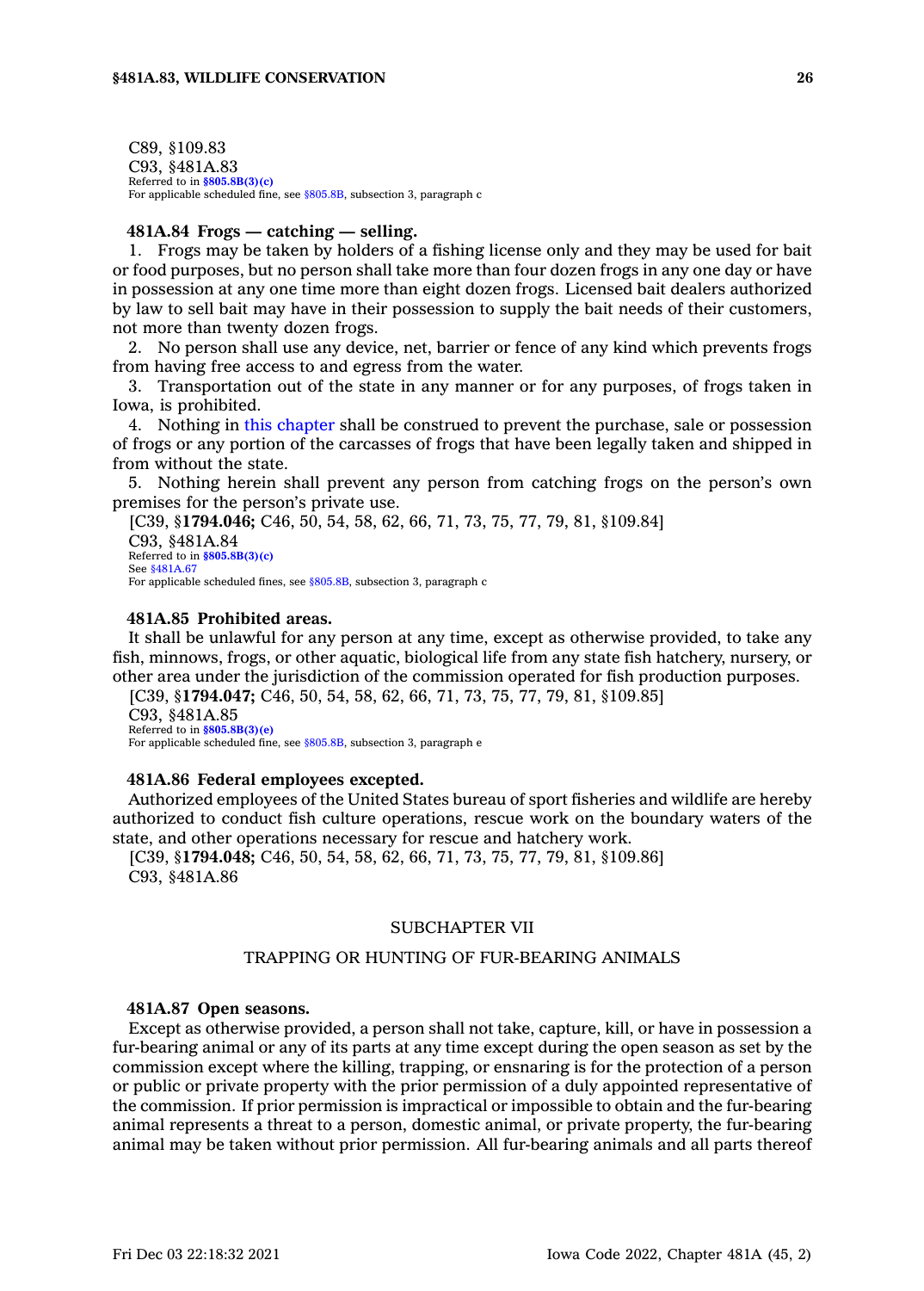C89, §109.83
C93, §481A.83
Referred to in **§805.8B(3)(c)**
For applicable scheduled fine, see §805.8B, subsection 3, paragraph c

**481A.84 Frogs — catching — selling.**

1. Frogs may be taken by holders of a fishing license only and they may be used for bait or food purposes, but no person shall take more than four dozen frogs in any one day or have in possession at any one time more than eight dozen frogs. Licensed bait dealers authorized by law to sell bait may have in their possession to supply the bait needs of their customers, not more than twenty dozen frogs.
2. No person shall use any device, net, barrier or fence of any kind which prevents frogs from having free access to and egress from the water.
3. Transportation out of the state in any manner or for any purposes, of frogs taken in Iowa, is prohibited.
4. Nothing in this chapter shall be construed to prevent the purchase, sale or possession of frogs or any portion of the carcasses of frogs that have been legally taken and shipped in from without the state.
5. Nothing herein shall prevent any person from catching frogs on the person's own premises for the person's private use.

[C39, §**1794.046;** C46, 50, 54, 58, 62, 66, 71, 73, 75, 77, 79, 81, §109.84]
C93, §481A.84
Referred to in **§805.8B(3)(c)**
See §481A.67
For applicable scheduled fines, see §805.8B, subsection 3, paragraph c

**481A.85 Prohibited areas.**

It shall be unlawful for any person at any time, except as otherwise provided, to take any fish, minnows, frogs, or other aquatic, biological life from any state fish hatchery, nursery, or other area under the jurisdiction of the commission operated for fish production purposes.

[C39, §**1794.047;** C46, 50, 54, 58, 62, 66, 71, 73, 75, 77, 79, 81, §109.85]
C93, §481A.85
Referred to in **§805.8B(3)(e)**
For applicable scheduled fine, see §805.8B, subsection 3, paragraph e

**481A.86 Federal employees excepted.**

Authorized employees of the United States bureau of sport fisheries and wildlife are hereby authorized to conduct fish culture operations, rescue work on the boundary waters of the state, and other operations necessary for rescue and hatchery work.

[C39, §**1794.048;** C46, 50, 54, 58, 62, 66, 71, 73, 75, 77, 79, 81, §109.86]
C93, §481A.86

## SUBCHAPTER VII

## TRAPPING OR HUNTING OF FUR-BEARING ANIMALS

**481A.87 Open seasons.**

Except as otherwise provided, a person shall not take, capture, kill, or have in possession a fur-bearing animal or any of its parts at any time except during the open season as set by the commission except where the killing, trapping, or ensnaring is for the protection of a person or public or private property with the prior permission of a duly appointed representative of the commission. If prior permission is impractical or impossible to obtain and the fur-bearing animal represents a threat to a person, domestic animal, or private property, the fur-bearing animal may be taken without prior permission. All fur-bearing animals and all parts thereof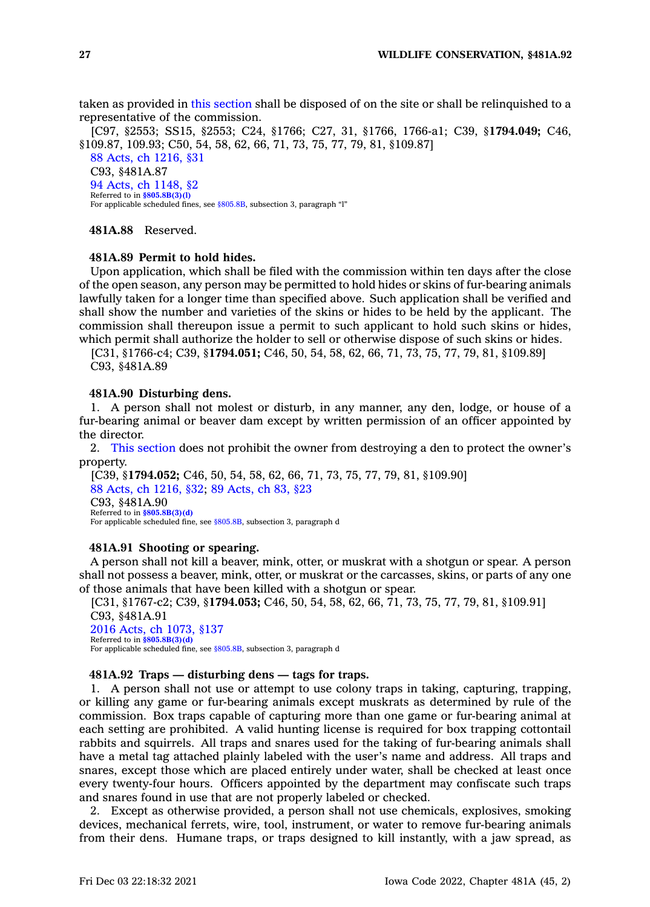taken as provided in this section shall be disposed of on the site or shall be relinquished to a representative of the commission.

[C97, §2553; SS15, §2553; C24, §1766; C27, 31, §1766, 1766-a1; C39, §**1794.049;** C46, §109.87, 109.93; C50, 54, 58, 62, 66, 71, 73, 75, 77, 79, 81, §109.87]

88 Acts, ch 1216, §31
C93, §481A.87
94 Acts, ch 1148, §2
Referred to in **§805.8B(3)(l)**
For applicable scheduled fines, see §805.8B, subsection 3, paragraph "l"

**481A.88** Reserved.

**481A.89 Permit to hold hides.**

Upon application, which shall be filed with the commission within ten days after the close of the open season, any person may be permitted to hold hides or skins of fur-bearing animals lawfully taken for a longer time than specified above. Such application shall be verified and shall show the number and varieties of the skins or hides to be held by the applicant. The commission shall thereupon issue a permit to such applicant to hold such skins or hides, which permit shall authorize the holder to sell or otherwise dispose of such skins or hides.

[C31, §1766-c4; C39, §**1794.051;** C46, 50, 54, 58, 62, 66, 71, 73, 75, 77, 79, 81, §109.89]
C93, §481A.89

**481A.90 Disturbing dens.**

1. A person shall not molest or disturb, in any manner, any den, lodge, or house of a fur-bearing animal or beaver dam except by written permission of an officer appointed by the director.

2. This section does not prohibit the owner from destroying a den to protect the owner's property.

[C39, §**1794.052;** C46, 50, 54, 58, 62, 66, 71, 73, 75, 77, 79, 81, §109.90]
88 Acts, ch 1216, §32; 89 Acts, ch 83, §23
C93, §481A.90
Referred to in **§805.8B(3)(d)**
For applicable scheduled fine, see §805.8B, subsection 3, paragraph d

**481A.91 Shooting or spearing.**

A person shall not kill a beaver, mink, otter, or muskrat with a shotgun or spear. A person shall not possess a beaver, mink, otter, or muskrat or the carcasses, skins, or parts of any one of those animals that have been killed with a shotgun or spear.

[C31, §1767-c2; C39, §**1794.053;** C46, 50, 54, 58, 62, 66, 71, 73, 75, 77, 79, 81, §109.91]
C93, §481A.91
2016 Acts, ch 1073, §137
Referred to in **§805.8B(3)(d)**
For applicable scheduled fine, see §805.8B, subsection 3, paragraph d

**481A.92 Traps — disturbing dens — tags for traps.**

1. A person shall not use or attempt to use colony traps in taking, capturing, trapping, or killing any game or fur-bearing animals except muskrats as determined by rule of the commission. Box traps capable of capturing more than one game or fur-bearing animal at each setting are prohibited. A valid hunting license is required for box trapping cottontail rabbits and squirrels. All traps and snares used for the taking of fur-bearing animals shall have a metal tag attached plainly labeled with the user's name and address. All traps and snares, except those which are placed entirely under water, shall be checked at least once every twenty-four hours. Officers appointed by the department may confiscate such traps and snares found in use that are not properly labeled or checked.

2. Except as otherwise provided, a person shall not use chemicals, explosives, smoking devices, mechanical ferrets, wire, tool, instrument, or water to remove fur-bearing animals from their dens. Humane traps, or traps designed to kill instantly, with a jaw spread, as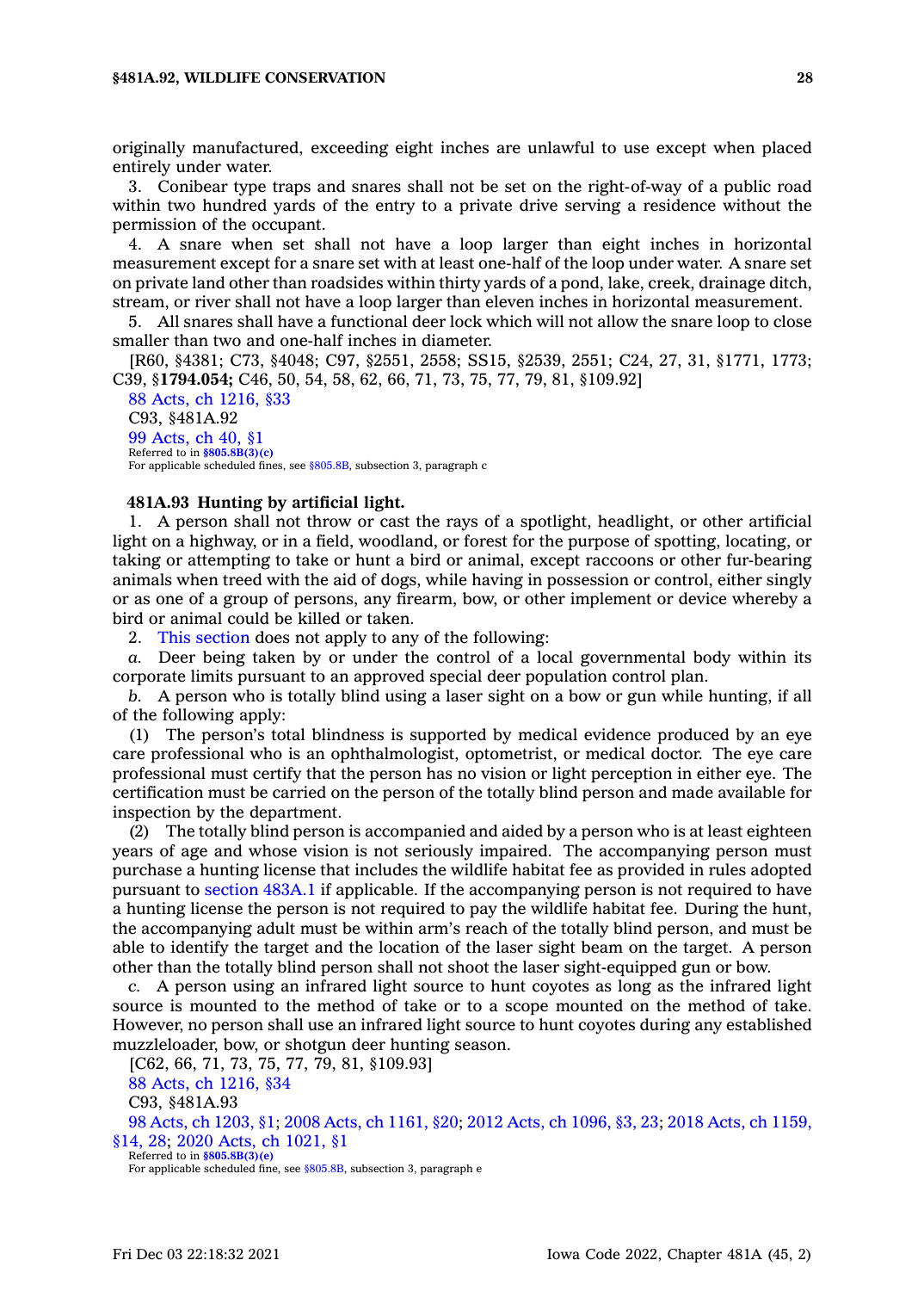originally manufactured, exceeding eight inches are unlawful to use except when placed entirely under water.

3. Conibear type traps and snares shall not be set on the right-of-way of a public road within two hundred yards of the entry to a private drive serving a residence without the permission of the occupant.

4. A snare when set shall not have a loop larger than eight inches in horizontal measurement except for a snare set with at least one-half of the loop under water. A snare set on private land other than roadsides within thirty yards of a pond, lake, creek, drainage ditch, stream, or river shall not have a loop larger than eleven inches in horizontal measurement.

5. All snares shall have a functional deer lock which will not allow the snare loop to close smaller than two and one-half inches in diameter.

[R60, §4381; C73, §4048; C97, §2551, 2558; SS15, §2539, 2551; C24, 27, 31, §1771, 1773; C39, §**1794.054;** C46, 50, 54, 58, 62, 66, 71, 73, 75, 77, 79, 81, §109.92]

88 Acts, ch 1216, §33

C93, §481A.92

99 Acts, ch 40, §1

Referred to in **§805.8B(3)(c)**

For applicable scheduled fines, see §805.8B, subsection 3, paragraph c

### 481A.93 Hunting by artificial light.

1. A person shall not throw or cast the rays of a spotlight, headlight, or other artificial light on a highway, or in a field, woodland, or forest for the purpose of spotting, locating, or taking or attempting to take or hunt a bird or animal, except raccoons or other fur-bearing animals when treed with the aid of dogs, while having in possession or control, either singly or as one of a group of persons, any firearm, bow, or other implement or device whereby a bird or animal could be killed or taken.

2. This section does not apply to any of the following:

*a.* Deer being taken by or under the control of a local governmental body within its corporate limits pursuant to an approved special deer population control plan.

*b.* A person who is totally blind using a laser sight on a bow or gun while hunting, if all of the following apply:

(1) The person's total blindness is supported by medical evidence produced by an eye care professional who is an ophthalmologist, optometrist, or medical doctor. The eye care professional must certify that the person has no vision or light perception in either eye. The certification must be carried on the person of the totally blind person and made available for inspection by the department.

(2) The totally blind person is accompanied and aided by a person who is at least eighteen years of age and whose vision is not seriously impaired. The accompanying person must purchase a hunting license that includes the wildlife habitat fee as provided in rules adopted pursuant to section 483A.1 if applicable. If the accompanying person is not required to have a hunting license the person is not required to pay the wildlife habitat fee. During the hunt, the accompanying adult must be within arm's reach of the totally blind person, and must be able to identify the target and the location of the laser sight beam on the target. A person other than the totally blind person shall not shoot the laser sight-equipped gun or bow.

*c.* A person using an infrared light source to hunt coyotes as long as the infrared light source is mounted to the method of take or to a scope mounted on the method of take. However, no person shall use an infrared light source to hunt coyotes during any established muzzleloader, bow, or shotgun deer hunting season.

[C62, 66, 71, 73, 75, 77, 79, 81, §109.93]

88 Acts, ch 1216, §34

C93, §481A.93

98 Acts, ch 1203, §1; 2008 Acts, ch 1161, §20; 2012 Acts, ch 1096, §3, 23; 2018 Acts, ch 1159, §14, 28; 2020 Acts, ch 1021, §1

Referred to in **§805.8B(3)(e)**

For applicable scheduled fine, see §805.8B, subsection 3, paragraph e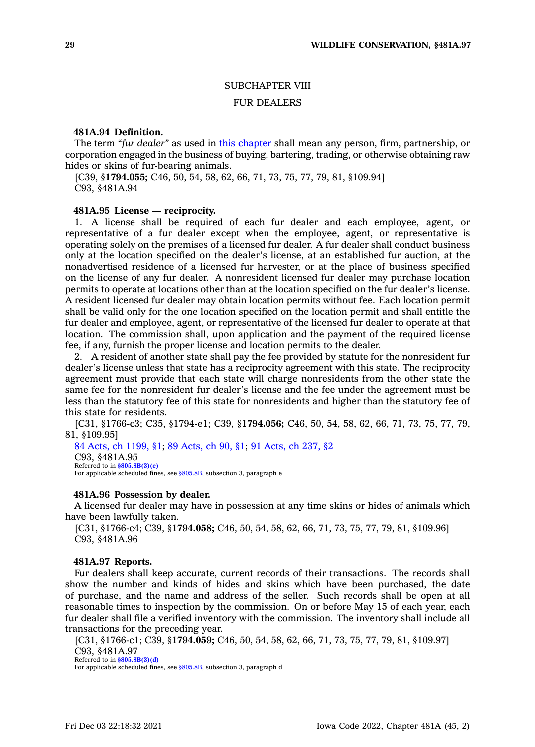## SUBCHAPTER VIII

## FUR DEALERS

**481A.94 Definition.**

The term *"fur dealer"* as used in this chapter shall mean any person, firm, partnership, or corporation engaged in the business of buying, bartering, trading, or otherwise obtaining raw hides or skins of fur-bearing animals.

[C39, §**1794.055;** C46, 50, 54, 58, 62, 66, 71, 73, 75, 77, 79, 81, §109.94]

C93, §481A.94

**481A.95 License — reciprocity.**

1. A license shall be required of each fur dealer and each employee, agent, or representative of a fur dealer except when the employee, agent, or representative is operating solely on the premises of a licensed fur dealer. A fur dealer shall conduct business only at the location specified on the dealer's license, at an established fur auction, at the nonadvertised residence of a licensed fur harvester, or at the place of business specified on the license of any fur dealer. A nonresident licensed fur dealer may purchase location permits to operate at locations other than at the location specified on the fur dealer's license. A resident licensed fur dealer may obtain location permits without fee. Each location permit shall be valid only for the one location specified on the location permit and shall entitle the fur dealer and employee, agent, or representative of the licensed fur dealer to operate at that location. The commission shall, upon application and the payment of the required license fee, if any, furnish the proper license and location permits to the dealer.

2. A resident of another state shall pay the fee provided by statute for the nonresident fur dealer's license unless that state has a reciprocity agreement with this state. The reciprocity agreement must provide that each state will charge nonresidents from the other state the same fee for the nonresident fur dealer's license and the fee under the agreement must be less than the statutory fee of this state for nonresidents and higher than the statutory fee of this state for residents.

[C31, §1766-c3; C35, §1794-e1; C39, §**1794.056;** C46, 50, 54, 58, 62, 66, 71, 73, 75, 77, 79, 81, §109.95]

84 Acts, ch 1199, §1; 89 Acts, ch 90, §1; 91 Acts, ch 237, §2

C93, §481A.95

Referred to in **§805.8B(3)(e)**

For applicable scheduled fines, see §805.8B, subsection 3, paragraph e

**481A.96 Possession by dealer.**

A licensed fur dealer may have in possession at any time skins or hides of animals which have been lawfully taken.

[C31, §1766-c4; C39, §**1794.058;** C46, 50, 54, 58, 62, 66, 71, 73, 75, 77, 79, 81, §109.96]

C93, §481A.96

**481A.97 Reports.**

Fur dealers shall keep accurate, current records of their transactions. The records shall show the number and kinds of hides and skins which have been purchased, the date of purchase, and the name and address of the seller. Such records shall be open at all reasonable times to inspection by the commission. On or before May 15 of each year, each fur dealer shall file a verified inventory with the commission. The inventory shall include all transactions for the preceding year.

[C31, §1766-c1; C39, §**1794.059;** C46, 50, 54, 58, 62, 66, 71, 73, 75, 77, 79, 81, §109.97]

C93, §481A.97

Referred to in **§805.8B(3)(d)**

For applicable scheduled fines, see §805.8B, subsection 3, paragraph d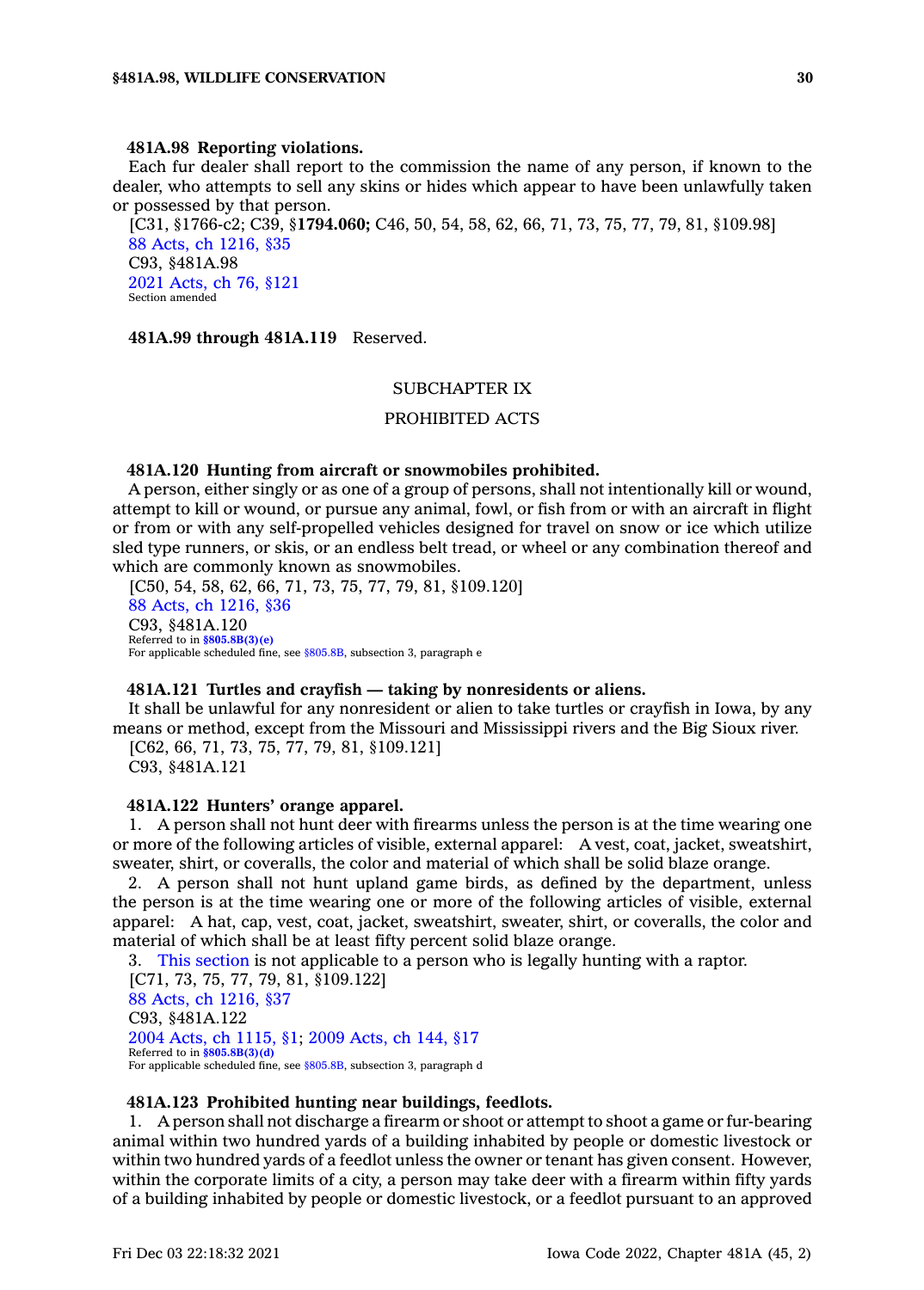**481A.98 Reporting violations.**

Each fur dealer shall report to the commission the name of any person, if known to the dealer, who attempts to sell any skins or hides which appear to have been unlawfully taken or possessed by that person.

[C31, §1766-c2; C39, §**1794.060;** C46, 50, 54, 58, 62, 66, 71, 73, 75, 77, 79, 81, §109.98]

88 Acts, ch 1216, §35

C93, §481A.98

2021 Acts, ch 76, §121

Section amended

**481A.99 through 481A.119** Reserved.

SUBCHAPTER IX

PROHIBITED ACTS

**481A.120 Hunting from aircraft or snowmobiles prohibited.**

A person, either singly or as one of a group of persons, shall not intentionally kill or wound, attempt to kill or wound, or pursue any animal, fowl, or fish from or with an aircraft in flight or from or with any self-propelled vehicles designed for travel on snow or ice which utilize sled type runners, or skis, or an endless belt tread, or wheel or any combination thereof and which are commonly known as snowmobiles.

[C50, 54, 58, 62, 66, 71, 73, 75, 77, 79, 81, §109.120]

88 Acts, ch 1216, §36

C93, §481A.120

Referred to in **§805.8B(3)(e)**

For applicable scheduled fine, see §805.8B, subsection 3, paragraph e

**481A.121 Turtles and crayfish — taking by nonresidents or aliens.**

It shall be unlawful for any nonresident or alien to take turtles or crayfish in Iowa, by any means or method, except from the Missouri and Mississippi rivers and the Big Sioux river.

[C62, 66, 71, 73, 75, 77, 79, 81, §109.121]

C93, §481A.121

**481A.122 Hunters' orange apparel.**

1. A person shall not hunt deer with firearms unless the person is at the time wearing one or more of the following articles of visible, external apparel: A vest, coat, jacket, sweatshirt, sweater, shirt, or coveralls, the color and material of which shall be solid blaze orange.

2. A person shall not hunt upland game birds, as defined by the department, unless the person is at the time wearing one or more of the following articles of visible, external apparel: A hat, cap, vest, coat, jacket, sweatshirt, sweater, shirt, or coveralls, the color and material of which shall be at least fifty percent solid blaze orange.

3. This section is not applicable to a person who is legally hunting with a raptor.

[C71, 73, 75, 77, 79, 81, §109.122]

88 Acts, ch 1216, §37

C93, §481A.122

2004 Acts, ch 1115, §1; 2009 Acts, ch 144, §17

Referred to in **§805.8B(3)(d)**

For applicable scheduled fine, see §805.8B, subsection 3, paragraph d

**481A.123 Prohibited hunting near buildings, feedlots.**

1. A person shall not discharge a firearm or shoot or attempt to shoot a game or fur-bearing animal within two hundred yards of a building inhabited by people or domestic livestock or within two hundred yards of a feedlot unless the owner or tenant has given consent. However, within the corporate limits of a city, a person may take deer with a firearm within fifty yards of a building inhabited by people or domestic livestock, or a feedlot pursuant to an approved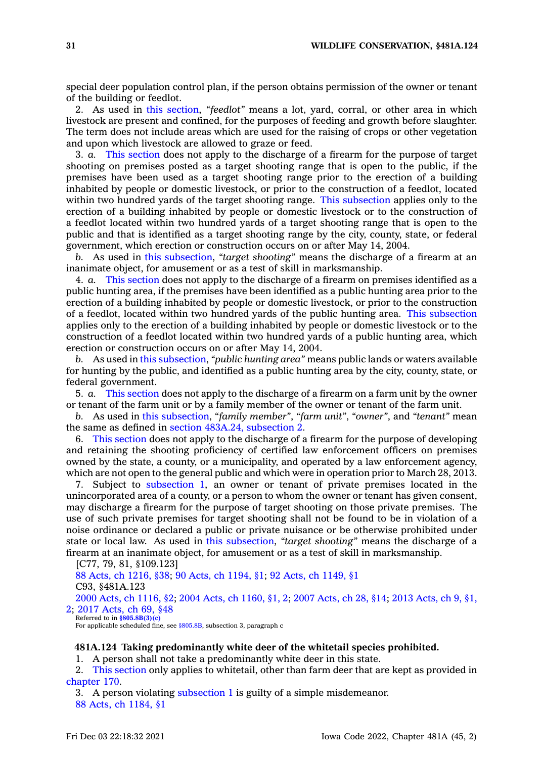special deer population control plan, if the person obtains permission of the owner or tenant of the building or feedlot.

2. As used in this section, *"feedlot"* means a lot, yard, corral, or other area in which livestock are present and confined, for the purposes of feeding and growth before slaughter. The term does not include areas which are used for the raising of crops or other vegetation and upon which livestock are allowed to graze or feed.

3. *a.* This section does not apply to the discharge of a firearm for the purpose of target shooting on premises posted as a target shooting range that is open to the public, if the premises have been used as a target shooting range prior to the erection of a building inhabited by people or domestic livestock, or prior to the construction of a feedlot, located within two hundred yards of the target shooting range. This subsection applies only to the erection of a building inhabited by people or domestic livestock or to the construction of a feedlot located within two hundred yards of a target shooting range that is open to the public and that is identified as a target shooting range by the city, county, state, or federal government, which erection or construction occurs on or after May 14, 2004.

*b.* As used in this subsection, *"target shooting"* means the discharge of a firearm at an inanimate object, for amusement or as a test of skill in marksmanship.

4. *a.* This section does not apply to the discharge of a firearm on premises identified as a public hunting area, if the premises have been identified as a public hunting area prior to the erection of a building inhabited by people or domestic livestock, or prior to the construction of a feedlot, located within two hundred yards of the public hunting area. This subsection applies only to the erection of a building inhabited by people or domestic livestock or to the construction of a feedlot located within two hundred yards of a public hunting area, which erection or construction occurs on or after May 14, 2004.

*b.* As used in this subsection, *"public hunting area"* means public lands or waters available for hunting by the public, and identified as a public hunting area by the city, county, state, or federal government.

5. *a.* This section does not apply to the discharge of a firearm on a farm unit by the owner or tenant of the farm unit or by a family member of the owner or tenant of the farm unit.

*b.* As used in this subsection, *"family member"*, *"farm unit"*, *"owner"*, and *"tenant"* mean the same as defined in section 483A.24, subsection 2.

6. This section does not apply to the discharge of a firearm for the purpose of developing and retaining the shooting proficiency of certified law enforcement officers on premises owned by the state, a county, or a municipality, and operated by a law enforcement agency, which are not open to the general public and which were in operation prior to March 28, 2013.

7. Subject to subsection 1, an owner or tenant of private premises located in the unincorporated area of a county, or a person to whom the owner or tenant has given consent, may discharge a firearm for the purpose of target shooting on those private premises. The use of such private premises for target shooting shall not be found to be in violation of a noise ordinance or declared a public or private nuisance or be otherwise prohibited under state or local law. As used in this subsection, *"target shooting"* means the discharge of a firearm at an inanimate object, for amusement or as a test of skill in marksmanship.

[C77, 79, 81, §109.123]

88 Acts, ch 1216, §38; 90 Acts, ch 1194, §1; 92 Acts, ch 1149, §1

C93, §481A.123

2000 Acts, ch 1116, §2; 2004 Acts, ch 1160, §1, 2; 2007 Acts, ch 28, §14; 2013 Acts, ch 9, §1, 2; 2017 Acts, ch 69, §48

Referred to in §805.8B(3)(c)

For applicable scheduled fine, see §805.8B, subsection 3, paragraph c

**481A.124 Taking predominantly white deer of the whitetail species prohibited.**

1. A person shall not take a predominantly white deer in this state.

2. This section only applies to whitetail, other than farm deer that are kept as provided in chapter 170.

3. A person violating subsection 1 is guilty of a simple misdemeanor.

88 Acts, ch 1184, §1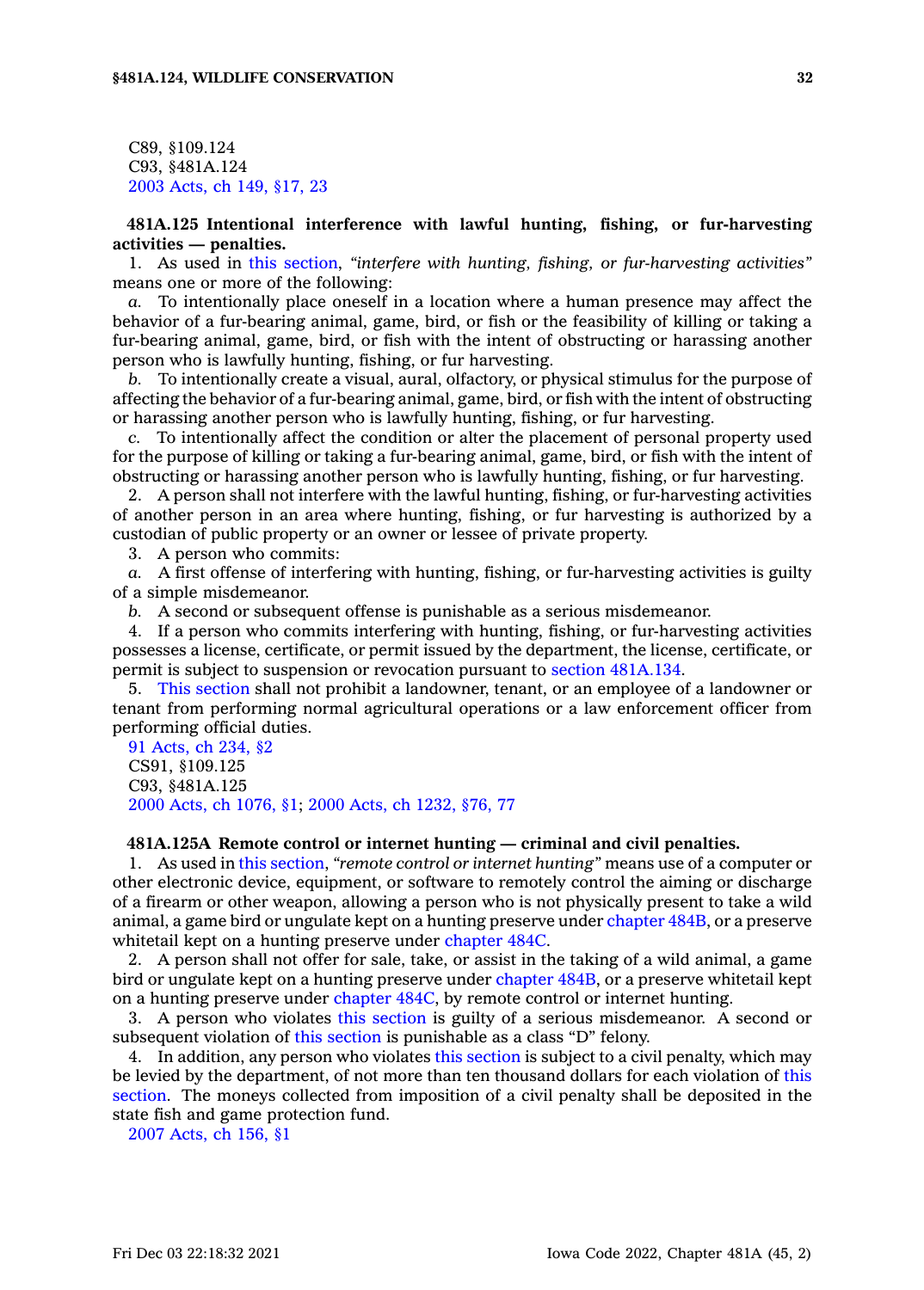C89, §109.124
C93, §481A.124
2003 Acts, ch 149, §17, 23

**481A.125 Intentional interference with lawful hunting, fishing, or fur-harvesting activities — penalties.**

1. As used in this section, *"interfere with hunting, fishing, or fur-harvesting activities"* means one or more of the following:

*a.* To intentionally place oneself in a location where a human presence may affect the behavior of a fur-bearing animal, game, bird, or fish or the feasibility of killing or taking a fur-bearing animal, game, bird, or fish with the intent of obstructing or harassing another person who is lawfully hunting, fishing, or fur harvesting.

*b.* To intentionally create a visual, aural, olfactory, or physical stimulus for the purpose of affecting the behavior of a fur-bearing animal, game, bird, or fish with the intent of obstructing or harassing another person who is lawfully hunting, fishing, or fur harvesting.

*c.* To intentionally affect the condition or alter the placement of personal property used for the purpose of killing or taking a fur-bearing animal, game, bird, or fish with the intent of obstructing or harassing another person who is lawfully hunting, fishing, or fur harvesting.

2. A person shall not interfere with the lawful hunting, fishing, or fur-harvesting activities of another person in an area where hunting, fishing, or fur harvesting is authorized by a custodian of public property or an owner or lessee of private property.

3. A person who commits:

*a.* A first offense of interfering with hunting, fishing, or fur-harvesting activities is guilty of a simple misdemeanor.

*b.* A second or subsequent offense is punishable as a serious misdemeanor.

4. If a person who commits interfering with hunting, fishing, or fur-harvesting activities possesses a license, certificate, or permit issued by the department, the license, certificate, or permit is subject to suspension or revocation pursuant to section 481A.134.

5. This section shall not prohibit a landowner, tenant, or an employee of a landowner or tenant from performing normal agricultural operations or a law enforcement officer from performing official duties.

91 Acts, ch 234, §2
CS91, §109.125
C93, §481A.125
2000 Acts, ch 1076, §1; 2000 Acts, ch 1232, §76, 77

**481A.125A Remote control or internet hunting — criminal and civil penalties.**

1. As used in this section, *"remote control or internet hunting"* means use of a computer or other electronic device, equipment, or software to remotely control the aiming or discharge of a firearm or other weapon, allowing a person who is not physically present to take a wild animal, a game bird or ungulate kept on a hunting preserve under chapter 484B, or a preserve whitetail kept on a hunting preserve under chapter 484C.

2. A person shall not offer for sale, take, or assist in the taking of a wild animal, a game bird or ungulate kept on a hunting preserve under chapter 484B, or a preserve whitetail kept on a hunting preserve under chapter 484C, by remote control or internet hunting.

3. A person who violates this section is guilty of a serious misdemeanor. A second or subsequent violation of this section is punishable as a class "D" felony.

4. In addition, any person who violates this section is subject to a civil penalty, which may be levied by the department, of not more than ten thousand dollars for each violation of this section. The moneys collected from imposition of a civil penalty shall be deposited in the state fish and game protection fund.

2007 Acts, ch 156, §1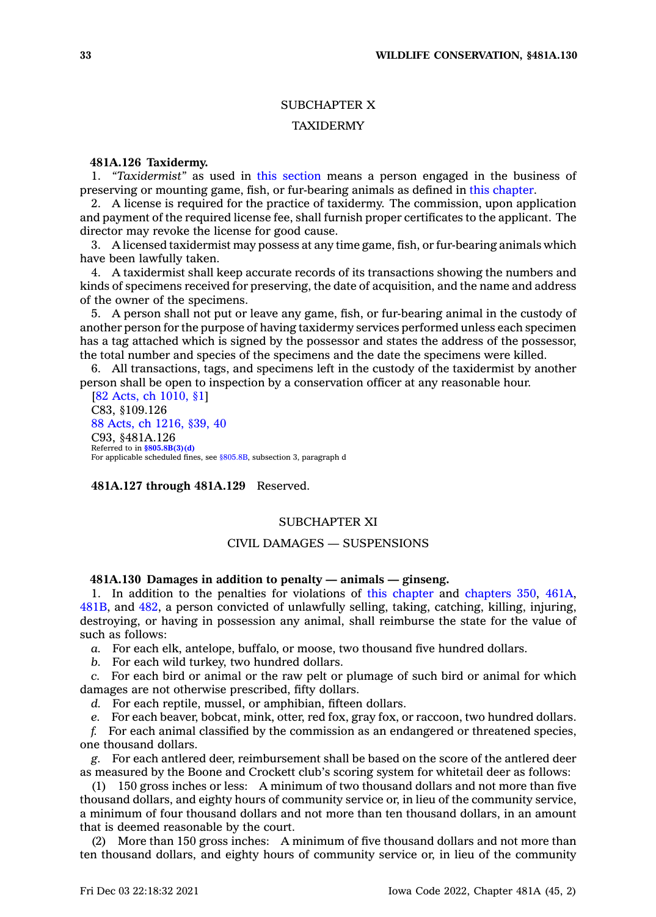## SUBCHAPTER X

## TAXIDERMY

**481A.126 Taxidermy.**

1. *"Taxidermist"* as used in this section means a person engaged in the business of preserving or mounting game, fish, or fur-bearing animals as defined in this chapter.
2. A license is required for the practice of taxidermy. The commission, upon application and payment of the required license fee, shall furnish proper certificates to the applicant. The director may revoke the license for good cause.
3. A licensed taxidermist may possess at any time game, fish, or fur-bearing animals which have been lawfully taken.
4. A taxidermist shall keep accurate records of its transactions showing the numbers and kinds of specimens received for preserving, the date of acquisition, and the name and address of the owner of the specimens.
5. A person shall not put or leave any game, fish, or fur-bearing animal in the custody of another person for the purpose of having taxidermy services performed unless each specimen has a tag attached which is signed by the possessor and states the address of the possessor, the total number and species of the specimens and the date the specimens were killed.
6. All transactions, tags, and specimens left in the custody of the taxidermist by another person shall be open to inspection by a conservation officer at any reasonable hour.

[82 Acts, ch 1010, §1]
C83, §109.126
88 Acts, ch 1216, §39, 40
C93, §481A.126
Referred to in **§805.8B(3)(d)**
For applicable scheduled fines, see §805.8B, subsection 3, paragraph d

**481A.127 through 481A.129** Reserved.

## SUBCHAPTER XI

## CIVIL DAMAGES — SUSPENSIONS

**481A.130 Damages in addition to penalty — animals — ginseng.**

1. In addition to the penalties for violations of this chapter and chapters 350, 461A, 481B, and 482, a person convicted of unlawfully selling, taking, catching, killing, injuring, destroying, or having in possession any animal, shall reimburse the state for the value of such as follows:

*a.* For each elk, antelope, buffalo, or moose, two thousand five hundred dollars.

*b.* For each wild turkey, two hundred dollars.

*c.* For each bird or animal or the raw pelt or plumage of such bird or animal for which damages are not otherwise prescribed, fifty dollars.

*d.* For each reptile, mussel, or amphibian, fifteen dollars.

*e.* For each beaver, bobcat, mink, otter, red fox, gray fox, or raccoon, two hundred dollars.

*f.* For each animal classified by the commission as an endangered or threatened species, one thousand dollars.

*g.* For each antlered deer, reimbursement shall be based on the score of the antlered deer as measured by the Boone and Crockett club's scoring system for whitetail deer as follows:

(1) 150 gross inches or less: A minimum of two thousand dollars and not more than five thousand dollars, and eighty hours of community service or, in lieu of the community service, a minimum of four thousand dollars and not more than ten thousand dollars, in an amount that is deemed reasonable by the court.

(2) More than 150 gross inches: A minimum of five thousand dollars and not more than ten thousand dollars, and eighty hours of community service or, in lieu of the community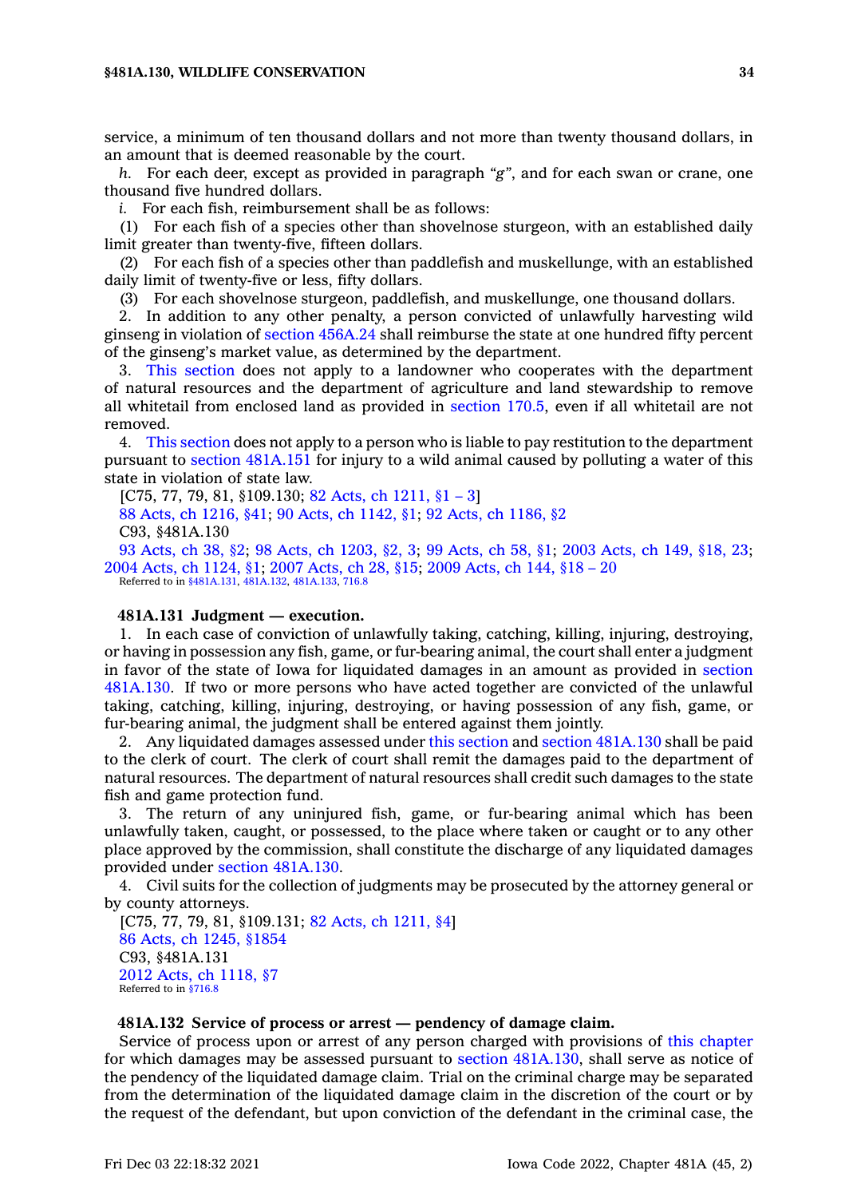service, a minimum of ten thousand dollars and not more than twenty thousand dollars, in an amount that is deemed reasonable by the court.

*h.* For each deer, except as provided in paragraph *"g"*, and for each swan or crane, one thousand five hundred dollars.

*i.* For each fish, reimbursement shall be as follows:

(1) For each fish of a species other than shovelnose sturgeon, with an established daily limit greater than twenty-five, fifteen dollars.

(2) For each fish of a species other than paddlefish and muskellunge, with an established daily limit of twenty-five or less, fifty dollars.

(3) For each shovelnose sturgeon, paddlefish, and muskellunge, one thousand dollars.

2. In addition to any other penalty, a person convicted of unlawfully harvesting wild ginseng in violation of section 456A.24 shall reimburse the state at one hundred fifty percent of the ginseng's market value, as determined by the department.

3. This section does not apply to a landowner who cooperates with the department of natural resources and the department of agriculture and land stewardship to remove all whitetail from enclosed land as provided in section 170.5, even if all whitetail are not removed.

4. This section does not apply to a person who is liable to pay restitution to the department pursuant to section 481A.151 for injury to a wild animal caused by polluting a water of this state in violation of state law.

[C75, 77, 79, 81, §109.130; 82 Acts, ch 1211, §1 – 3]
88 Acts, ch 1216, §41; 90 Acts, ch 1142, §1; 92 Acts, ch 1186, §2
C93, §481A.130
93 Acts, ch 38, §2; 98 Acts, ch 1203, §2, 3; 99 Acts, ch 58, §1; 2003 Acts, ch 149, §18, 23; 2004 Acts, ch 1124, §1; 2007 Acts, ch 28, §15; 2009 Acts, ch 144, §18 – 20
Referred to in §481A.131, 481A.132, 481A.133, 716.8

**481A.131 Judgment — execution.**

1. In each case of conviction of unlawfully taking, catching, killing, injuring, destroying, or having in possession any fish, game, or fur-bearing animal, the court shall enter a judgment in favor of the state of Iowa for liquidated damages in an amount as provided in section 481A.130. If two or more persons who have acted together are convicted of the unlawful taking, catching, killing, injuring, destroying, or having possession of any fish, game, or fur-bearing animal, the judgment shall be entered against them jointly.

2. Any liquidated damages assessed under this section and section 481A.130 shall be paid to the clerk of court. The clerk of court shall remit the damages paid to the department of natural resources. The department of natural resources shall credit such damages to the state fish and game protection fund.

3. The return of any uninjured fish, game, or fur-bearing animal which has been unlawfully taken, caught, or possessed, to the place where taken or caught or to any other place approved by the commission, shall constitute the discharge of any liquidated damages provided under section 481A.130.

4. Civil suits for the collection of judgments may be prosecuted by the attorney general or by county attorneys.

[C75, 77, 79, 81, §109.131; 82 Acts, ch 1211, §4]
86 Acts, ch 1245, §1854
C93, §481A.131
2012 Acts, ch 1118, §7
Referred to in §716.8

**481A.132 Service of process or arrest — pendency of damage claim.**

Service of process upon or arrest of any person charged with provisions of this chapter for which damages may be assessed pursuant to section 481A.130, shall serve as notice of the pendency of the liquidated damage claim. Trial on the criminal charge may be separated from the determination of the liquidated damage claim in the discretion of the court or by the request of the defendant, but upon conviction of the defendant in the criminal case, the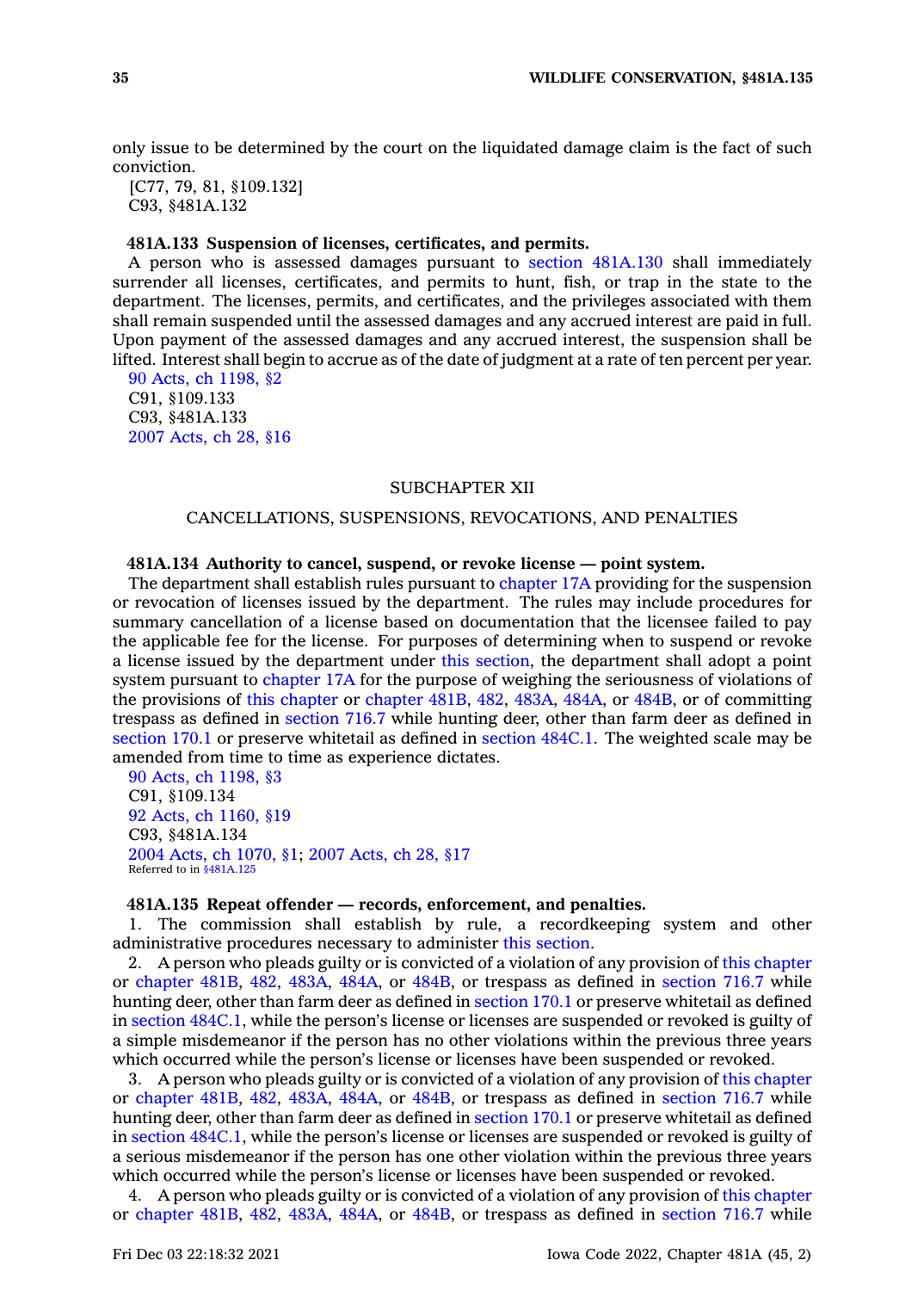only issue to be determined by the court on the liquidated damage claim is the fact of such conviction.

[C77, 79, 81, §109.132]
C93, §481A.132

**481A.133 Suspension of licenses, certificates, and permits.**

A person who is assessed damages pursuant to section 481A.130 shall immediately surrender all licenses, certificates, and permits to hunt, fish, or trap in the state to the department. The licenses, permits, and certificates, and the privileges associated with them shall remain suspended until the assessed damages and any accrued interest are paid in full. Upon payment of the assessed damages and any accrued interest, the suspension shall be lifted. Interest shall begin to accrue as of the date of judgment at a rate of ten percent per year.

90 Acts, ch 1198, §2
C91, §109.133
C93, §481A.133
2007 Acts, ch 28, §16

SUBCHAPTER XII

CANCELLATIONS, SUSPENSIONS, REVOCATIONS, AND PENALTIES

**481A.134 Authority to cancel, suspend, or revoke license — point system.**

The department shall establish rules pursuant to chapter 17A providing for the suspension or revocation of licenses issued by the department. The rules may include procedures for summary cancellation of a license based on documentation that the licensee failed to pay the applicable fee for the license. For purposes of determining when to suspend or revoke a license issued by the department under this section, the department shall adopt a point system pursuant to chapter 17A for the purpose of weighing the seriousness of violations of the provisions of this chapter or chapter 481B, 482, 483A, 484A, or 484B, or of committing trespass as defined in section 716.7 while hunting deer, other than farm deer as defined in section 170.1 or preserve whitetail as defined in section 484C.1. The weighted scale may be amended from time to time as experience dictates.

90 Acts, ch 1198, §3
C91, §109.134
92 Acts, ch 1160, §19
C93, §481A.134
2004 Acts, ch 1070, §1; 2007 Acts, ch 28, §17
Referred to in §481A.125

**481A.135 Repeat offender — records, enforcement, and penalties.**

1. The commission shall establish by rule, a recordkeeping system and other administrative procedures necessary to administer this section.

2. A person who pleads guilty or is convicted of a violation of any provision of this chapter or chapter 481B, 482, 483A, 484A, or 484B, or trespass as defined in section 716.7 while hunting deer, other than farm deer as defined in section 170.1 or preserve whitetail as defined in section 484C.1, while the person's license or licenses are suspended or revoked is guilty of a simple misdemeanor if the person has no other violations within the previous three years which occurred while the person's license or licenses have been suspended or revoked.

3. A person who pleads guilty or is convicted of a violation of any provision of this chapter or chapter 481B, 482, 483A, 484A, or 484B, or trespass as defined in section 716.7 while hunting deer, other than farm deer as defined in section 170.1 or preserve whitetail as defined in section 484C.1, while the person's license or licenses are suspended or revoked is guilty of a serious misdemeanor if the person has one other violation within the previous three years which occurred while the person's license or licenses have been suspended or revoked.

4. A person who pleads guilty or is convicted of a violation of any provision of this chapter or chapter 481B, 482, 483A, 484A, or 484B, or trespass as defined in section 716.7 while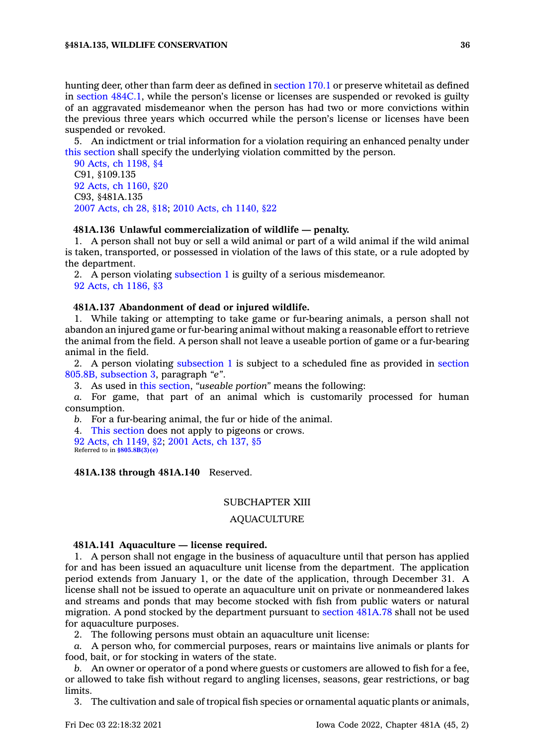hunting deer, other than farm deer as defined in section 170.1 or preserve whitetail as defined in section 484C.1, while the person's license or licenses are suspended or revoked is guilty of an aggravated misdemeanor when the person has had two or more convictions within the previous three years which occurred while the person's license or licenses have been suspended or revoked.

5. An indictment or trial information for a violation requiring an enhanced penalty under this section shall specify the underlying violation committed by the person.

90 Acts, ch 1198, §4
C91, §109.135
92 Acts, ch 1160, §20
C93, §481A.135
2007 Acts, ch 28, §18; 2010 Acts, ch 1140, §22

**481A.136 Unlawful commercialization of wildlife — penalty.**

1. A person shall not buy or sell a wild animal or part of a wild animal if the wild animal is taken, transported, or possessed in violation of the laws of this state, or a rule adopted by the department.

2. A person violating subsection 1 is guilty of a serious misdemeanor.

92 Acts, ch 1186, §3

**481A.137 Abandonment of dead or injured wildlife.**

1. While taking or attempting to take game or fur-bearing animals, a person shall not abandon an injured game or fur-bearing animal without making a reasonable effort to retrieve the animal from the field. A person shall not leave a useable portion of game or a fur-bearing animal in the field.

2. A person violating subsection 1 is subject to a scheduled fine as provided in section 805.8B, subsection 3, paragraph *"e"*.

3. As used in this section, *"useable portion"* means the following:

*a.* For game, that part of an animal which is customarily processed for human consumption.

*b.* For a fur-bearing animal, the fur or hide of the animal.

4. This section does not apply to pigeons or crows.

92 Acts, ch 1149, §2; 2001 Acts, ch 137, §5
Referred to in §805.8B(3)(e)

**481A.138 through 481A.140** Reserved.

SUBCHAPTER XIII

AQUACULTURE

**481A.141 Aquaculture — license required.**

1. A person shall not engage in the business of aquaculture until that person has applied for and has been issued an aquaculture unit license from the department. The application period extends from January 1, or the date of the application, through December 31. A license shall not be issued to operate an aquaculture unit on private or nonmeandered lakes and streams and ponds that may become stocked with fish from public waters or natural migration. A pond stocked by the department pursuant to section 481A.78 shall not be used for aquaculture purposes.

2. The following persons must obtain an aquaculture unit license:

*a.* A person who, for commercial purposes, rears or maintains live animals or plants for food, bait, or for stocking in waters of the state.

*b.* An owner or operator of a pond where guests or customers are allowed to fish for a fee, or allowed to take fish without regard to angling licenses, seasons, gear restrictions, or bag limits.

3. The cultivation and sale of tropical fish species or ornamental aquatic plants or animals,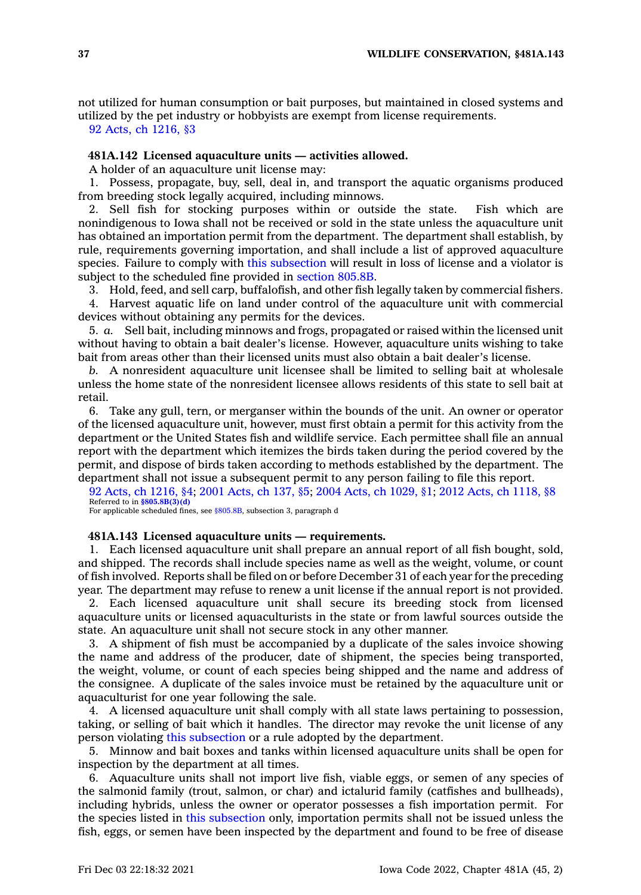not utilized for human consumption or bait purposes, but maintained in closed systems and utilized by the pet industry or hobbyists are exempt from license requirements.

92 Acts, ch 1216, §3

**481A.142 Licensed aquaculture units — activities allowed.**

A holder of an aquaculture unit license may:

1. Possess, propagate, buy, sell, deal in, and transport the aquatic organisms produced from breeding stock legally acquired, including minnows.

2. Sell fish for stocking purposes within or outside the state. Fish which are nonindigenous to Iowa shall not be received or sold in the state unless the aquaculture unit has obtained an importation permit from the department. The department shall establish, by rule, requirements governing importation, and shall include a list of approved aquaculture species. Failure to comply with this subsection will result in loss of license and a violator is subject to the scheduled fine provided in section 805.8B.

3. Hold, feed, and sell carp, buffalofish, and other fish legally taken by commercial fishers.

4. Harvest aquatic life on land under control of the aquaculture unit with commercial devices without obtaining any permits for the devices.

5. *a.* Sell bait, including minnows and frogs, propagated or raised within the licensed unit without having to obtain a bait dealer's license. However, aquaculture units wishing to take bait from areas other than their licensed units must also obtain a bait dealer's license.

*b.* A nonresident aquaculture unit licensee shall be limited to selling bait at wholesale unless the home state of the nonresident licensee allows residents of this state to sell bait at retail.

6. Take any gull, tern, or merganser within the bounds of the unit. An owner or operator of the licensed aquaculture unit, however, must first obtain a permit for this activity from the department or the United States fish and wildlife service. Each permittee shall file an annual report with the department which itemizes the birds taken during the period covered by the permit, and dispose of birds taken according to methods established by the department. The department shall not issue a subsequent permit to any person failing to file this report.

92 Acts, ch 1216, §4; 2001 Acts, ch 137, §5; 2004 Acts, ch 1029, §1; 2012 Acts, ch 1118, §8
Referred to in **§805.8B(3)(d)**
For applicable scheduled fines, see §805.8B, subsection 3, paragraph d

**481A.143 Licensed aquaculture units — requirements.**

1. Each licensed aquaculture unit shall prepare an annual report of all fish bought, sold, and shipped. The records shall include species name as well as the weight, volume, or count of fish involved. Reports shall be filed on or before December 31 of each year for the preceding year. The department may refuse to renew a unit license if the annual report is not provided.

2. Each licensed aquaculture unit shall secure its breeding stock from licensed aquaculture units or licensed aquaculturists in the state or from lawful sources outside the state. An aquaculture unit shall not secure stock in any other manner.

3. A shipment of fish must be accompanied by a duplicate of the sales invoice showing the name and address of the producer, date of shipment, the species being transported, the weight, volume, or count of each species being shipped and the name and address of the consignee. A duplicate of the sales invoice must be retained by the aquaculture unit or aquaculturist for one year following the sale.

4. A licensed aquaculture unit shall comply with all state laws pertaining to possession, taking, or selling of bait which it handles. The director may revoke the unit license of any person violating this subsection or a rule adopted by the department.

5. Minnow and bait boxes and tanks within licensed aquaculture units shall be open for inspection by the department at all times.

6. Aquaculture units shall not import live fish, viable eggs, or semen of any species of the salmonid family (trout, salmon, or char) and ictalurid family (catfishes and bullheads), including hybrids, unless the owner or operator possesses a fish importation permit. For the species listed in this subsection only, importation permits shall not be issued unless the fish, eggs, or semen have been inspected by the department and found to be free of disease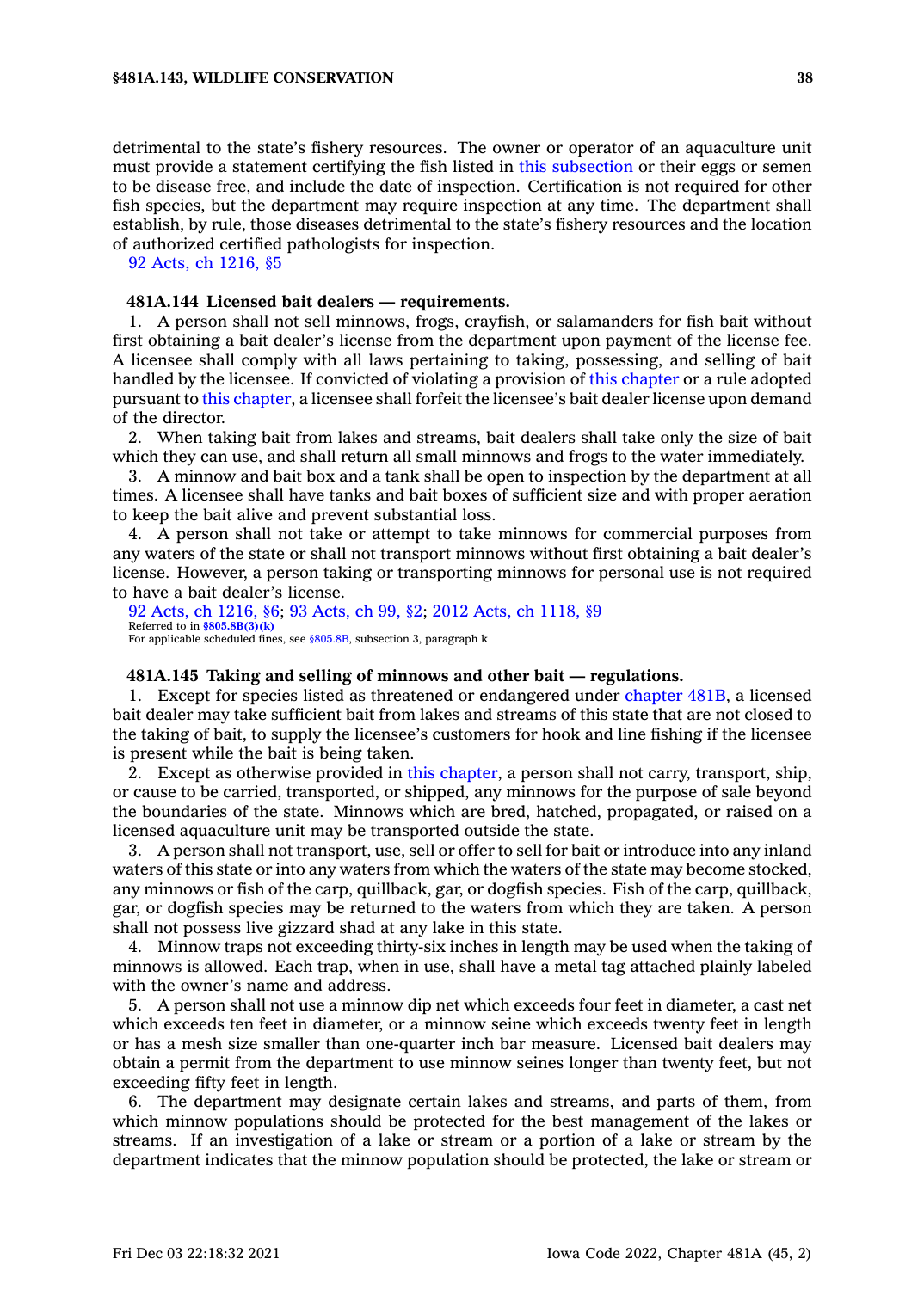detrimental to the state's fishery resources. The owner or operator of an aquaculture unit must provide a statement certifying the fish listed in this subsection or their eggs or semen to be disease free, and include the date of inspection. Certification is not required for other fish species, but the department may require inspection at any time. The department shall establish, by rule, those diseases detrimental to the state's fishery resources and the location of authorized certified pathologists for inspection.

92 Acts, ch 1216, §5

**481A.144 Licensed bait dealers — requirements.**

1. A person shall not sell minnows, frogs, crayfish, or salamanders for fish bait without first obtaining a bait dealer's license from the department upon payment of the license fee. A licensee shall comply with all laws pertaining to taking, possessing, and selling of bait handled by the licensee. If convicted of violating a provision of this chapter or a rule adopted pursuant to this chapter, a licensee shall forfeit the licensee's bait dealer license upon demand of the director.

2. When taking bait from lakes and streams, bait dealers shall take only the size of bait which they can use, and shall return all small minnows and frogs to the water immediately.

3. A minnow and bait box and a tank shall be open to inspection by the department at all times. A licensee shall have tanks and bait boxes of sufficient size and with proper aeration to keep the bait alive and prevent substantial loss.

4. A person shall not take or attempt to take minnows for commercial purposes from any waters of the state or shall not transport minnows without first obtaining a bait dealer's license. However, a person taking or transporting minnows for personal use is not required to have a bait dealer's license.

92 Acts, ch 1216, §6; 93 Acts, ch 99, §2; 2012 Acts, ch 1118, §9
Referred to in **§805.8B(3)(k)**
For applicable scheduled fines, see §805.8B, subsection 3, paragraph k

**481A.145 Taking and selling of minnows and other bait — regulations.**

1. Except for species listed as threatened or endangered under chapter 481B, a licensed bait dealer may take sufficient bait from lakes and streams of this state that are not closed to the taking of bait, to supply the licensee's customers for hook and line fishing if the licensee is present while the bait is being taken.

2. Except as otherwise provided in this chapter, a person shall not carry, transport, ship, or cause to be carried, transported, or shipped, any minnows for the purpose of sale beyond the boundaries of the state. Minnows which are bred, hatched, propagated, or raised on a licensed aquaculture unit may be transported outside the state.

3. A person shall not transport, use, sell or offer to sell for bait or introduce into any inland waters of this state or into any waters from which the waters of the state may become stocked, any minnows or fish of the carp, quillback, gar, or dogfish species. Fish of the carp, quillback, gar, or dogfish species may be returned to the waters from which they are taken. A person shall not possess live gizzard shad at any lake in this state.

4. Minnow traps not exceeding thirty-six inches in length may be used when the taking of minnows is allowed. Each trap, when in use, shall have a metal tag attached plainly labeled with the owner's name and address.

5. A person shall not use a minnow dip net which exceeds four feet in diameter, a cast net which exceeds ten feet in diameter, or a minnow seine which exceeds twenty feet in length or has a mesh size smaller than one-quarter inch bar measure. Licensed bait dealers may obtain a permit from the department to use minnow seines longer than twenty feet, but not exceeding fifty feet in length.

6. The department may designate certain lakes and streams, and parts of them, from which minnow populations should be protected for the best management of the lakes or streams. If an investigation of a lake or stream or a portion of a lake or stream by the department indicates that the minnow population should be protected, the lake or stream or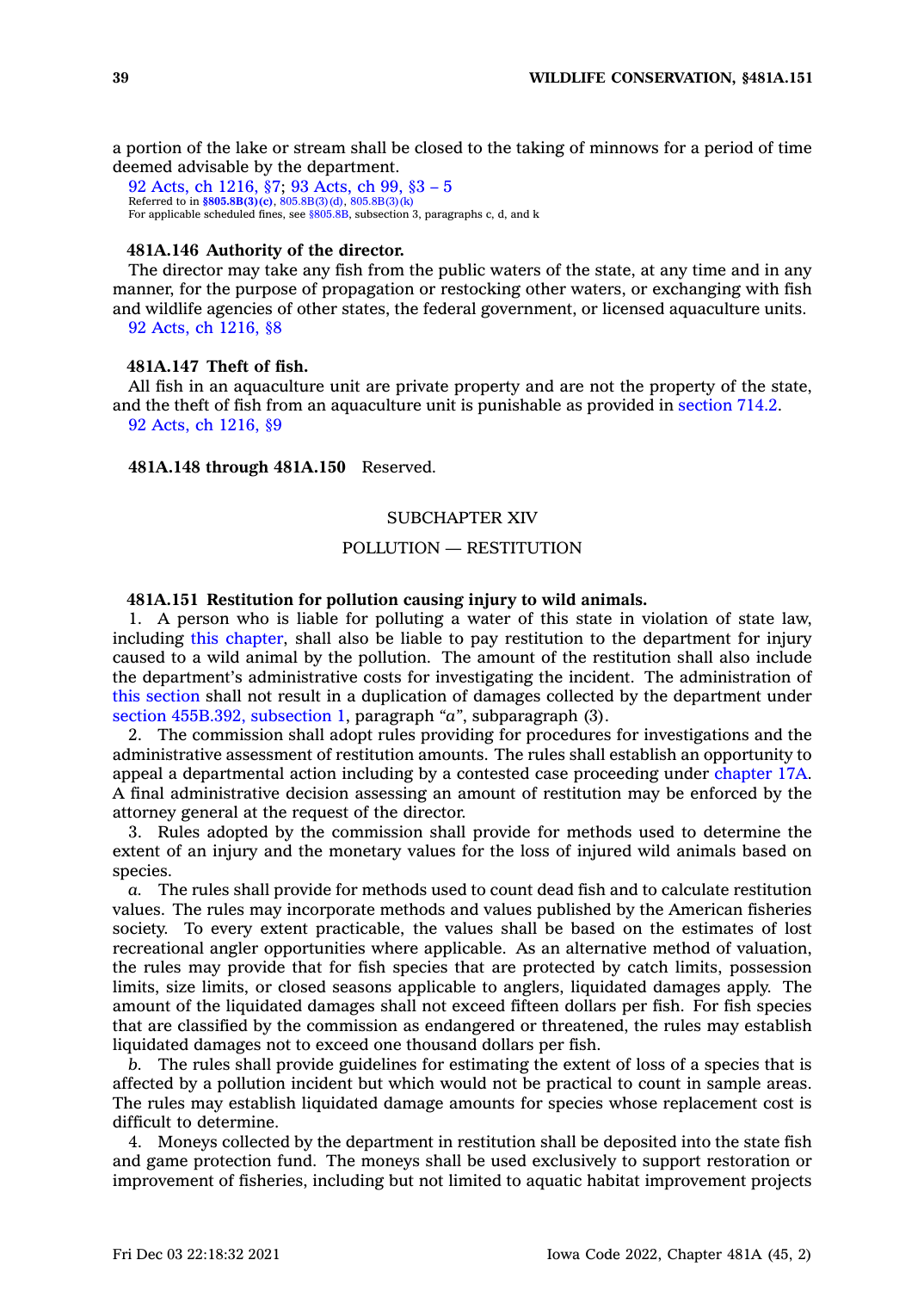a portion of the lake or stream shall be closed to the taking of minnows for a period of time deemed advisable by the department.

92 Acts, ch 1216, §7; 93 Acts, ch 99, §3 – 5
Referred to in **§805.8B(3)(c)**, 805.8B(3)(d), 805.8B(3)(k)
For applicable scheduled fines, see §805.8B, subsection 3, paragraphs c, d, and k

**481A.146 Authority of the director.**

The director may take any fish from the public waters of the state, at any time and in any manner, for the purpose of propagation or restocking other waters, or exchanging with fish and wildlife agencies of other states, the federal government, or licensed aquaculture units.

92 Acts, ch 1216, §8

**481A.147 Theft of fish.**

All fish in an aquaculture unit are private property and are not the property of the state, and the theft of fish from an aquaculture unit is punishable as provided in section 714.2.

92 Acts, ch 1216, §9

**481A.148 through 481A.150** Reserved.

## SUBCHAPTER XIV

## POLLUTION — RESTITUTION

**481A.151 Restitution for pollution causing injury to wild animals.**

1. A person who is liable for polluting a water of this state in violation of state law, including this chapter, shall also be liable to pay restitution to the department for injury caused to a wild animal by the pollution. The amount of the restitution shall also include the department's administrative costs for investigating the incident. The administration of this section shall not result in a duplication of damages collected by the department under section 455B.392, subsection 1, paragraph *"a"*, subparagraph (3).

2. The commission shall adopt rules providing for procedures for investigations and the administrative assessment of restitution amounts. The rules shall establish an opportunity to appeal a departmental action including by a contested case proceeding under chapter 17A. A final administrative decision assessing an amount of restitution may be enforced by the attorney general at the request of the director.

3. Rules adopted by the commission shall provide for methods used to determine the extent of an injury and the monetary values for the loss of injured wild animals based on species.

*a.* The rules shall provide for methods used to count dead fish and to calculate restitution values. The rules may incorporate methods and values published by the American fisheries society. To every extent practicable, the values shall be based on the estimates of lost recreational angler opportunities where applicable. As an alternative method of valuation, the rules may provide that for fish species that are protected by catch limits, possession limits, size limits, or closed seasons applicable to anglers, liquidated damages apply. The amount of the liquidated damages shall not exceed fifteen dollars per fish. For fish species that are classified by the commission as endangered or threatened, the rules may establish liquidated damages not to exceed one thousand dollars per fish.

*b.* The rules shall provide guidelines for estimating the extent of loss of a species that is affected by a pollution incident but which would not be practical to count in sample areas. The rules may establish liquidated damage amounts for species whose replacement cost is difficult to determine.

4. Moneys collected by the department in restitution shall be deposited into the state fish and game protection fund. The moneys shall be used exclusively to support restoration or improvement of fisheries, including but not limited to aquatic habitat improvement projects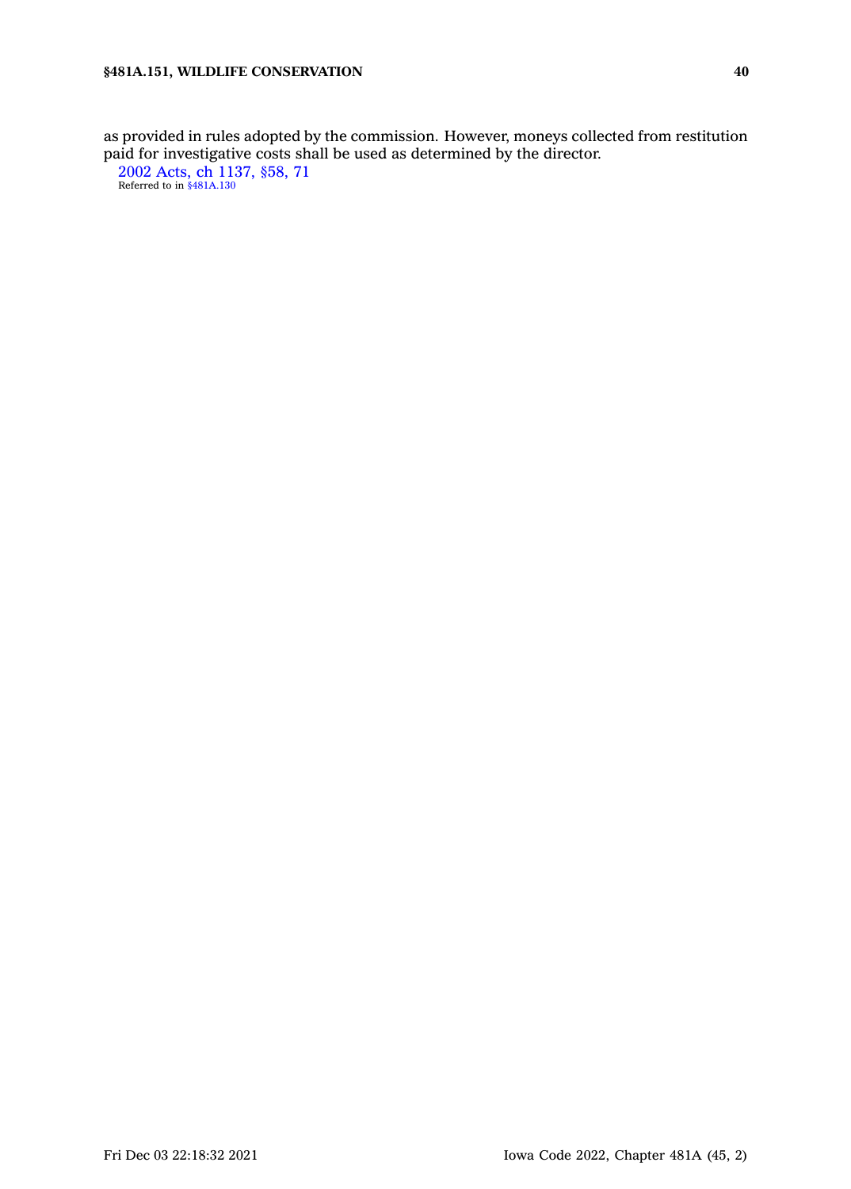as provided in rules adopted by the commission. However, moneys collected from restitution paid for investigative costs shall be used as determined by the director.

2002 Acts, ch 1137, §58, 71
Referred to in §481A.130